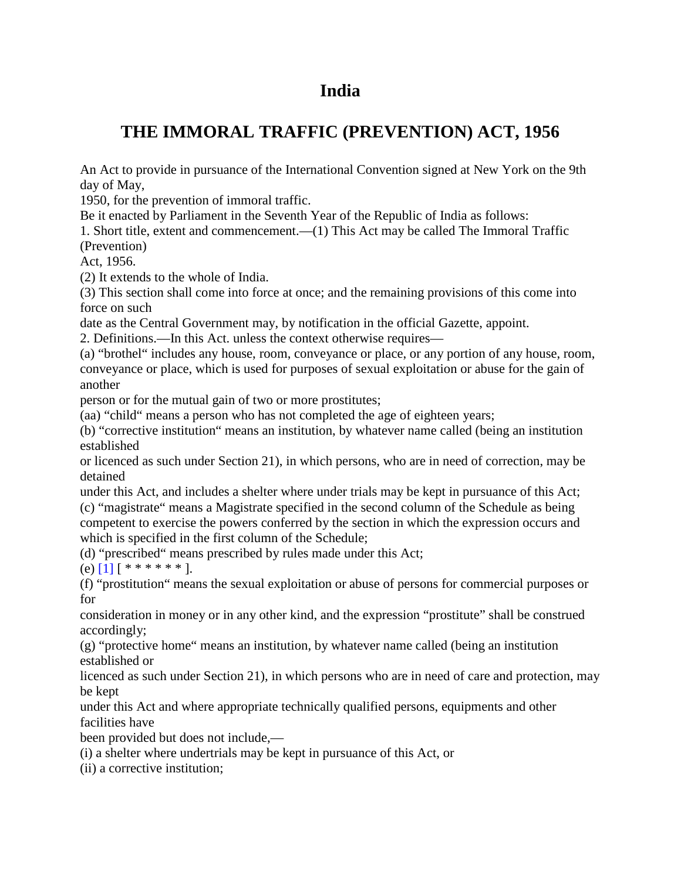# India

# THE IMMORAL TRAFFIC (PREVENTION) ACT, 1956

An Act to provide in pursuance of the International Convention signed at New York on the 9th day of May, 1950, for the prevention of immoral traffic.

Be it enacted by Parliament in the Seventh Year of the Republic of India as follows:

1. Short title, extent and commencement.—(1) This Act may be called The Immoral Traffic (Prevention) Act, 1956.

(2) It extends to the whole of India.

(3) This section shall come into force at once; and the remaining provisions of this come into force on such date as the Central Government may, by notification in the official Gazette, appoint.

2. Definitions.—In this Act. unless the context otherwise requires—

(a) "brothel" includes any house, room, conveyance or place, or any portion of any house, room, conveyance or place, which is used for purposes of sexual exploitation or abuse for the gain of another person or for the mutual gain of two or more prostitutes;

(aa) "child" means a person who has not completed the age of eighteen years;

(b) "corrective institution" means an institution, by whatever name called (being an institution established or licenced as such under Section 21), in which persons, who are in need of correction, may be detained under this Act, and includes a shelter where under trials may be kept in pursuance of this Act;

(c) "magistrate" means a Magistrate specified in the second column of the Schedule as being competent to exercise the powers conferred by the section in which the expression occurs and which is specified in the first column of the Schedule;

(d) "prescribed" means prescribed by rules made under this Act;

(e) [1] [ * * * * * * ].

(f) "prostitution" means the sexual exploitation or abuse of persons for commercial purposes or for consideration in money or in any other kind, and the expression "prostitute" shall be construed accordingly;

(g) "protective home" means an institution, by whatever name called (being an institution established or licenced as such under Section 21), in which persons who are in need of care and protection, may be kept under this Act and where appropriate technically qualified persons, equipments and other facilities have been provided but does not include,—

(i) a shelter where undertrials may be kept in pursuance of this Act, or

(ii) a corrective institution;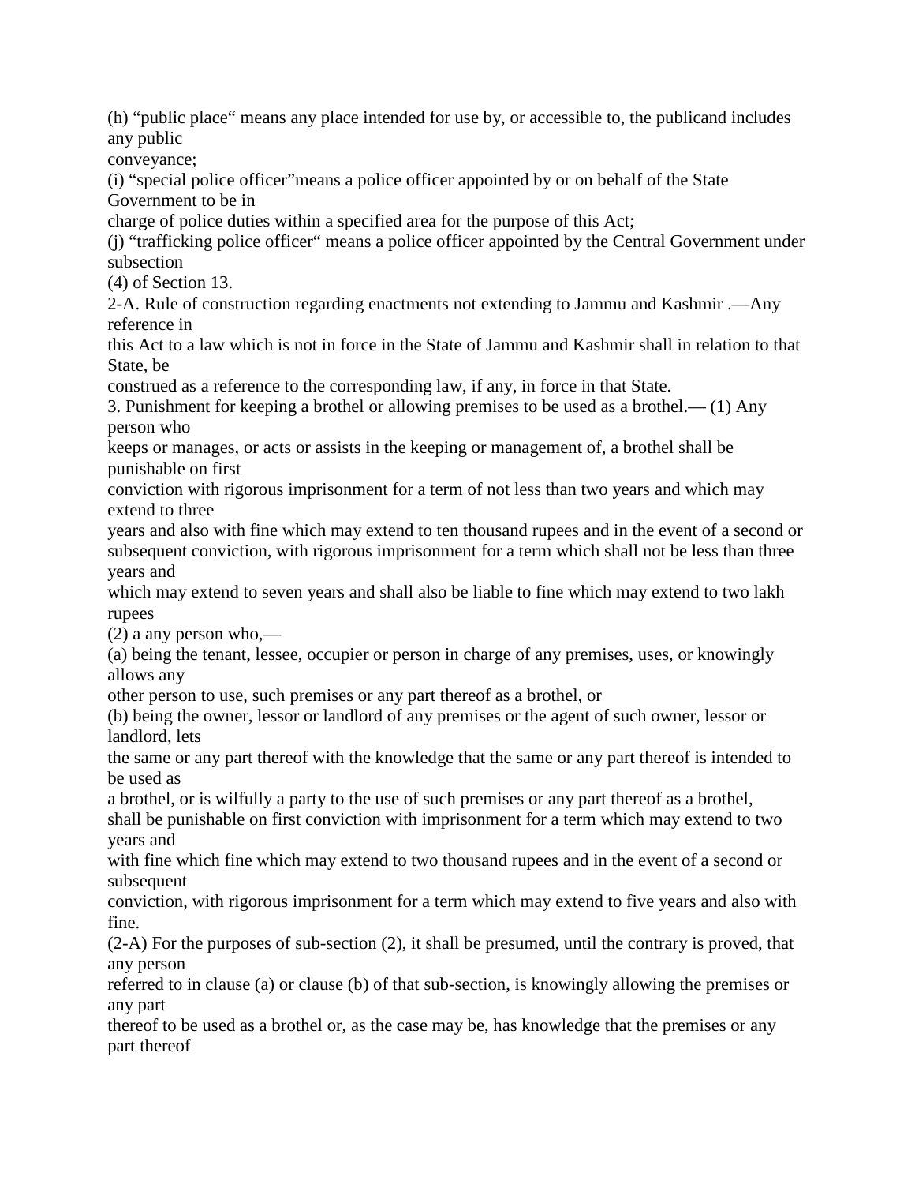(h) "public place" means any place intended for use by, or accessible to, the publicand includes any public conveyance;

(i) "special police officer"means a police officer appointed by or on behalf of the State Government to be in charge of police duties within a specified area for the purpose of this Act;

(j) "trafficking police officer" means a police officer appointed by the Central Government under subsection (4) of Section 13.

2-A. Rule of construction regarding enactments not extending to Jammu and Kashmir .—Any reference in this Act to a law which is not in force in the State of Jammu and Kashmir shall in relation to that State, be construed as a reference to the corresponding law, if any, in force in that State.

3. Punishment for keeping a brothel or allowing premises to be used as a brothel.— (1) Any person who keeps or manages, or acts or assists in the keeping or management of, a brothel shall be punishable on first conviction with rigorous imprisonment for a term of not less than two years and which may extend to three years and also with fine which may extend to ten thousand rupees and in the event of a second or subsequent conviction, with rigorous imprisonment for a term which shall not be less than three years and which may extend to seven years and shall also be liable to fine which may extend to two lakh rupees

(2) a any person who,—

(a) being the tenant, lessee, occupier or person in charge of any premises, uses, or knowingly allows any other person to use, such premises or any part thereof as a brothel, or

(b) being the owner, lessor or landlord of any premises or the agent of such owner, lessor or landlord, lets the same or any part thereof with the knowledge that the same or any part thereof is intended to be used as a brothel, or is wilfully a party to the use of such premises or any part thereof as a brothel,
shall be punishable on first conviction with imprisonment for a term which may extend to two years and with fine which fine which may extend to two thousand rupees and in the event of a second or subsequent conviction, with rigorous imprisonment for a term which may extend to five years and also with fine.

(2-A) For the purposes of sub-section (2), it shall be presumed, until the contrary is proved, that any person referred to in clause (a) or clause (b) of that sub-section, is knowingly allowing the premises or any part thereof to be used as a brothel or, as the case may be, has knowledge that the premises or any part thereof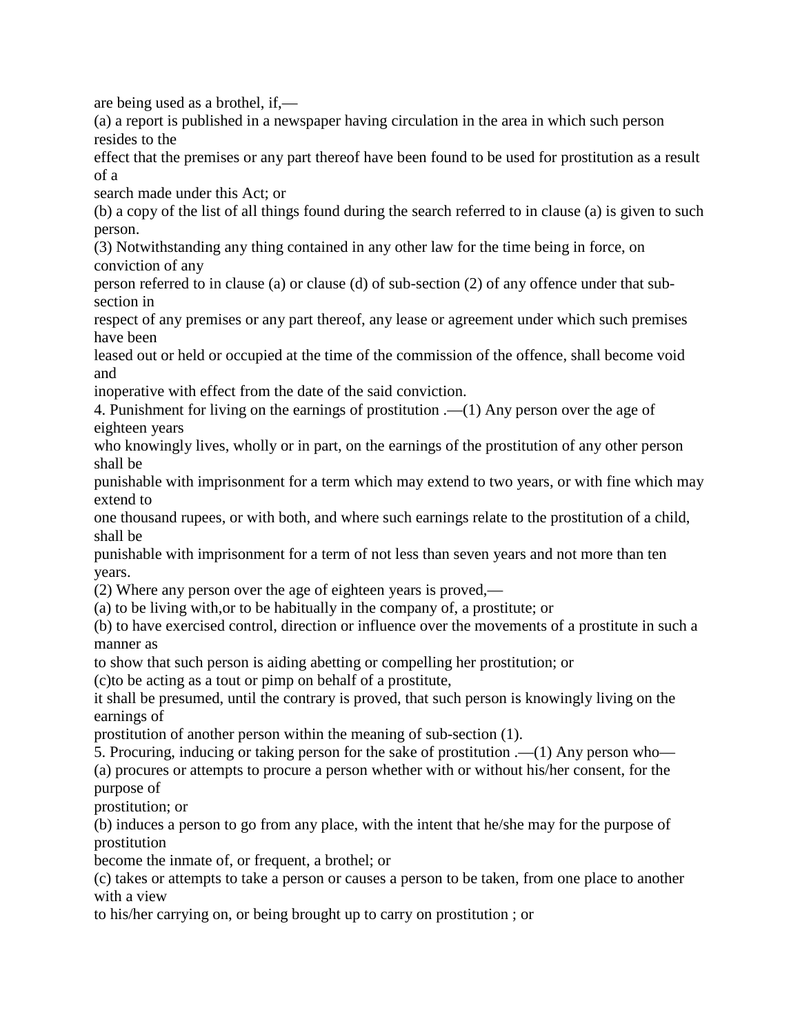are being used as a brothel, if,—

(a) a report is published in a newspaper having circulation in the area in which such person resides to the effect that the premises or any part thereof have been found to be used for prostitution as a result of a search made under this Act; or

(b) a copy of the list of all things found during the search referred to in clause (a) is given to such person.

(3) Notwithstanding any thing contained in any other law for the time being in force, on conviction of any person referred to in clause (a) or clause (d) of sub-section (2) of any offence under that sub-section in respect of any premises or any part thereof, any lease or agreement under which such premises have been leased out or held or occupied at the time of the commission of the offence, shall become void and inoperative with effect from the date of the said conviction.

4. Punishment for living on the earnings of prostitution .—(1) Any person over the age of eighteen years who knowingly lives, wholly or in part, on the earnings of the prostitution of any other person shall be punishable with imprisonment for a term which may extend to two years, or with fine which may extend to one thousand rupees, or with both, and where such earnings relate to the prostitution of a child, shall be punishable with imprisonment for a term of not less than seven years and not more than ten years.

(2) Where any person over the age of eighteen years is proved,—

(a) to be living with,or to be habitually in the company of, a prostitute; or

(b) to have exercised control, direction or influence over the movements of a prostitute in such a manner as to show that such person is aiding abetting or compelling her prostitution; or

(c)to be acting as a tout or pimp on behalf of a prostitute,

it shall be presumed, until the contrary is proved, that such person is knowingly living on the earnings of prostitution of another person within the meaning of sub-section (1).

5. Procuring, inducing or taking person for the sake of prostitution .—(1) Any person who—

(a) procures or attempts to procure a person whether with or without his/her consent, for the purpose of prostitution; or

(b) induces a person to go from any place, with the intent that he/she may for the purpose of prostitution become the inmate of, or frequent, a brothel; or

(c) takes or attempts to take a person or causes a person to be taken, from one place to another with a view to his/her carrying on, or being brought up to carry on prostitution ; or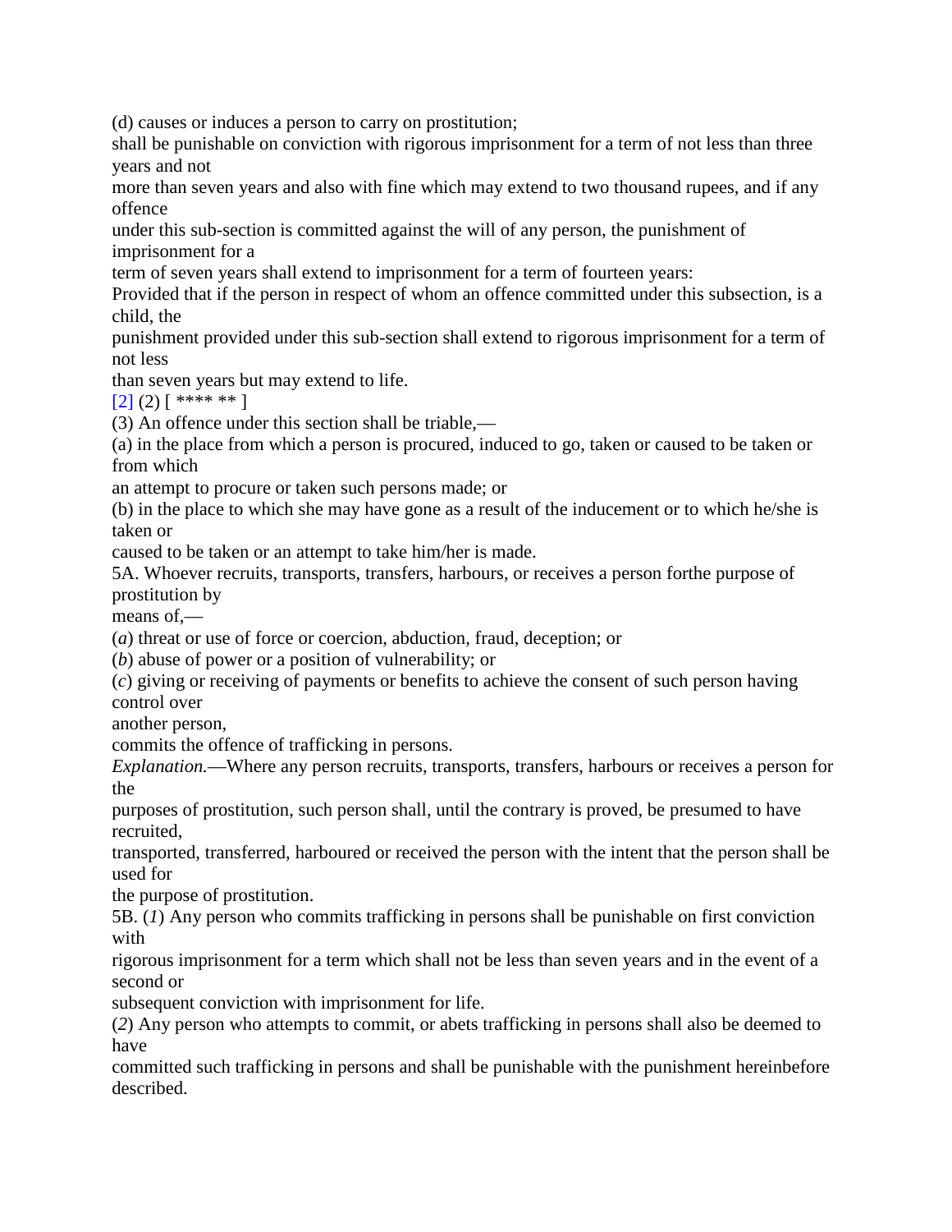(d) causes or induces a person to carry on prostitution;

shall be punishable on conviction with rigorous imprisonment for a term of not less than three years and not more than seven years and also with fine which may extend to two thousand rupees, and if any offence under this sub-section is committed against the will of any person, the punishment of imprisonment for a term of seven years shall extend to imprisonment for a term of fourteen years:

Provided that if the person in respect of whom an offence committed under this subsection, is a child, the punishment provided under this sub-section shall extend to rigorous imprisonment for a term of not less than seven years but may extend to life.

[2] (2) [ **** ** ]

(3) An offence under this section shall be triable,—

(a) in the place from which a person is procured, induced to go, taken or caused to be taken or from which an attempt to procure or taken such persons made; or

(b) in the place to which she may have gone as a result of the inducement or to which he/she is taken or caused to be taken or an attempt to take him/her is made.

5A. Whoever recruits, transports, transfers, harbours, or receives a person forthe purpose of prostitution by means of,—

(*a*) threat or use of force or coercion, abduction, fraud, deception; or

(*b*) abuse of power or a position of vulnerability; or

(*c*) giving or receiving of payments or benefits to achieve the consent of such person having control over another person,

commits the offence of trafficking in persons.

*Explanation.*—Where any person recruits, transports, transfers, harbours or receives a person for the purposes of prostitution, such person shall, until the contrary is proved, be presumed to have recruited, transported, transferred, harboured or received the person with the intent that the person shall be used for the purpose of prostitution.

5B. (*1*) Any person who commits trafficking in persons shall be punishable on first conviction with rigorous imprisonment for a term which shall not be less than seven years and in the event of a second or subsequent conviction with imprisonment for life.

(*2*) Any person who attempts to commit, or abets trafficking in persons shall also be deemed to have committed such trafficking in persons and shall be punishable with the punishment hereinbefore described.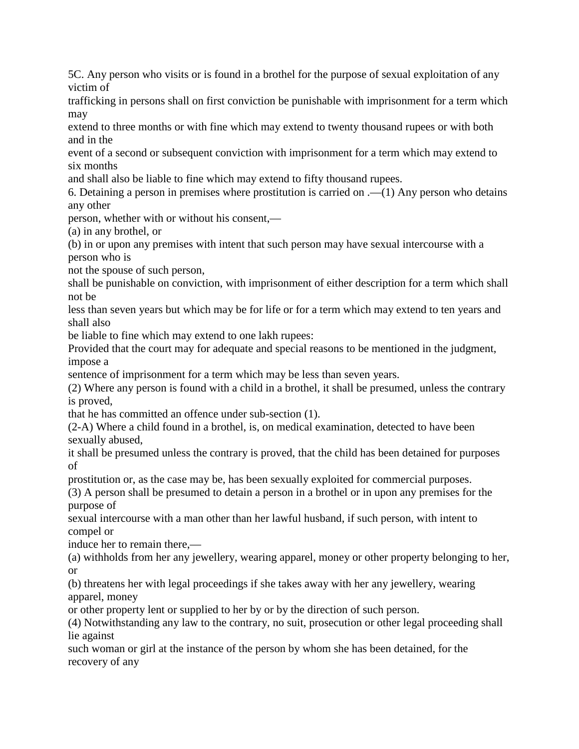5C. Any person who visits or is found in a brothel for the purpose of sexual exploitation of any victim of trafficking in persons shall on first conviction be punishable with imprisonment for a term which may extend to three months or with fine which may extend to twenty thousand rupees or with both and in the event of a second or subsequent conviction with imprisonment for a term which may extend to six months and shall also be liable to fine which may extend to fifty thousand rupees.

6. Detaining a person in premises where prostitution is carried on .—(1) Any person who detains any other person, whether with or without his consent,—

(a) in any brothel, or

(b) in or upon any premises with intent that such person may have sexual intercourse with a person who is not the spouse of such person,

shall be punishable on conviction, with imprisonment of either description for a term which shall not be less than seven years but which may be for life or for a term which may extend to ten years and shall also be liable to fine which may extend to one lakh rupees:

Provided that the court may for adequate and special reasons to be mentioned in the judgment, impose a sentence of imprisonment for a term which may be less than seven years.

(2) Where any person is found with a child in a brothel, it shall be presumed, unless the contrary is proved, that he has committed an offence under sub-section (1).

(2-A) Where a child found in a brothel, is, on medical examination, detected to have been sexually abused, it shall be presumed unless the contrary is proved, that the child has been detained for purposes of prostitution or, as the case may be, has been sexually exploited for commercial purposes.

(3) A person shall be presumed to detain a person in a brothel or in upon any premises for the purpose of sexual intercourse with a man other than her lawful husband, if such person, with intent to compel or induce her to remain there,—

(a) withholds from her any jewellery, wearing apparel, money or other property belonging to her, or

(b) threatens her with legal proceedings if she takes away with her any jewellery, wearing apparel, money or other property lent or supplied to her by or by the direction of such person.

(4) Notwithstanding any law to the contrary, no suit, prosecution or other legal proceeding shall lie against such woman or girl at the instance of the person by whom she has been detained, for the recovery of any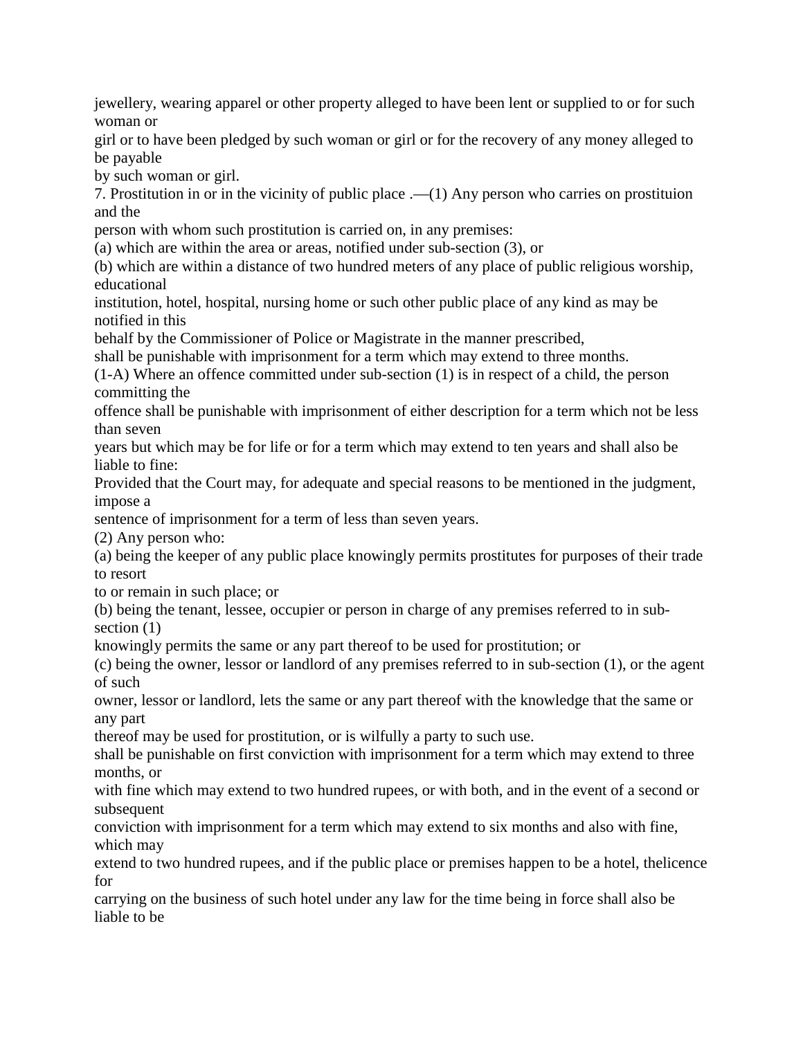jewellery, wearing apparel or other property alleged to have been lent or supplied to or for such woman or girl or to have been pledged by such woman or girl or for the recovery of any money alleged to be payable by such woman or girl.

7. Prostitution in or in the vicinity of public place .—(1) Any person who carries on prostituion and the person with whom such prostitution is carried on, in any premises:

(a) which are within the area or areas, notified under sub-section (3), or

(b) which are within a distance of two hundred meters of any place of public religious worship, educational institution, hotel, hospital, nursing home or such other public place of any kind as may be notified in this behalf by the Commissioner of Police or Magistrate in the manner prescribed,

shall be punishable with imprisonment for a term which may extend to three months.

(1-A) Where an offence committed under sub-section (1) is in respect of a child, the person committing the offence shall be punishable with imprisonment of either description for a term which not be less than seven years but which may be for life or for a term which may extend to ten years and shall also be liable to fine:

Provided that the Court may, for adequate and special reasons to be mentioned in the judgment, impose a sentence of imprisonment for a term of less than seven years.

(2) Any person who:

(a) being the keeper of any public place knowingly permits prostitutes for purposes of their trade to resort to or remain in such place; or

(b) being the tenant, lessee, occupier or person in charge of any premises referred to in sub-section (1) knowingly permits the same or any part thereof to be used for prostitution; or

(c) being the owner, lessor or landlord of any premises referred to in sub-section (1), or the agent of such owner, lessor or landlord, lets the same or any part thereof with the knowledge that the same or any part thereof may be used for prostitution, or is wilfully a party to such use.

shall be punishable on first conviction with imprisonment for a term which may extend to three months, or with fine which may extend to two hundred rupees, or with both, and in the event of a second or subsequent conviction with imprisonment for a term which may extend to six months and also with fine, which may extend to two hundred rupees, and if the public place or premises happen to be a hotel, thelicence for carrying on the business of such hotel under any law for the time being in force shall also be liable to be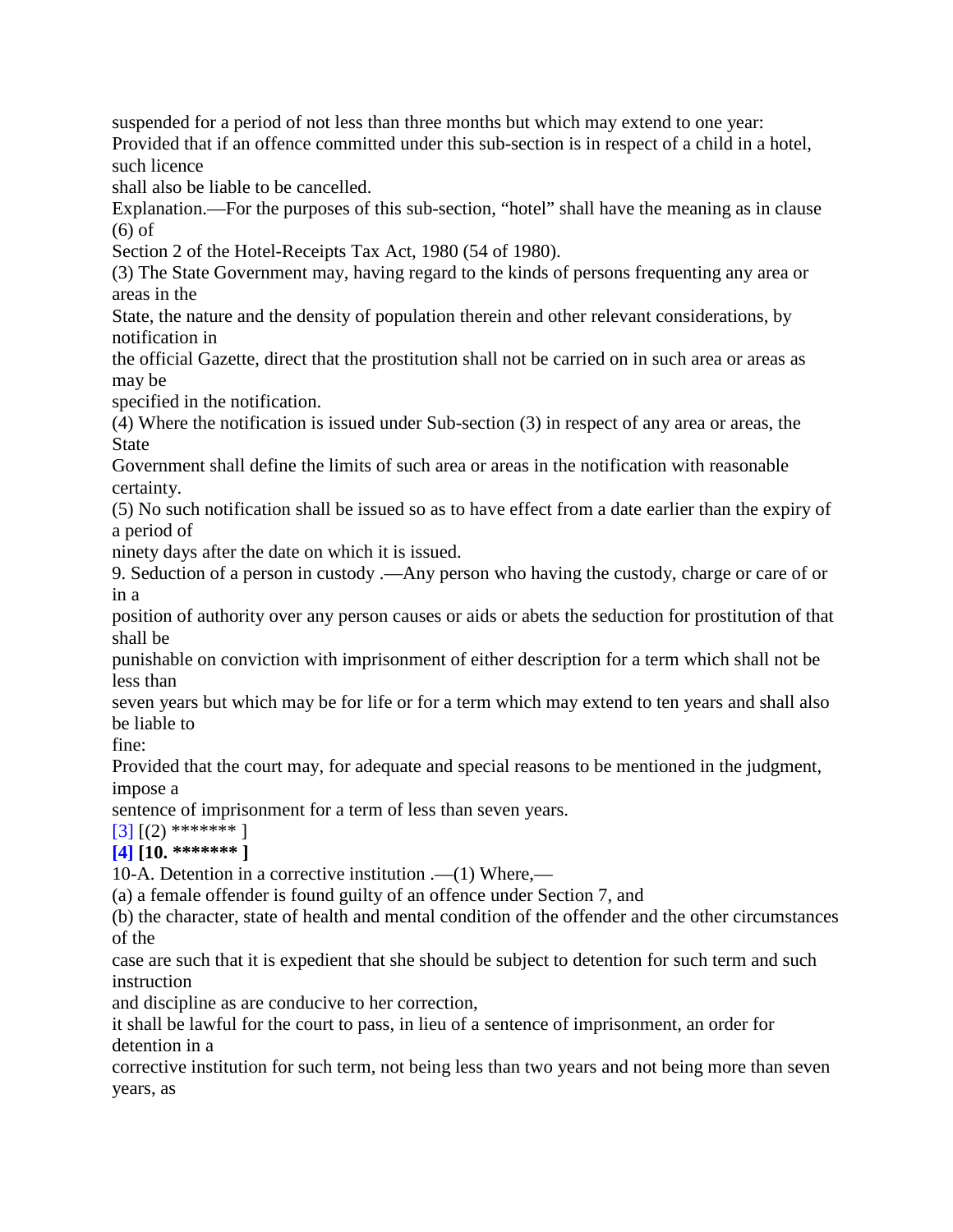suspended for a period of not less than three months but which may extend to one year:

Provided that if an offence committed under this sub-section is in respect of a child in a hotel, such licence shall also be liable to be cancelled.

Explanation.—For the purposes of this sub-section, "hotel" shall have the meaning as in clause (6) of Section 2 of the Hotel-Receipts Tax Act, 1980 (54 of 1980).

(3) The State Government may, having regard to the kinds of persons frequenting any area or areas in the State, the nature and the density of population therein and other relevant considerations, by notification in the official Gazette, direct that the prostitution shall not be carried on in such area or areas as may be specified in the notification.

(4) Where the notification is issued under Sub-section (3) in respect of any area or areas, the State Government shall define the limits of such area or areas in the notification with reasonable certainty.

(5) No such notification shall be issued so as to have effect from a date earlier than the expiry of a period of ninety days after the date on which it is issued.

9. Seduction of a person in custody .—Any person who having the custody, charge or care of or in a position of authority over any person causes or aids or abets the seduction for prostitution of that shall be punishable on conviction with imprisonment of either description for a term which shall not be less than seven years but which may be for life or for a term which may extend to ten years and shall also be liable to fine:

Provided that the court may, for adequate and special reasons to be mentioned in the judgment, impose a sentence of imprisonment for a term of less than seven years.

[3] [(2) ******* ]

**[4] [10. ******* ]**

10-A. Detention in a corrective institution .—(1) Where,—

(a) a female offender is found guilty of an offence under Section 7, and

(b) the character, state of health and mental condition of the offender and the other circumstances of the case are such that it is expedient that she should be subject to detention for such term and such instruction and discipline as are conducive to her correction,

it shall be lawful for the court to pass, in lieu of a sentence of imprisonment, an order for detention in a corrective institution for such term, not being less than two years and not being more than seven years, as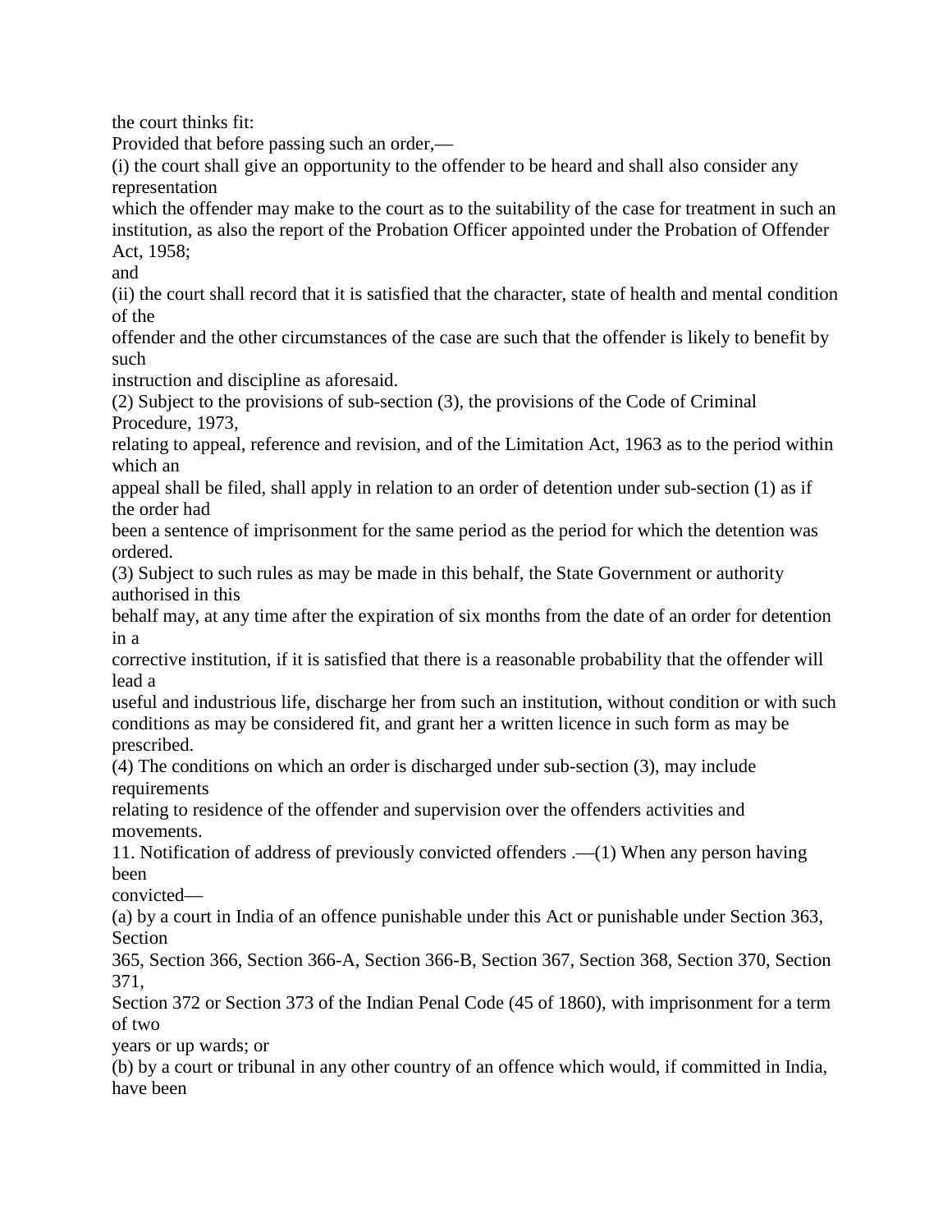the court thinks fit:

Provided that before passing such an order,—

(i) the court shall give an opportunity to the offender to be heard and shall also consider any representation which the offender may make to the court as to the suitability of the case for treatment in such an institution, as also the report of the Probation Officer appointed under the Probation of Offender Act, 1958;

and

(ii) the court shall record that it is satisfied that the character, state of health and mental condition of the offender and the other circumstances of the case are such that the offender is likely to benefit by such instruction and discipline as aforesaid.

(2) Subject to the provisions of sub-section (3), the provisions of the Code of Criminal Procedure, 1973, relating to appeal, reference and revision, and of the Limitation Act, 1963 as to the period within which an appeal shall be filed, shall apply in relation to an order of detention under sub-section (1) as if the order had been a sentence of imprisonment for the same period as the period for which the detention was ordered.

(3) Subject to such rules as may be made in this behalf, the State Government or authority authorised in this behalf may, at any time after the expiration of six months from the date of an order for detention in a corrective institution, if it is satisfied that there is a reasonable probability that the offender will lead a useful and industrious life, discharge her from such an institution, without condition or with such conditions as may be considered fit, and grant her a written licence in such form as may be prescribed.

(4) The conditions on which an order is discharged under sub-section (3), may include requirements relating to residence of the offender and supervision over the offenders activities and movements.

11. Notification of address of previously convicted offenders .—(1) When any person having been convicted—

(a) by a court in India of an offence punishable under this Act or punishable under Section 363, Section 365, Section 366, Section 366-A, Section 366-B, Section 367, Section 368, Section 370, Section 371, Section 372 or Section 373 of the Indian Penal Code (45 of 1860), with imprisonment for a term of two years or up wards; or

(b) by a court or tribunal in any other country of an offence which would, if committed in India, have been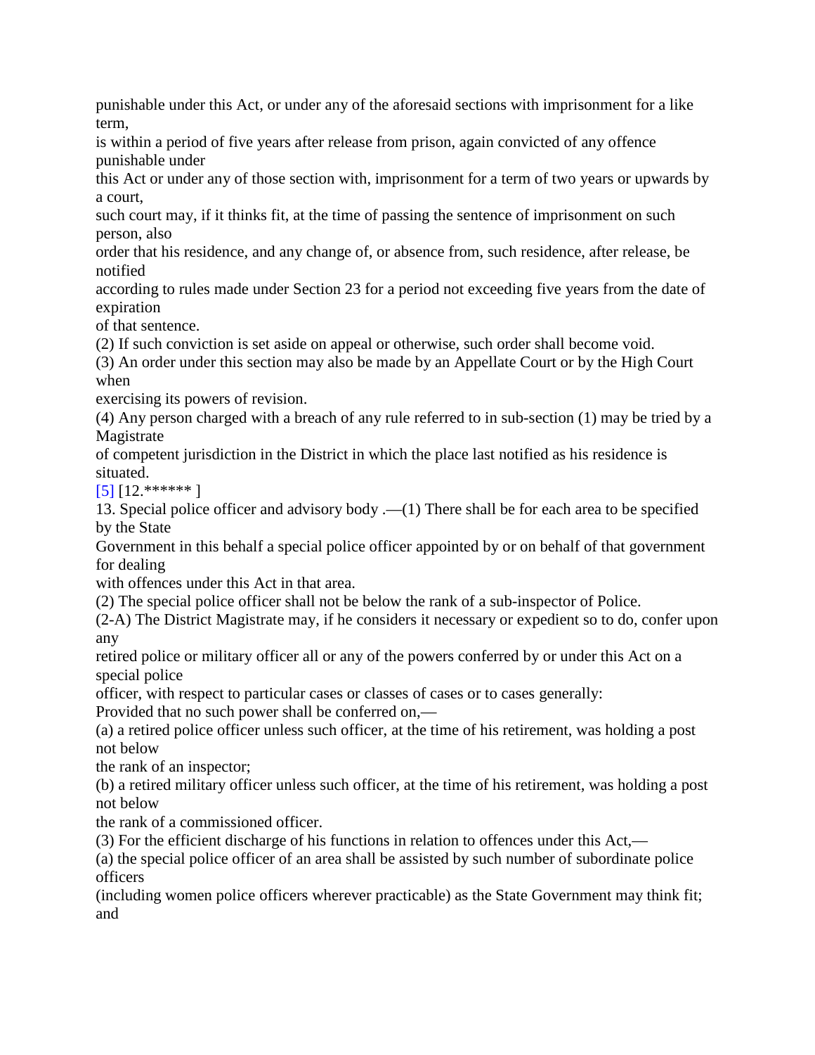punishable under this Act, or under any of the aforesaid sections with imprisonment for a like term,
is within a period of five years after release from prison, again convicted of any offence punishable under
this Act or under any of those section with, imprisonment for a term of two years or upwards by a court,
such court may, if it thinks fit, at the time of passing the sentence of imprisonment on such person, also
order that his residence, and any change of, or absence from, such residence, after release, be notified
according to rules made under Section 23 for a period not exceeding five years from the date of expiration
of that sentence.

(2) If such conviction is set aside on appeal or otherwise, such order shall become void.

(3) An order under this section may also be made by an Appellate Court or by the High Court when
exercising its powers of revision.

(4) Any person charged with a breach of any rule referred to in sub-section (1) may be tried by a Magistrate
of competent jurisdiction in the District in which the place last notified as his residence is situated.

[5] [12.****** ]

13. Special police officer and advisory body .—(1) There shall be for each area to be specified by the State
Government in this behalf a special police officer appointed by or on behalf of that government for dealing
with offences under this Act in that area.

(2) The special police officer shall not be below the rank of a sub-inspector of Police.

(2-A) The District Magistrate may, if he considers it necessary or expedient so to do, confer upon any
retired police or military officer all or any of the powers conferred by or under this Act on a special police
officer, with respect to particular cases or classes of cases or to cases generally:

Provided that no such power shall be conferred on,—

(a) a retired police officer unless such officer, at the time of his retirement, was holding a post not below
the rank of an inspector;

(b) a retired military officer unless such officer, at the time of his retirement, was holding a post not below
the rank of a commissioned officer.

(3) For the efficient discharge of his functions in relation to offences under this Act,—

(a) the special police officer of an area shall be assisted by such number of subordinate police officers
(including women police officers wherever practicable) as the State Government may think fit; and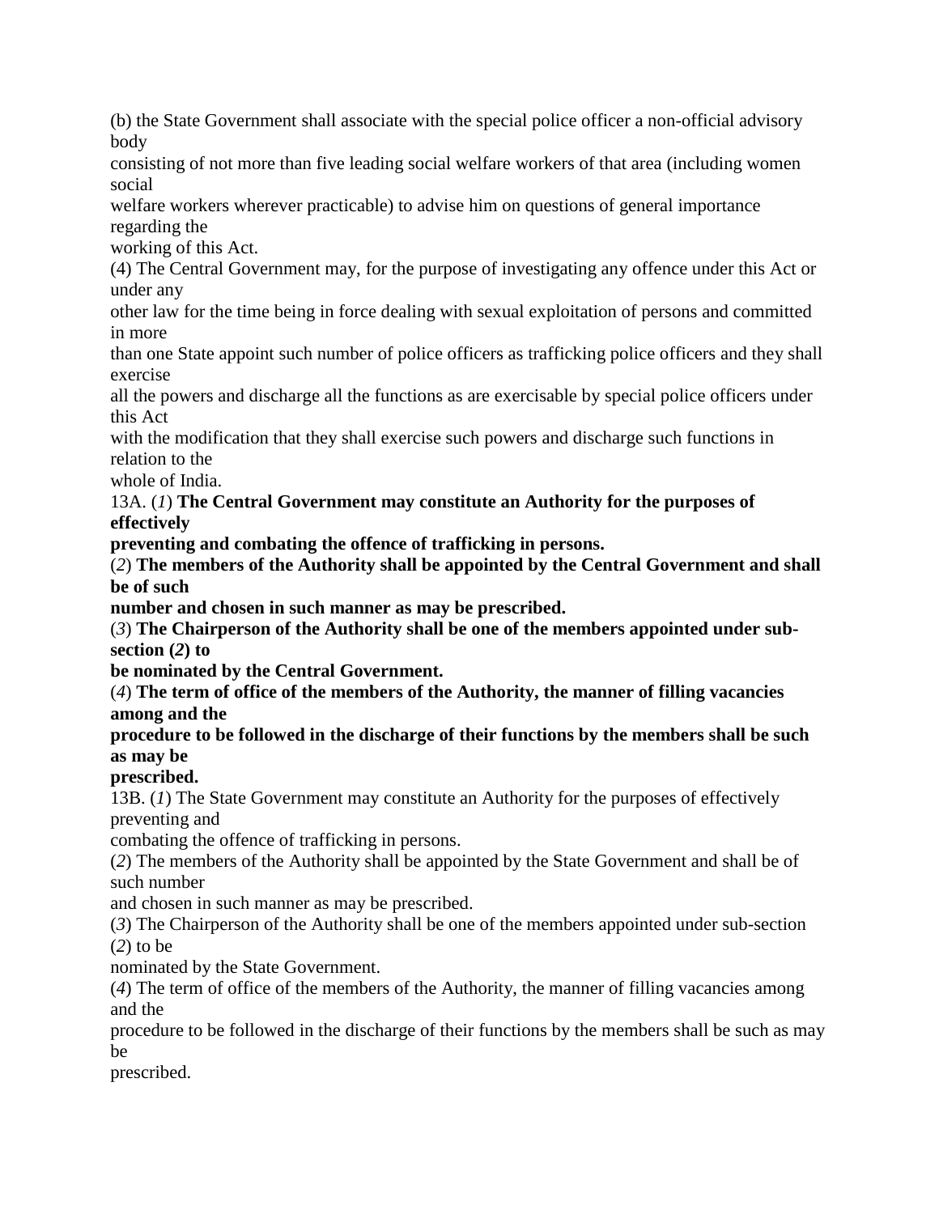(b) the State Government shall associate with the special police officer a non-official advisory body consisting of not more than five leading social welfare workers of that area (including women social welfare workers wherever practicable) to advise him on questions of general importance regarding the working of this Act.

(4) The Central Government may, for the purpose of investigating any offence under this Act or under any other law for the time being in force dealing with sexual exploitation of persons and committed in more than one State appoint such number of police officers as trafficking police officers and they shall exercise all the powers and discharge all the functions as are exercisable by special police officers under this Act with the modification that they shall exercise such powers and discharge such functions in relation to the whole of India.

13A. (*1*) **The Central Government may constitute an Authority for the purposes of effectively preventing and combating the offence of trafficking in persons.**

(*2*) **The members of the Authority shall be appointed by the Central Government and shall be of such number and chosen in such manner as may be prescribed.**

(*3*) **The Chairperson of the Authority shall be one of the members appointed under sub-section (*2*) to be nominated by the Central Government.**

(*4*) **The term of office of the members of the Authority, the manner of filling vacancies among and the procedure to be followed in the discharge of their functions by the members shall be such as may be prescribed.**

13B. (*1*) The State Government may constitute an Authority for the purposes of effectively preventing and combating the offence of trafficking in persons.

(*2*) The members of the Authority shall be appointed by the State Government and shall be of such number and chosen in such manner as may be prescribed.

(*3*) The Chairperson of the Authority shall be one of the members appointed under sub-section (*2*) to be nominated by the State Government.

(*4*) The term of office of the members of the Authority, the manner of filling vacancies among and the procedure to be followed in the discharge of their functions by the members shall be such as may be prescribed.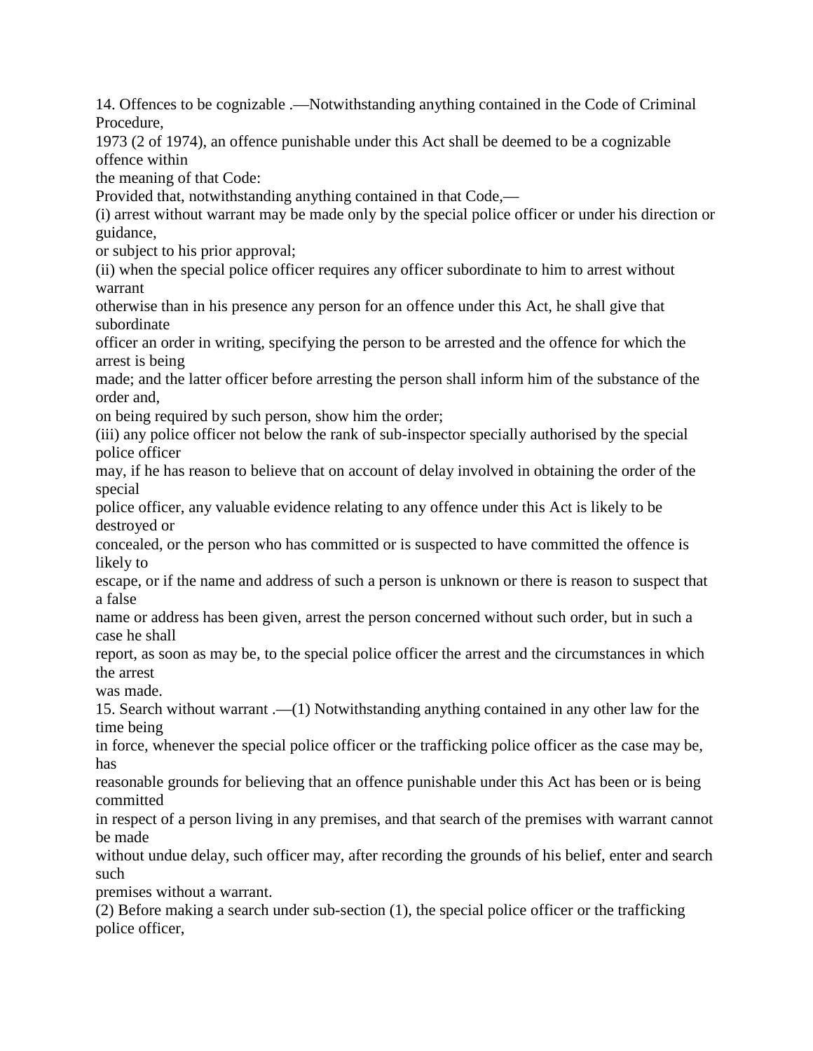14. Offences to be cognizable .—Notwithstanding anything contained in the Code of Criminal Procedure, 1973 (2 of 1974), an offence punishable under this Act shall be deemed to be a cognizable offence within the meaning of that Code:

Provided that, notwithstanding anything contained in that Code,—

(i) arrest without warrant may be made only by the special police officer or under his direction or guidance, or subject to his prior approval;

(ii) when the special police officer requires any officer subordinate to him to arrest without warrant otherwise than in his presence any person for an offence under this Act, he shall give that subordinate officer an order in writing, specifying the person to be arrested and the offence for which the arrest is being made; and the latter officer before arresting the person shall inform him of the substance of the order and, on being required by such person, show him the order;

(iii) any police officer not below the rank of sub-inspector specially authorised by the special police officer may, if he has reason to believe that on account of delay involved in obtaining the order of the special police officer, any valuable evidence relating to any offence under this Act is likely to be destroyed or concealed, or the person who has committed or is suspected to have committed the offence is likely to escape, or if the name and address of such a person is unknown or there is reason to suspect that a false name or address has been given, arrest the person concerned without such order, but in such a case he shall report, as soon as may be, to the special police officer the arrest and the circumstances in which the arrest was made.

15. Search without warrant .—(1) Notwithstanding anything contained in any other law for the time being in force, whenever the special police officer or the trafficking police officer as the case may be, has reasonable grounds for believing that an offence punishable under this Act has been or is being committed in respect of a person living in any premises, and that search of the premises with warrant cannot be made without undue delay, such officer may, after recording the grounds of his belief, enter and search such premises without a warrant.

(2) Before making a search under sub-section (1), the special police officer or the trafficking police officer,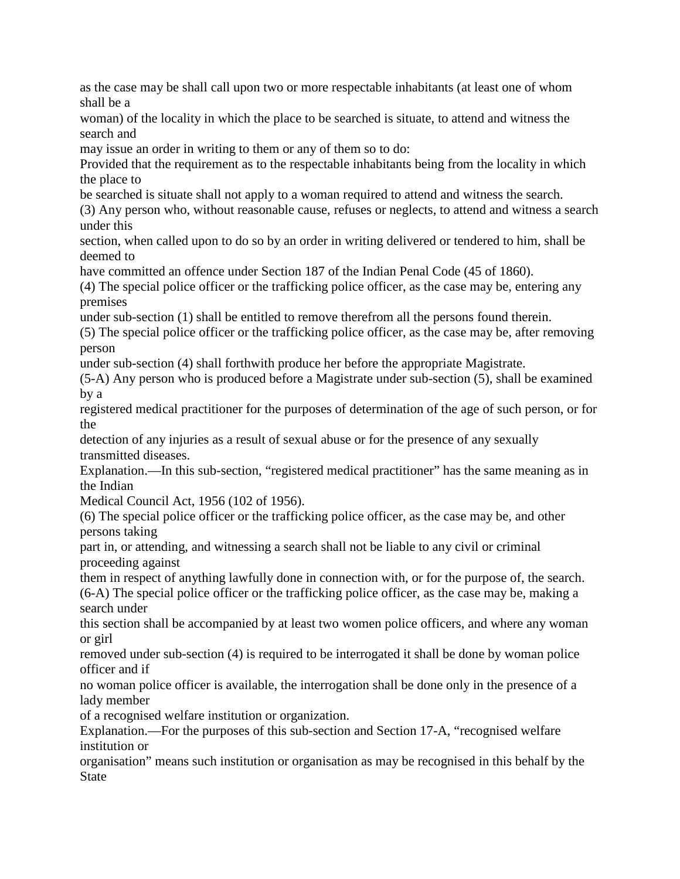as the case may be shall call upon two or more respectable inhabitants (at least one of whom shall be a woman) of the locality in which the place to be searched is situate, to attend and witness the search and may issue an order in writing to them or any of them so to do:

Provided that the requirement as to the respectable inhabitants being from the locality in which the place to be searched is situate shall not apply to a woman required to attend and witness the search.

(3) Any person who, without reasonable cause, refuses or neglects, to attend and witness a search under this section, when called upon to do so by an order in writing delivered or tendered to him, shall be deemed to have committed an offence under Section 187 of the Indian Penal Code (45 of 1860).

(4) The special police officer or the trafficking police officer, as the case may be, entering any premises under sub-section (1) shall be entitled to remove therefrom all the persons found therein.

(5) The special police officer or the trafficking police officer, as the case may be, after removing person under sub-section (4) shall forthwith produce her before the appropriate Magistrate.

(5-A) Any person who is produced before a Magistrate under sub-section (5), shall be examined by a registered medical practitioner for the purposes of determination of the age of such person, or for the detection of any injuries as a result of sexual abuse or for the presence of any sexually transmitted diseases.

Explanation.—In this sub-section, "registered medical practitioner" has the same meaning as in the Indian Medical Council Act, 1956 (102 of 1956).

(6) The special police officer or the trafficking police officer, as the case may be, and other persons taking part in, or attending, and witnessing a search shall not be liable to any civil or criminal proceeding against them in respect of anything lawfully done in connection with, or for the purpose of, the search.

(6-A) The special police officer or the trafficking police officer, as the case may be, making a search under this section shall be accompanied by at least two women police officers, and where any woman or girl removed under sub-section (4) is required to be interrogated it shall be done by woman police officer and if no woman police officer is available, the interrogation shall be done only in the presence of a lady member of a recognised welfare institution or organization.

Explanation.—For the purposes of this sub-section and Section 17-A, "recognised welfare institution or organisation" means such institution or organisation as may be recognised in this behalf by the State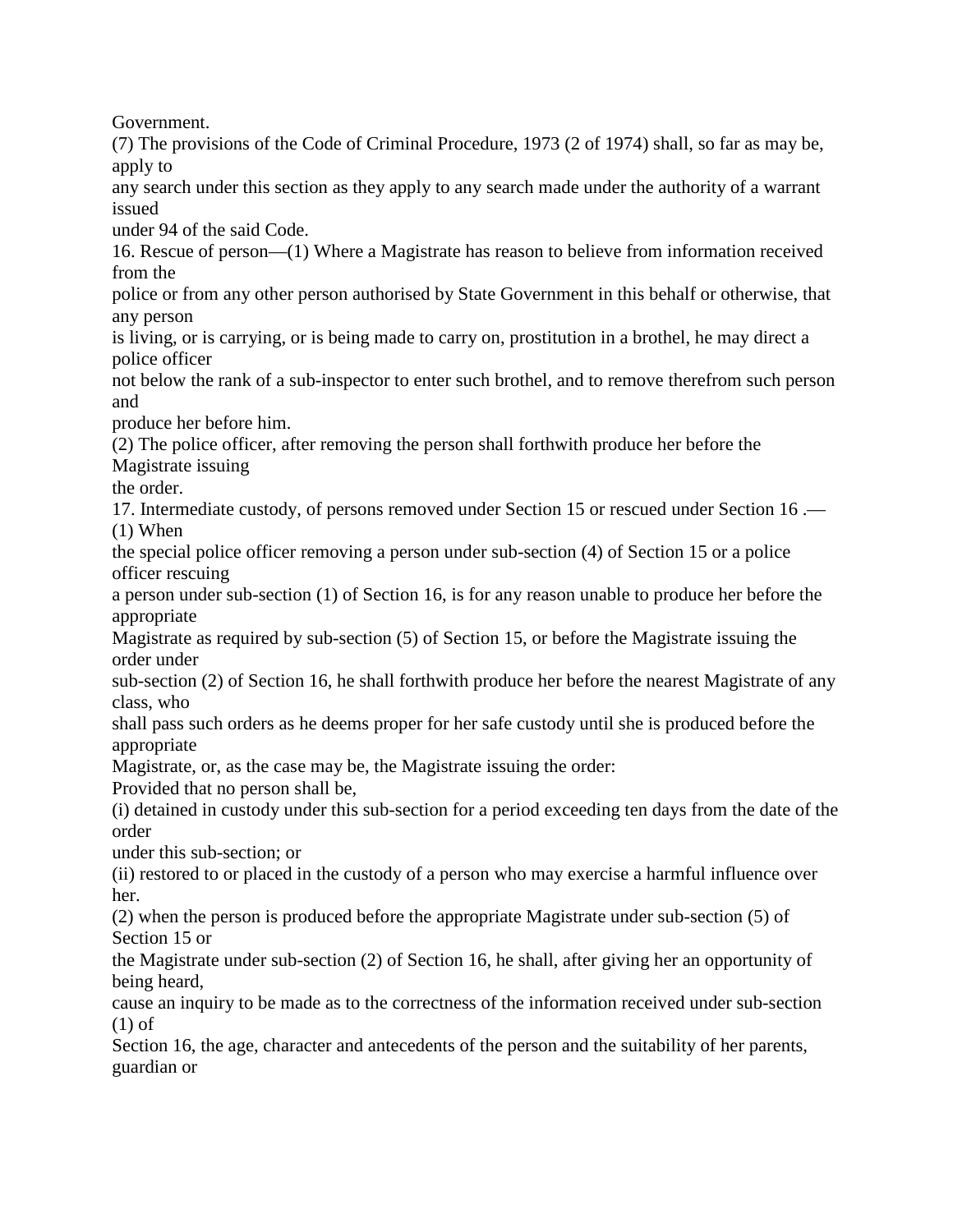Government.

(7) The provisions of the Code of Criminal Procedure, 1973 (2 of 1974) shall, so far as may be, apply to any search under this section as they apply to any search made under the authority of a warrant issued under 94 of the said Code.

16. Rescue of person—(1) Where a Magistrate has reason to believe from information received from the police or from any other person authorised by State Government in this behalf or otherwise, that any person is living, or is carrying, or is being made to carry on, prostitution in a brothel, he may direct a police officer not below the rank of a sub-inspector to enter such brothel, and to remove therefrom such person and produce her before him.

(2) The police officer, after removing the person shall forthwith produce her before the Magistrate issuing the order.

17. Intermediate custody, of persons removed under Section 15 or rescued under Section 16 .—(1) When the special police officer removing a person under sub-section (4) of Section 15 or a police officer rescuing a person under sub-section (1) of Section 16, is for any reason unable to produce her before the appropriate Magistrate as required by sub-section (5) of Section 15, or before the Magistrate issuing the order under sub-section (2) of Section 16, he shall forthwith produce her before the nearest Magistrate of any class, who shall pass such orders as he deems proper for her safe custody until she is produced before the appropriate Magistrate, or, as the case may be, the Magistrate issuing the order:

Provided that no person shall be,

(i) detained in custody under this sub-section for a period exceeding ten days from the date of the order under this sub-section; or

(ii) restored to or placed in the custody of a person who may exercise a harmful influence over her.

(2) when the person is produced before the appropriate Magistrate under sub-section (5) of Section 15 or the Magistrate under sub-section (2) of Section 16, he shall, after giving her an opportunity of being heard, cause an inquiry to be made as to the correctness of the information received under sub-section (1) of Section 16, the age, character and antecedents of the person and the suitability of her parents, guardian or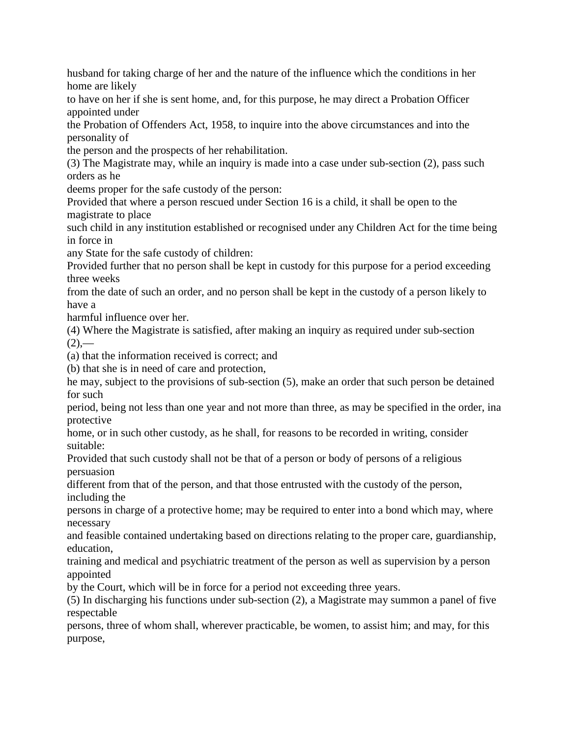husband for taking charge of her and the nature of the influence which the conditions in her home are likely to have on her if she is sent home, and, for this purpose, he may direct a Probation Officer appointed under the Probation of Offenders Act, 1958, to inquire into the above circumstances and into the personality of the person and the prospects of her rehabilitation.

(3) The Magistrate may, while an inquiry is made into a case under sub-section (2), pass such orders as he deems proper for the safe custody of the person:

Provided that where a person rescued under Section 16 is a child, it shall be open to the magistrate to place such child in any institution established or recognised under any Children Act for the time being in force in any State for the safe custody of children:

Provided further that no person shall be kept in custody for this purpose for a period exceeding three weeks from the date of such an order, and no person shall be kept in the custody of a person likely to have a harmful influence over her.

(4) Where the Magistrate is satisfied, after making an inquiry as required under sub-section (2),—

(a) that the information received is correct; and

(b) that she is in need of care and protection,

he may, subject to the provisions of sub-section (5), make an order that such person be detained for such period, being not less than one year and not more than three, as may be specified in the order, ina protective home, or in such other custody, as he shall, for reasons to be recorded in writing, consider suitable:

Provided that such custody shall not be that of a person or body of persons of a religious persuasion different from that of the person, and that those entrusted with the custody of the person, including the persons in charge of a protective home; may be required to enter into a bond which may, where necessary and feasible contained undertaking based on directions relating to the proper care, guardianship, education, training and medical and psychiatric treatment of the person as well as supervision by a person appointed by the Court, which will be in force for a period not exceeding three years.

(5) In discharging his functions under sub-section (2), a Magistrate may summon a panel of five respectable persons, three of whom shall, wherever practicable, be women, to assist him; and may, for this purpose,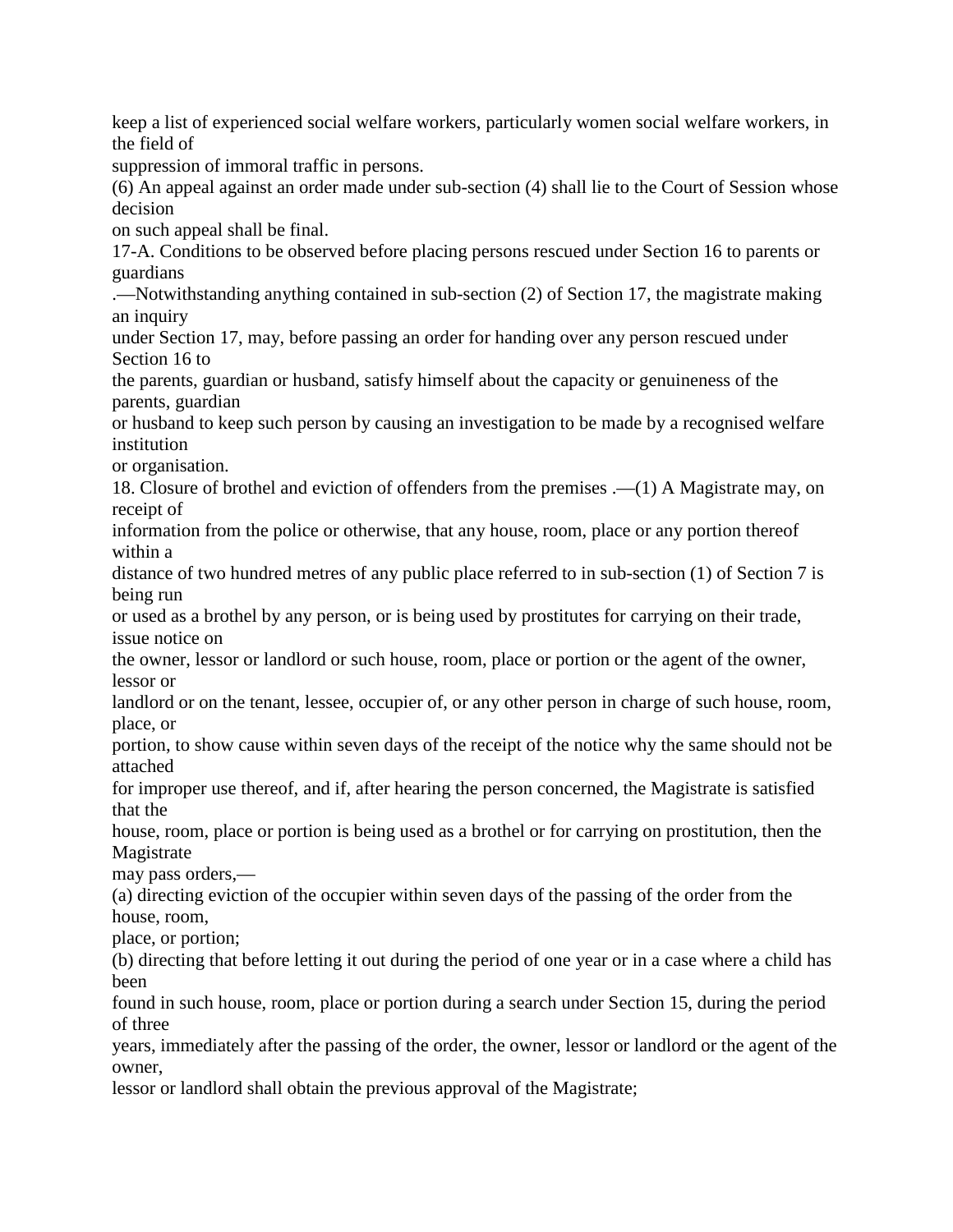keep a list of experienced social welfare workers, particularly women social welfare workers, in the field of suppression of immoral traffic in persons.

(6) An appeal against an order made under sub-section (4) shall lie to the Court of Session whose decision on such appeal shall be final.

17-A. Conditions to be observed before placing persons rescued under Section 16 to parents or guardians.—Notwithstanding anything contained in sub-section (2) of Section 17, the magistrate making an inquiry under Section 17, may, before passing an order for handing over any person rescued under Section 16 to the parents, guardian or husband, satisfy himself about the capacity or genuineness of the parents, guardian or husband to keep such person by causing an investigation to be made by a recognised welfare institution or organisation.

18. Closure of brothel and eviction of offenders from the premises.—(1) A Magistrate may, on receipt of information from the police or otherwise, that any house, room, place or any portion thereof within a distance of two hundred metres of any public place referred to in sub-section (1) of Section 7 is being run or used as a brothel by any person, or is being used by prostitutes for carrying on their trade, issue notice on the owner, lessor or landlord or such house, room, place or portion or the agent of the owner, lessor or landlord or on the tenant, lessee, occupier of, or any other person in charge of such house, room, place, or portion, to show cause within seven days of the receipt of the notice why the same should not be attached for improper use thereof, and if, after hearing the person concerned, the Magistrate is satisfied that the house, room, place or portion is being used as a brothel or for carrying on prostitution, then the Magistrate may pass orders,—

(a) directing eviction of the occupier within seven days of the passing of the order from the house, room, place, or portion;

(b) directing that before letting it out during the period of one year or in a case where a child has been found in such house, room, place or portion during a search under Section 15, during the period of three years, immediately after the passing of the order, the owner, lessor or landlord or the agent of the owner, lessor or landlord shall obtain the previous approval of the Magistrate;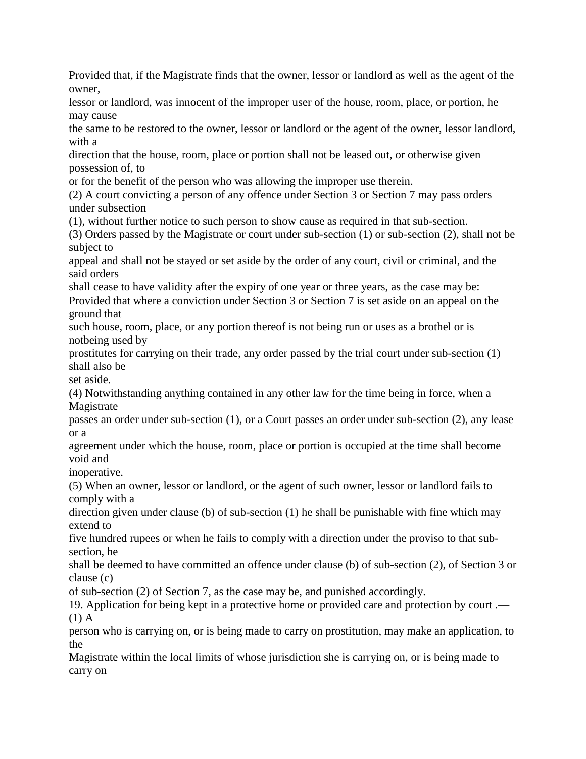Provided that, if the Magistrate finds that the owner, lessor or landlord as well as the agent of the owner, lessor or landlord, was innocent of the improper user of the house, room, place, or portion, he may cause the same to be restored to the owner, lessor or landlord or the agent of the owner, lessor landlord, with a direction that the house, room, place or portion shall not be leased out, or otherwise given possession of, to or for the benefit of the person who was allowing the improper use therein.

(2) A court convicting a person of any offence under Section 3 or Section 7 may pass orders under subsection (1), without further notice to such person to show cause as required in that sub-section.

(3) Orders passed by the Magistrate or court under sub-section (1) or sub-section (2), shall not be subject to appeal and shall not be stayed or set aside by the order of any court, civil or criminal, and the said orders shall cease to have validity after the expiry of one year or three years, as the case may be:

Provided that where a conviction under Section 3 or Section 7 is set aside on an appeal on the ground that such house, room, place, or any portion thereof is not being run or uses as a brothel or is notbeing used by prostitutes for carrying on their trade, any order passed by the trial court under sub-section (1) shall also be set aside.

(4) Notwithstanding anything contained in any other law for the time being in force, when a Magistrate passes an order under sub-section (1), or a Court passes an order under sub-section (2), any lease or a agreement under which the house, room, place or portion is occupied at the time shall become void and inoperative.

(5) When an owner, lessor or landlord, or the agent of such owner, lessor or landlord fails to comply with a direction given under clause (b) of sub-section (1) he shall be punishable with fine which may extend to five hundred rupees or when he fails to comply with a direction under the proviso to that sub-section, he shall be deemed to have committed an offence under clause (b) of sub-section (2), of Section 3 or clause (c) of sub-section (2) of Section 7, as the case may be, and punished accordingly.

19. Application for being kept in a protective home or provided care and protection by court .—(1) A person who is carrying on, or is being made to carry on prostitution, may make an application, to the Magistrate within the local limits of whose jurisdiction she is carrying on, or is being made to carry on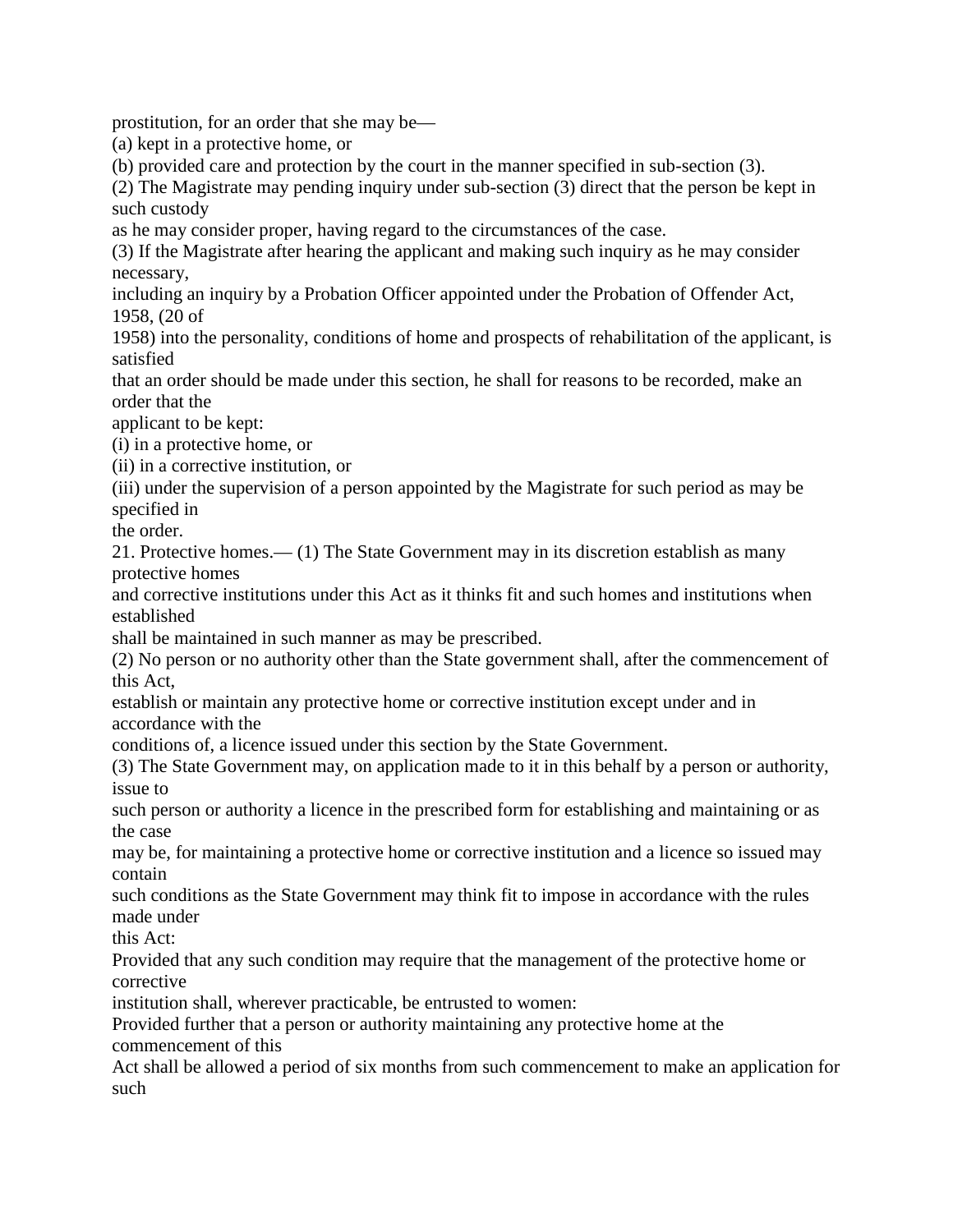prostitution, for an order that she may be—

(a) kept in a protective home, or

(b) provided care and protection by the court in the manner specified in sub-section (3).

(2) The Magistrate may pending inquiry under sub-section (3) direct that the person be kept in such custody as he may consider proper, having regard to the circumstances of the case.

(3) If the Magistrate after hearing the applicant and making such inquiry as he may consider necessary, including an inquiry by a Probation Officer appointed under the Probation of Offender Act, 1958, (20 of 1958) into the personality, conditions of home and prospects of rehabilitation of the applicant, is satisfied that an order should be made under this section, he shall for reasons to be recorded, make an order that the applicant to be kept:

(i) in a protective home, or

(ii) in a corrective institution, or

(iii) under the supervision of a person appointed by the Magistrate for such period as may be specified in the order.

21. Protective homes.— (1) The State Government may in its discretion establish as many protective homes and corrective institutions under this Act as it thinks fit and such homes and institutions when established shall be maintained in such manner as may be prescribed.

(2) No person or no authority other than the State government shall, after the commencement of this Act, establish or maintain any protective home or corrective institution except under and in accordance with the conditions of, a licence issued under this section by the State Government.

(3) The State Government may, on application made to it in this behalf by a person or authority, issue to such person or authority a licence in the prescribed form for establishing and maintaining or as the case may be, for maintaining a protective home or corrective institution and a licence so issued may contain such conditions as the State Government may think fit to impose in accordance with the rules made under this Act:

Provided that any such condition may require that the management of the protective home or corrective institution shall, wherever practicable, be entrusted to women:

Provided further that a person or authority maintaining any protective home at the commencement of this Act shall be allowed a period of six months from such commencement to make an application for such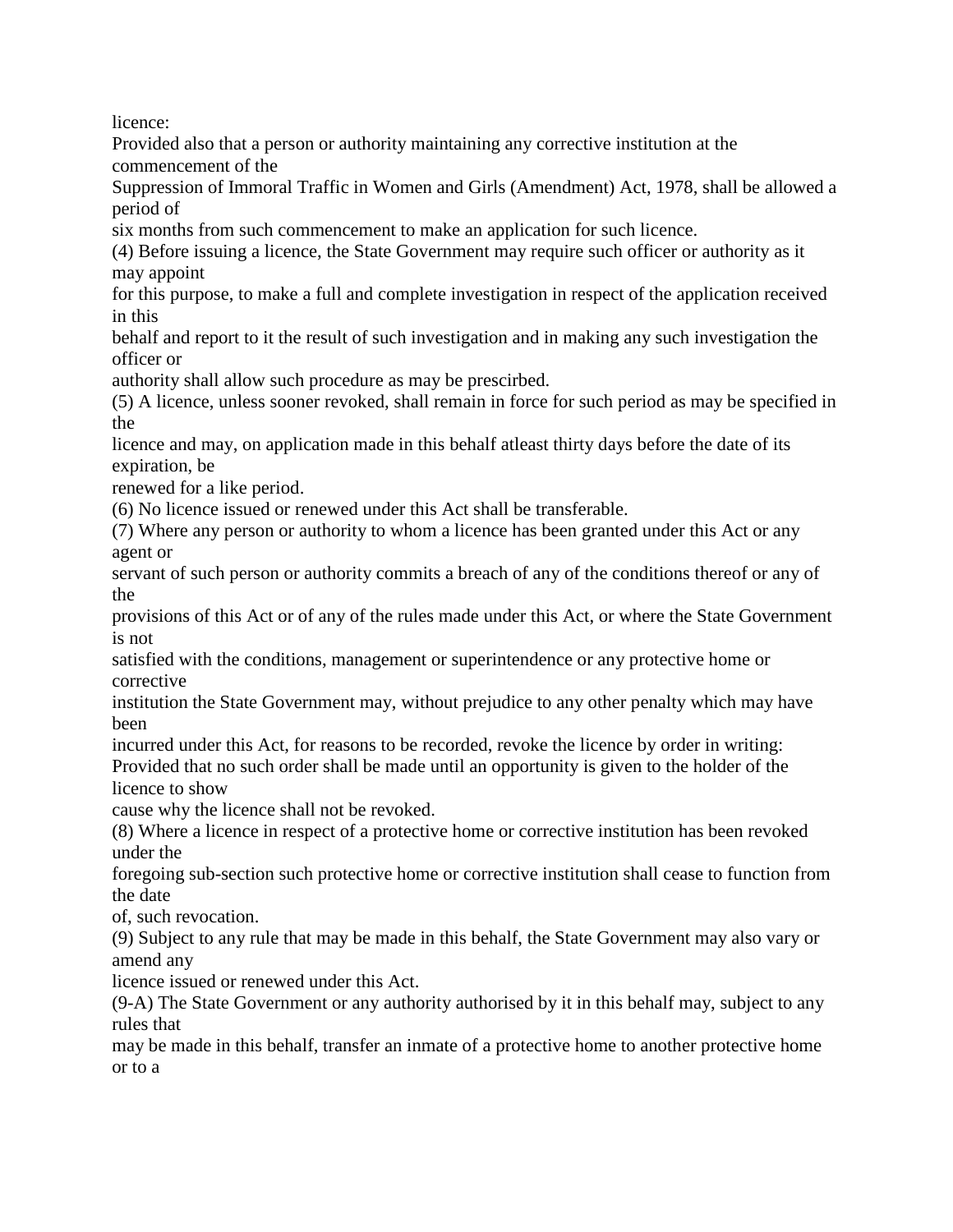licence:

Provided also that a person or authority maintaining any corrective institution at the commencement of the Suppression of Immoral Traffic in Women and Girls (Amendment) Act, 1978, shall be allowed a period of six months from such commencement to make an application for such licence.

(4) Before issuing a licence, the State Government may require such officer or authority as it may appoint for this purpose, to make a full and complete investigation in respect of the application received in this behalf and report to it the result of such investigation and in making any such investigation the officer or authority shall allow such procedure as may be prescirbed.

(5) A licence, unless sooner revoked, shall remain in force for such period as may be specified in the licence and may, on application made in this behalf atleast thirty days before the date of its expiration, be renewed for a like period.

(6) No licence issued or renewed under this Act shall be transferable.

(7) Where any person or authority to whom a licence has been granted under this Act or any agent or servant of such person or authority commits a breach of any of the conditions thereof or any of the provisions of this Act or of any of the rules made under this Act, or where the State Government is not satisfied with the conditions, management or superintendence or any protective home or corrective institution the State Government may, without prejudice to any other penalty which may have been incurred under this Act, for reasons to be recorded, revoke the licence by order in writing:

Provided that no such order shall be made until an opportunity is given to the holder of the licence to show cause why the licence shall not be revoked.

(8) Where a licence in respect of a protective home or corrective institution has been revoked under the foregoing sub-section such protective home or corrective institution shall cease to function from the date of, such revocation.

(9) Subject to any rule that may be made in this behalf, the State Government may also vary or amend any licence issued or renewed under this Act.

(9-A) The State Government or any authority authorised by it in this behalf may, subject to any rules that may be made in this behalf, transfer an inmate of a protective home to another protective home or to a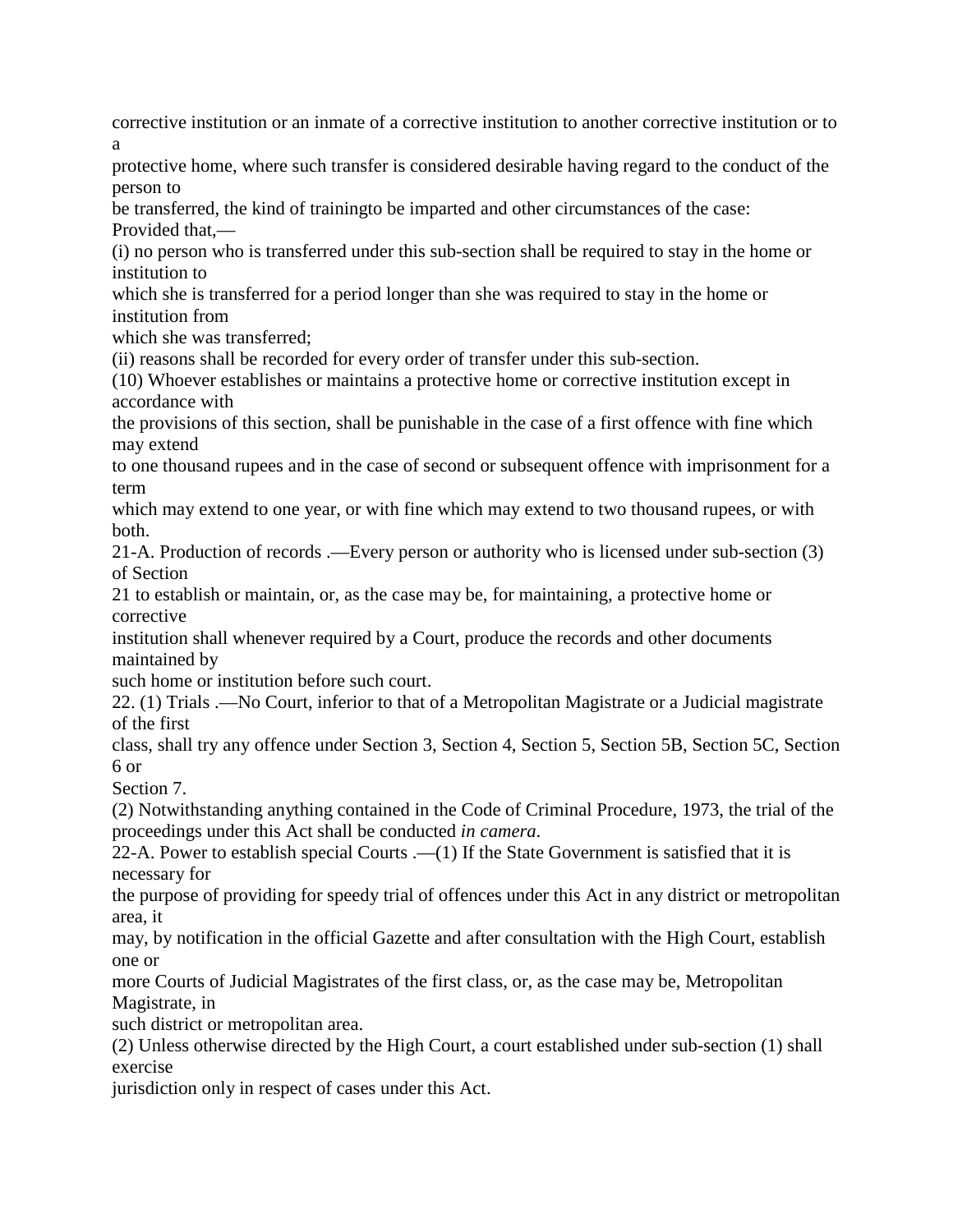corrective institution or an inmate of a corrective institution to another corrective institution or to a protective home, where such transfer is considered desirable having regard to the conduct of the person to be transferred, the kind of trainingto be imparted and other circumstances of the case:

Provided that,—

(i) no person who is transferred under this sub-section shall be required to stay in the home or institution to which she is transferred for a period longer than she was required to stay in the home or institution from which she was transferred;

(ii) reasons shall be recorded for every order of transfer under this sub-section.

(10) Whoever establishes or maintains a protective home or corrective institution except in accordance with the provisions of this section, shall be punishable in the case of a first offence with fine which may extend to one thousand rupees and in the case of second or subsequent offence with imprisonment for a term which may extend to one year, or with fine which may extend to two thousand rupees, or with both.

21-A. Production of records .—Every person or authority who is licensed under sub-section (3) of Section 21 to establish or maintain, or, as the case may be, for maintaining, a protective home or corrective institution shall whenever required by a Court, produce the records and other documents maintained by such home or institution before such court.

22. (1) Trials .—No Court, inferior to that of a Metropolitan Magistrate or a Judicial magistrate of the first class, shall try any offence under Section 3, Section 4, Section 5, Section 5B, Section 5C, Section 6 or Section 7.

(2) Notwithstanding anything contained in the Code of Criminal Procedure, 1973, the trial of the proceedings under this Act shall be conducted *in camera*.

22-A. Power to establish special Courts .—(1) If the State Government is satisfied that it is necessary for the purpose of providing for speedy trial of offences under this Act in any district or metropolitan area, it may, by notification in the official Gazette and after consultation with the High Court, establish one or more Courts of Judicial Magistrates of the first class, or, as the case may be, Metropolitan Magistrate, in such district or metropolitan area.

(2) Unless otherwise directed by the High Court, a court established under sub-section (1) shall exercise jurisdiction only in respect of cases under this Act.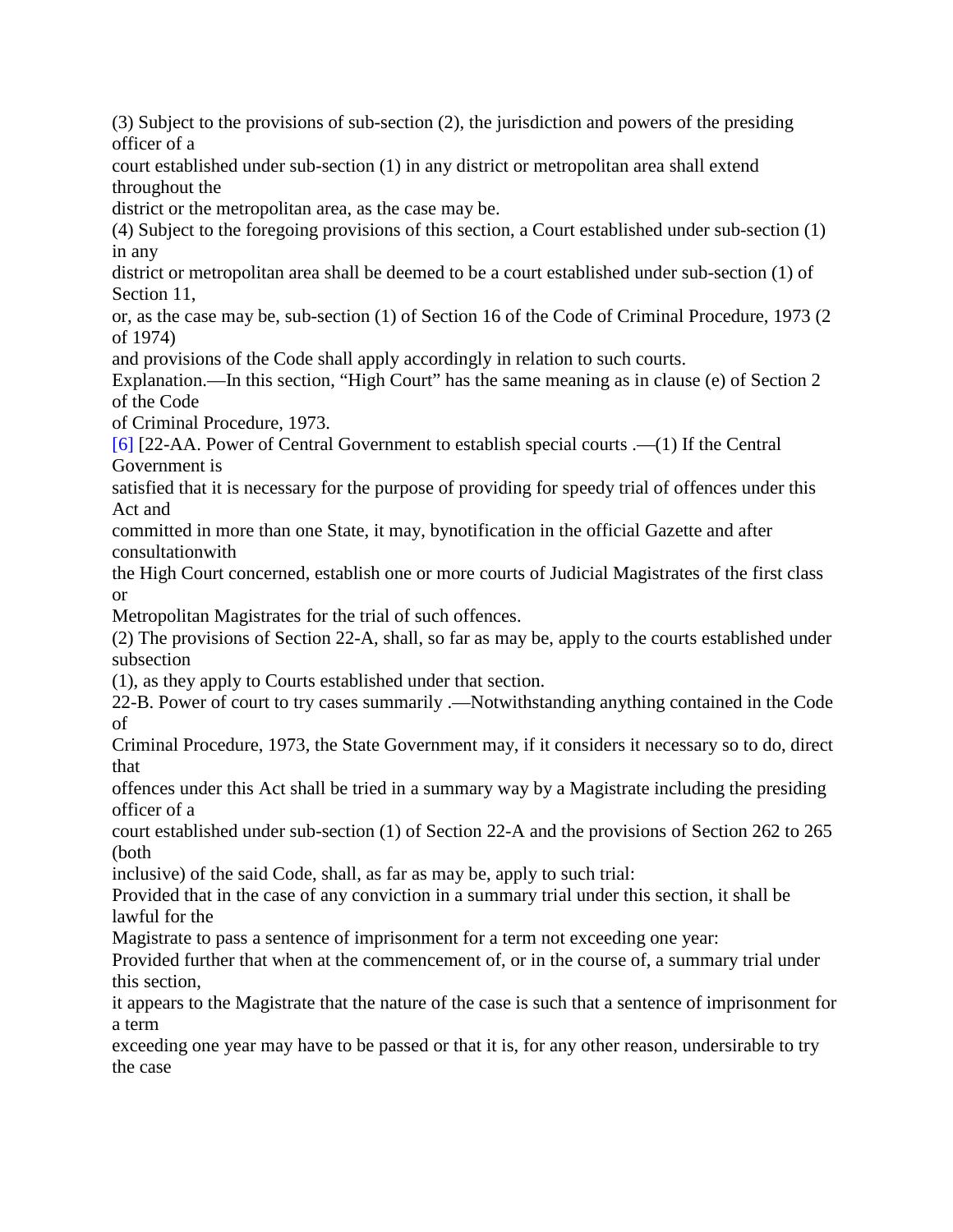(3) Subject to the provisions of sub-section (2), the jurisdiction and powers of the presiding officer of a court established under sub-section (1) in any district or metropolitan area shall extend throughout the district or the metropolitan area, as the case may be.

(4) Subject to the foregoing provisions of this section, a Court established under sub-section (1) in any district or metropolitan area shall be deemed to be a court established under sub-section (1) of Section 11, or, as the case may be, sub-section (1) of Section 16 of the Code of Criminal Procedure, 1973 (2 of 1974) and provisions of the Code shall apply accordingly in relation to such courts.

Explanation.—In this section, "High Court" has the same meaning as in clause (e) of Section 2 of the Code of Criminal Procedure, 1973.

[6] [22-AA. Power of Central Government to establish special courts .—(1) If the Central Government is satisfied that it is necessary for the purpose of providing for speedy trial of offences under this Act and committed in more than one State, it may, bynotification in the official Gazette and after consultationwith the High Court concerned, establish one or more courts of Judicial Magistrates of the first class or Metropolitan Magistrates for the trial of such offences.

(2) The provisions of Section 22-A, shall, so far as may be, apply to the courts established under subsection (1), as they apply to Courts established under that section.

22-B. Power of court to try cases summarily .—Notwithstanding anything contained in the Code of Criminal Procedure, 1973, the State Government may, if it considers it necessary so to do, direct that offences under this Act shall be tried in a summary way by a Magistrate including the presiding officer of a court established under sub-section (1) of Section 22-A and the provisions of Section 262 to 265 (both inclusive) of the said Code, shall, as far as may be, apply to such trial:

Provided that in the case of any conviction in a summary trial under this section, it shall be lawful for the Magistrate to pass a sentence of imprisonment for a term not exceeding one year:

Provided further that when at the commencement of, or in the course of, a summary trial under this section, it appears to the Magistrate that the nature of the case is such that a sentence of imprisonment for a term exceeding one year may have to be passed or that it is, for any other reason, undersirable to try the case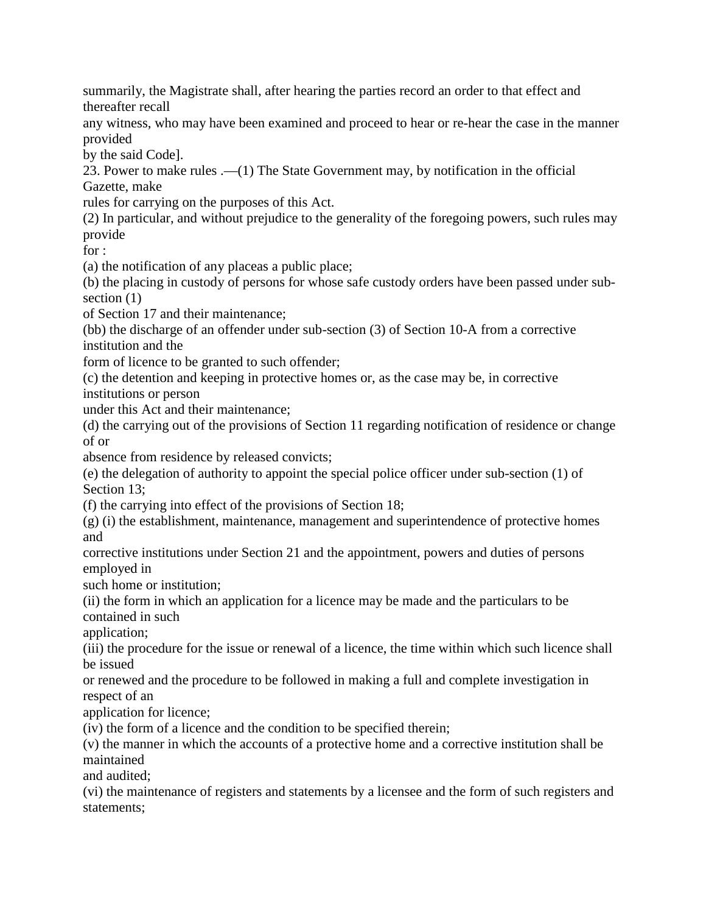summarily, the Magistrate shall, after hearing the parties record an order to that effect and thereafter recall any witness, who may have been examined and proceed to hear or re-hear the case in the manner provided by the said Code].

23. Power to make rules .—(1) The State Government may, by notification in the official Gazette, make rules for carrying on the purposes of this Act.

(2) In particular, and without prejudice to the generality of the foregoing powers, such rules may provide for :

(a) the notification of any placeas a public place;

(b) the placing in custody of persons for whose safe custody orders have been passed under sub-section (1) of Section 17 and their maintenance;

(bb) the discharge of an offender under sub-section (3) of Section 10-A from a corrective institution and the form of licence to be granted to such offender;

(c) the detention and keeping in protective homes or, as the case may be, in corrective institutions or person under this Act and their maintenance;

(d) the carrying out of the provisions of Section 11 regarding notification of residence or change of or absence from residence by released convicts;

(e) the delegation of authority to appoint the special police officer under sub-section (1) of Section 13;

(f) the carrying into effect of the provisions of Section 18;

(g) (i) the establishment, maintenance, management and superintendence of protective homes and corrective institutions under Section 21 and the appointment, powers and duties of persons employed in such home or institution;

(ii) the form in which an application for a licence may be made and the particulars to be contained in such application;

(iii) the procedure for the issue or renewal of a licence, the time within which such licence shall be issued or renewed and the procedure to be followed in making a full and complete investigation in respect of an application for licence;

(iv) the form of a licence and the condition to be specified therein;

(v) the manner in which the accounts of a protective home and a corrective institution shall be maintained and audited;

(vi) the maintenance of registers and statements by a licensee and the form of such registers and statements;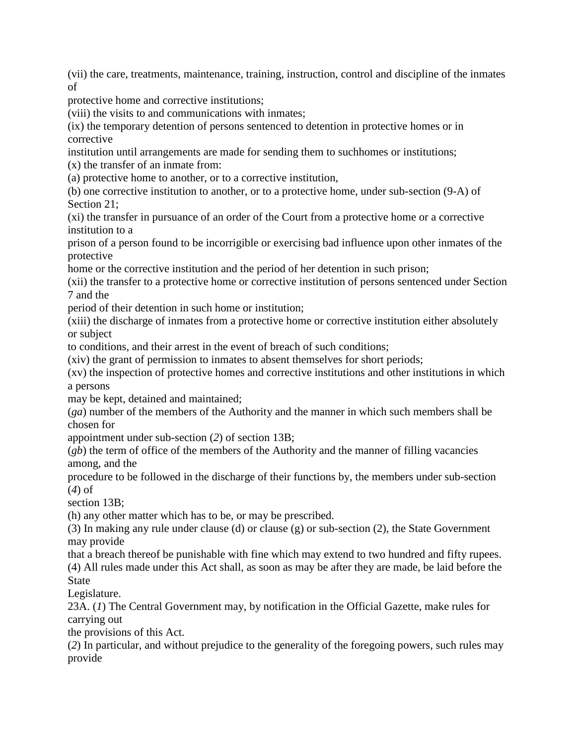(vii) the care, treatments, maintenance, training, instruction, control and discipline of the inmates of protective home and corrective institutions;

(viii) the visits to and communications with inmates;

(ix) the temporary detention of persons sentenced to detention in protective homes or in corrective institution until arrangements are made for sending them to suchhomes or institutions;

(x) the transfer of an inmate from:

(a) protective home to another, or to a corrective institution,

(b) one corrective institution to another, or to a protective home, under sub-section (9-A) of Section 21;

(xi) the transfer in pursuance of an order of the Court from a protective home or a corrective institution to a prison of a person found to be incorrigible or exercising bad influence upon other inmates of the protective home or the corrective institution and the period of her detention in such prison;

(xii) the transfer to a protective home or corrective institution of persons sentenced under Section 7 and the period of their detention in such home or institution;

(xiii) the discharge of inmates from a protective home or corrective institution either absolutely or subject to conditions, and their arrest in the event of breach of such conditions;

(xiv) the grant of permission to inmates to absent themselves for short periods;

(xv) the inspection of protective homes and corrective institutions and other institutions in which a persons may be kept, detained and maintained;

(*ga*) number of the members of the Authority and the manner in which such members shall be chosen for appointment under sub-section (*2*) of section 13B;

(*gb*) the term of office of the members of the Authority and the manner of filling vacancies among, and the procedure to be followed in the discharge of their functions by, the members under sub-section (*4*) of section 13B;

(h) any other matter which has to be, or may be prescribed.

(3) In making any rule under clause (d) or clause (g) or sub-section (2), the State Government may provide that a breach thereof be punishable with fine which may extend to two hundred and fifty rupees.

(4) All rules made under this Act shall, as soon as may be after they are made, be laid before the State Legislature.

23A. (*1*) The Central Government may, by notification in the Official Gazette, make rules for carrying out the provisions of this Act.

(*2*) In particular, and without prejudice to the generality of the foregoing powers, such rules may provide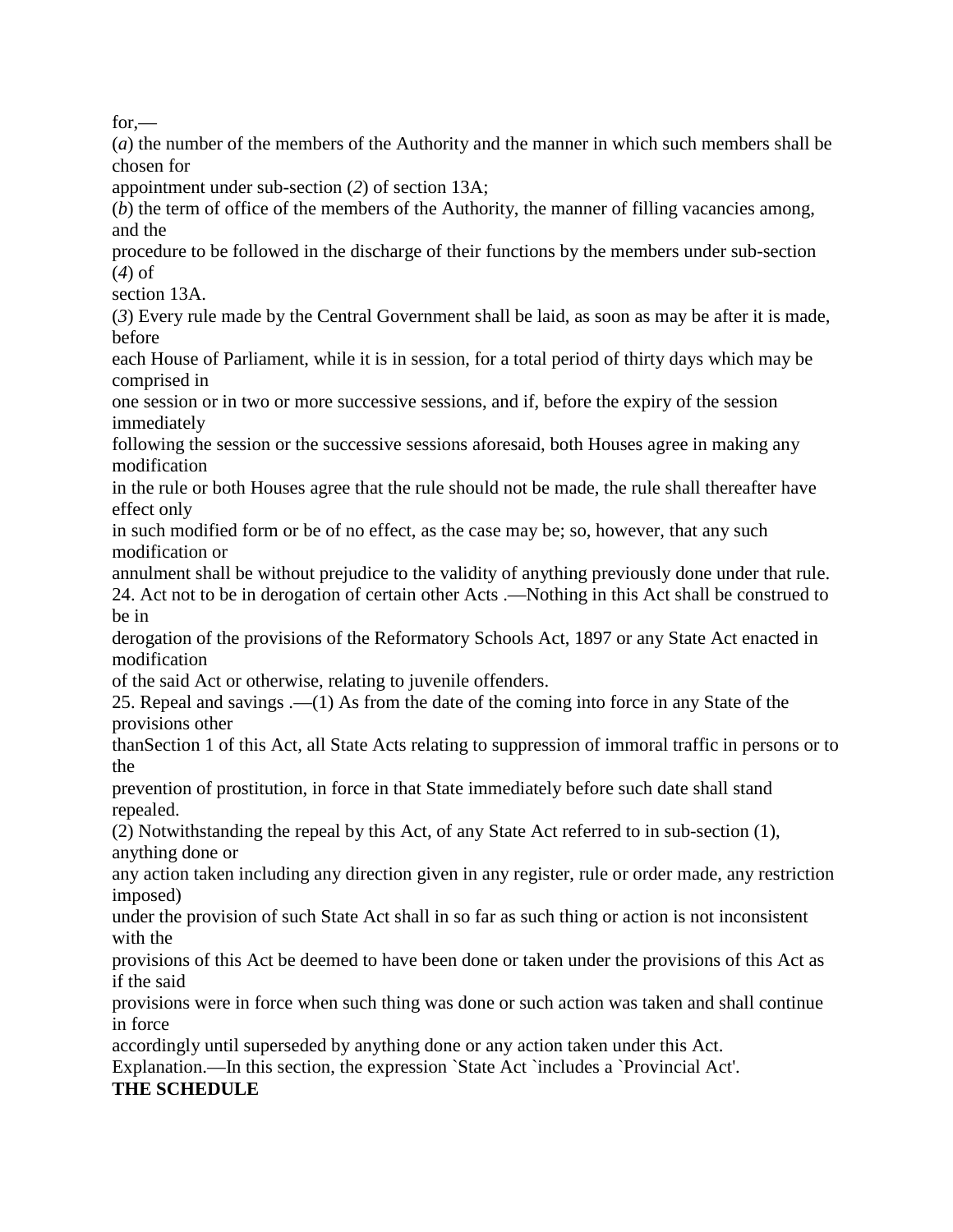for,—

(*a*) the number of the members of the Authority and the manner in which such members shall be chosen for appointment under sub-section (*2*) of section 13A;

(*b*) the term of office of the members of the Authority, the manner of filling vacancies among, and the procedure to be followed in the discharge of their functions by the members under sub-section (*4*) of section 13A.

(*3*) Every rule made by the Central Government shall be laid, as soon as may be after it is made, before each House of Parliament, while it is in session, for a total period of thirty days which may be comprised in one session or in two or more successive sessions, and if, before the expiry of the session immediately following the session or the successive sessions aforesaid, both Houses agree in making any modification in the rule or both Houses agree that the rule should not be made, the rule shall thereafter have effect only in such modified form or be of no effect, as the case may be; so, however, that any such modification or annulment shall be without prejudice to the validity of anything previously done under that rule.

24. Act not to be in derogation of certain other Acts .—Nothing in this Act shall be construed to be in derogation of the provisions of the Reformatory Schools Act, 1897 or any State Act enacted in modification of the said Act or otherwise, relating to juvenile offenders.

25. Repeal and savings .—(1) As from the date of the coming into force in any State of the provisions other thanSection 1 of this Act, all State Acts relating to suppression of immoral traffic in persons or to the prevention of prostitution, in force in that State immediately before such date shall stand repealed.

(2) Notwithstanding the repeal by this Act, of any State Act referred to in sub-section (1), anything done or any action taken including any direction given in any register, rule or order made, any restriction imposed) under the provision of such State Act shall in so far as such thing or action is not inconsistent with the provisions of this Act be deemed to have been done or taken under the provisions of this Act as if the said provisions were in force when such thing was done or such action was taken and shall continue in force accordingly until superseded by anything done or any action taken under this Act.

Explanation.—In this section, the expression `State Act `includes a `Provincial Act'.

**THE SCHEDULE**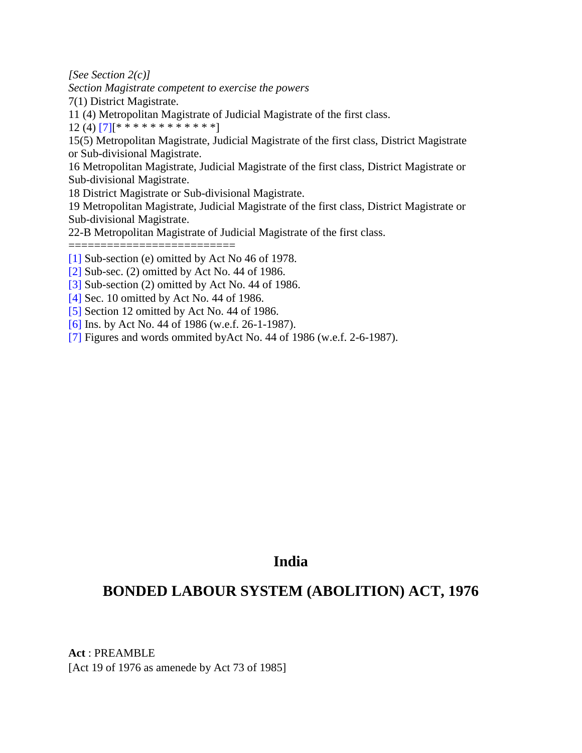*[See Section 2(c)]*

*Section Magistrate competent to exercise the powers*

7(1) District Magistrate.

11 (4) Metropolitan Magistrate of Judicial Magistrate of the first class.

12 (4) [7][* * * * * * * * * * * *]

15(5) Metropolitan Magistrate, Judicial Magistrate of the first class, District Magistrate or Sub-divisional Magistrate.

16 Metropolitan Magistrate, Judicial Magistrate of the first class, District Magistrate or Sub-divisional Magistrate.

18 District Magistrate or Sub-divisional Magistrate.

19 Metropolitan Magistrate, Judicial Magistrate of the first class, District Magistrate or Sub-divisional Magistrate.

22-B Metropolitan Magistrate of Judicial Magistrate of the first class.

========================

[1] Sub-section (e) omitted by Act No 46 of 1978.

[2] Sub-sec. (2) omitted by Act No. 44 of 1986.

[3] Sub-section (2) omitted by Act No. 44 of 1986.

[4] Sec. 10 omitted by Act No. 44 of 1986.

[5] Section 12 omitted by Act No. 44 of 1986.

[6] Ins. by Act No. 44 of 1986 (w.e.f. 26-1-1987).

[7] Figures and words ommited byAct No. 44 of 1986 (w.e.f. 2-6-1987).

## India

## BONDED LABOUR SYSTEM (ABOLITION) ACT, 1976

**Act** : PREAMBLE

[Act 19 of 1976 as amenede by Act 73 of 1985]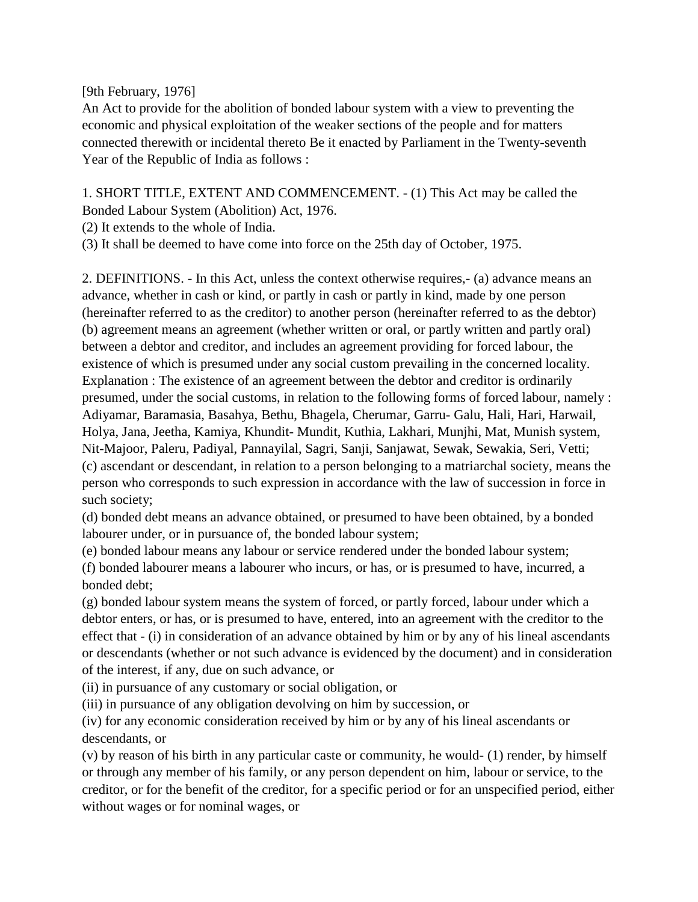[9th February, 1976]

An Act to provide for the abolition of bonded labour system with a view to preventing the economic and physical exploitation of the weaker sections of the people and for matters connected therewith or incidental thereto Be it enacted by Parliament in the Twenty-seventh Year of the Republic of India as follows :

1. SHORT TITLE, EXTENT AND COMMENCEMENT. - (1) This Act may be called the Bonded Labour System (Abolition) Act, 1976.
(2) It extends to the whole of India.
(3) It shall be deemed to have come into force on the 25th day of October, 1975.

2. DEFINITIONS. - In this Act, unless the context otherwise requires,- (a) advance means an advance, whether in cash or kind, or partly in cash or partly in kind, made by one person (hereinafter referred to as the creditor) to another person (hereinafter referred to as the debtor)
(b) agreement means an agreement (whether written or oral, or partly written and partly oral) between a debtor and creditor, and includes an agreement providing for forced labour, the existence of which is presumed under any social custom prevailing in the concerned locality.
Explanation : The existence of an agreement between the debtor and creditor is ordinarily presumed, under the social customs, in relation to the following forms of forced labour, namely : Adiyamar, Baramasia, Basahya, Bethu, Bhagela, Cherumar, Garru- Galu, Hali, Hari, Harwail, Holya, Jana, Jeetha, Kamiya, Khundit- Mundit, Kuthia, Lakhari, Munjhi, Mat, Munish system, Nit-Majoor, Paleru, Padiyal, Pannayilal, Sagri, Sanji, Sanjawat, Sewak, Sewakia, Seri, Vetti;
(c) ascendant or descendant, in relation to a person belonging to a matriarchal society, means the person who corresponds to such expression in accordance with the law of succession in force in such society;
(d) bonded debt means an advance obtained, or presumed to have been obtained, by a bonded labourer under, or in pursuance of, the bonded labour system;
(e) bonded labour means any labour or service rendered under the bonded labour system;
(f) bonded labourer means a labourer who incurs, or has, or is presumed to have, incurred, a bonded debt;
(g) bonded labour system means the system of forced, or partly forced, labour under which a debtor enters, or has, or is presumed to have, entered, into an agreement with the creditor to the effect that - (i) in consideration of an advance obtained by him or by any of his lineal ascendants or descendants (whether or not such advance is evidenced by the document) and in consideration of the interest, if any, due on such advance, or
(ii) in pursuance of any customary or social obligation, or
(iii) in pursuance of any obligation devolving on him by succession, or
(iv) for any economic consideration received by him or by any of his lineal ascendants or descendants, or
(v) by reason of his birth in any particular caste or community, he would- (1) render, by himself or through any member of his family, or any person dependent on him, labour or service, to the creditor, or for the benefit of the creditor, for a specific period or for an unspecified period, either without wages or for nominal wages, or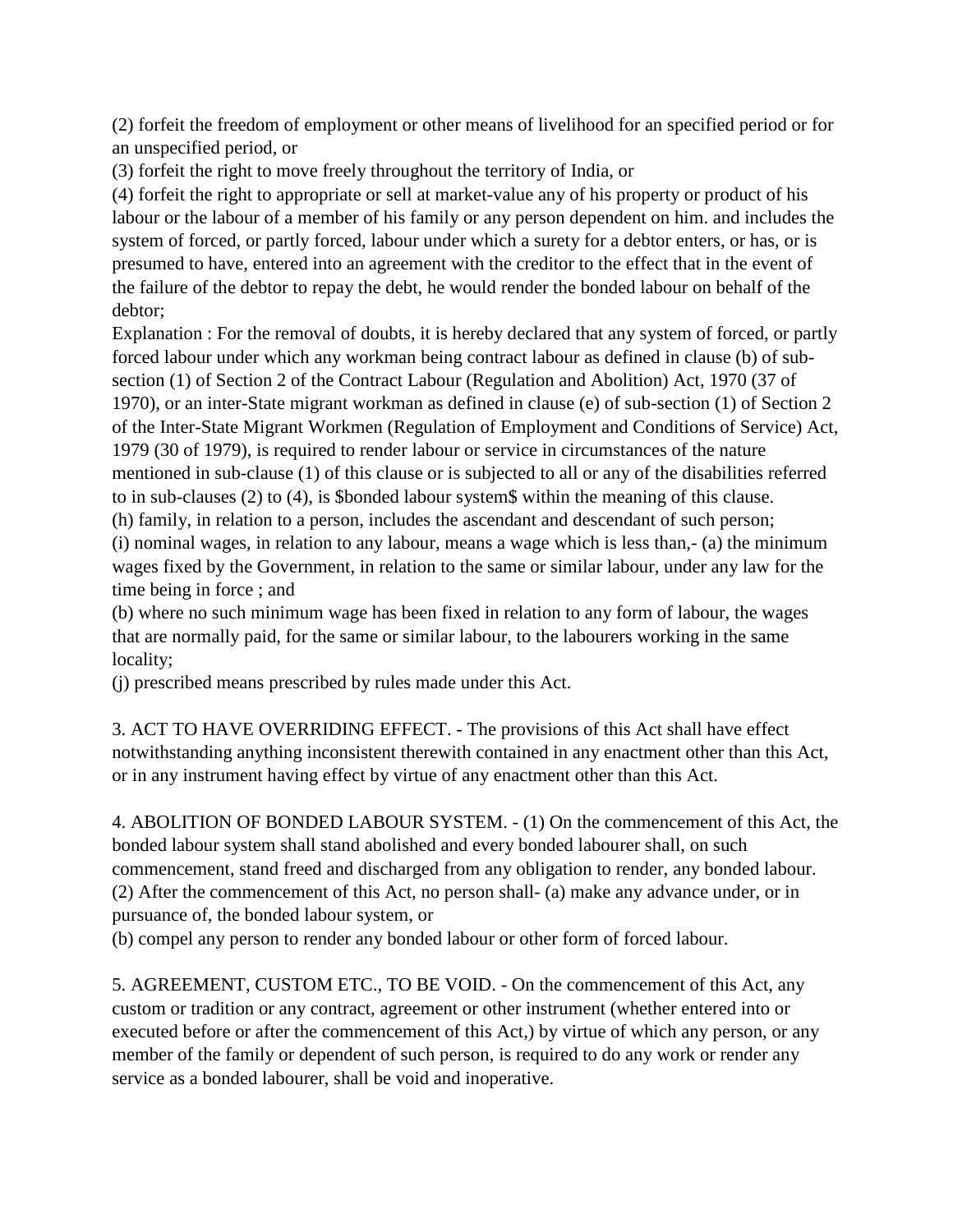(2) forfeit the freedom of employment or other means of livelihood for an specified period or for an unspecified period, or

(3) forfeit the right to move freely throughout the territory of India, or

(4) forfeit the right to appropriate or sell at market-value any of his property or product of his labour or the labour of a member of his family or any person dependent on him. and includes the system of forced, or partly forced, labour under which a surety for a debtor enters, or has, or is presumed to have, entered into an agreement with the creditor to the effect that in the event of the failure of the debtor to repay the debt, he would render the bonded labour on behalf of the debtor;

Explanation : For the removal of doubts, it is hereby declared that any system of forced, or partly forced labour under which any workman being contract labour as defined in clause (b) of sub-section (1) of Section 2 of the Contract Labour (Regulation and Abolition) Act, 1970 (37 of 1970), or an inter-State migrant workman as defined in clause (e) of sub-section (1) of Section 2 of the Inter-State Migrant Workmen (Regulation of Employment and Conditions of Service) Act, 1979 (30 of 1979), is required to render labour or service in circumstances of the nature mentioned in sub-clause (1) of this clause or is subjected to all or any of the disabilities referred to in sub-clauses (2) to (4), is $bonded labour system$ within the meaning of this clause.

(h) family, in relation to a person, includes the ascendant and descendant of such person;

(i) nominal wages, in relation to any labour, means a wage which is less than,- (a) the minimum wages fixed by the Government, in relation to the same or similar labour, under any law for the time being in force ; and

(b) where no such minimum wage has been fixed in relation to any form of labour, the wages that are normally paid, for the same or similar labour, to the labourers working in the same locality;

(j) prescribed means prescribed by rules made under this Act.

3. ACT TO HAVE OVERRIDING EFFECT. - The provisions of this Act shall have effect notwithstanding anything inconsistent therewith contained in any enactment other than this Act, or in any instrument having effect by virtue of any enactment other than this Act.

4. ABOLITION OF BONDED LABOUR SYSTEM. - (1) On the commencement of this Act, the bonded labour system shall stand abolished and every bonded labourer shall, on such commencement, stand freed and discharged from any obligation to render, any bonded labour.

(2) After the commencement of this Act, no person shall- (a) make any advance under, or in pursuance of, the bonded labour system, or

(b) compel any person to render any bonded labour or other form of forced labour.

5. AGREEMENT, CUSTOM ETC., TO BE VOID. - On the commencement of this Act, any custom or tradition or any contract, agreement or other instrument (whether entered into or executed before or after the commencement of this Act,) by virtue of which any person, or any member of the family or dependent of such person, is required to do any work or render any service as a bonded labourer, shall be void and inoperative.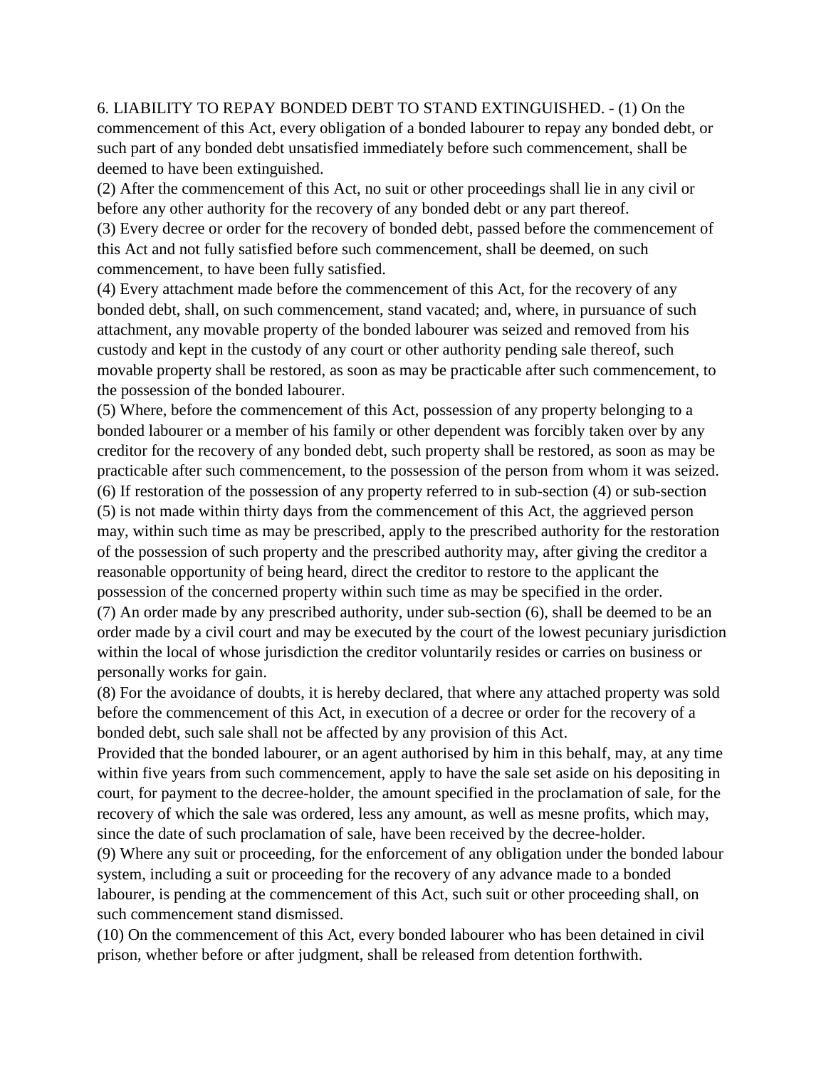6. LIABILITY TO REPAY BONDED DEBT TO STAND EXTINGUISHED. - (1) On the commencement of this Act, every obligation of a bonded labourer to repay any bonded debt, or such part of any bonded debt unsatisfied immediately before such commencement, shall be deemed to have been extinguished.

(2) After the commencement of this Act, no suit or other proceedings shall lie in any civil or before any other authority for the recovery of any bonded debt or any part thereof.

(3) Every decree or order for the recovery of bonded debt, passed before the commencement of this Act and not fully satisfied before such commencement, shall be deemed, on such commencement, to have been fully satisfied.

(4) Every attachment made before the commencement of this Act, for the recovery of any bonded debt, shall, on such commencement, stand vacated; and, where, in pursuance of such attachment, any movable property of the bonded labourer was seized and removed from his custody and kept in the custody of any court or other authority pending sale thereof, such movable property shall be restored, as soon as may be practicable after such commencement, to the possession of the bonded labourer.

(5) Where, before the commencement of this Act, possession of any property belonging to a bonded labourer or a member of his family or other dependent was forcibly taken over by any creditor for the recovery of any bonded debt, such property shall be restored, as soon as may be practicable after such commencement, to the possession of the person from whom it was seized.

(6) If restoration of the possession of any property referred to in sub-section (4) or sub-section (5) is not made within thirty days from the commencement of this Act, the aggrieved person may, within such time as may be prescribed, apply to the prescribed authority for the restoration of the possession of such property and the prescribed authority may, after giving the creditor a reasonable opportunity of being heard, direct the creditor to restore to the applicant the possession of the concerned property within such time as may be specified in the order.

(7) An order made by any prescribed authority, under sub-section (6), shall be deemed to be an order made by a civil court and may be executed by the court of the lowest pecuniary jurisdiction within the local of whose jurisdiction the creditor voluntarily resides or carries on business or personally works for gain.

(8) For the avoidance of doubts, it is hereby declared, that where any attached property was sold before the commencement of this Act, in execution of a decree or order for the recovery of a bonded debt, such sale shall not be affected by any provision of this Act.

Provided that the bonded labourer, or an agent authorised by him in this behalf, may, at any time within five years from such commencement, apply to have the sale set aside on his depositing in court, for payment to the decree-holder, the amount specified in the proclamation of sale, for the recovery of which the sale was ordered, less any amount, as well as mesne profits, which may, since the date of such proclamation of sale, have been received by the decree-holder.

(9) Where any suit or proceeding, for the enforcement of any obligation under the bonded labour system, including a suit or proceeding for the recovery of any advance made to a bonded labourer, is pending at the commencement of this Act, such suit or other proceeding shall, on such commencement stand dismissed.

(10) On the commencement of this Act, every bonded labourer who has been detained in civil prison, whether before or after judgment, shall be released from detention forthwith.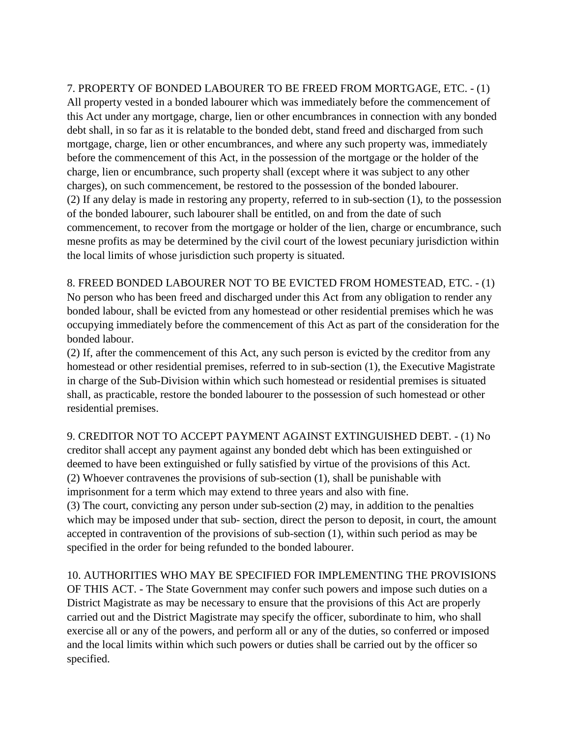7. PROPERTY OF BONDED LABOURER TO BE FREED FROM MORTGAGE, ETC. - (1) All property vested in a bonded labourer which was immediately before the commencement of this Act under any mortgage, charge, lien or other encumbrances in connection with any bonded debt shall, in so far as it is relatable to the bonded debt, stand freed and discharged from such mortgage, charge, lien or other encumbrances, and where any such property was, immediately before the commencement of this Act, in the possession of the mortgage or the holder of the charge, lien or encumbrance, such property shall (except where it was subject to any other charges), on such commencement, be restored to the possession of the bonded labourer.
(2) If any delay is made in restoring any property, referred to in sub-section (1), to the possession of the bonded labourer, such labourer shall be entitled, on and from the date of such commencement, to recover from the mortgage or holder of the lien, charge or encumbrance, such mesne profits as may be determined by the civil court of the lowest pecuniary jurisdiction within the local limits of whose jurisdiction such property is situated.

8. FREED BONDED LABOURER NOT TO BE EVICTED FROM HOMESTEAD, ETC. - (1) No person who has been freed and discharged under this Act from any obligation to render any bonded labour, shall be evicted from any homestead or other residential premises which he was occupying immediately before the commencement of this Act as part of the consideration for the bonded labour.
(2) If, after the commencement of this Act, any such person is evicted by the creditor from any homestead or other residential premises, referred to in sub-section (1), the Executive Magistrate in charge of the Sub-Division within which such homestead or residential premises is situated shall, as practicable, restore the bonded labourer to the possession of such homestead or other residential premises.

9. CREDITOR NOT TO ACCEPT PAYMENT AGAINST EXTINGUISHED DEBT. - (1) No creditor shall accept any payment against any bonded debt which has been extinguished or deemed to have been extinguished or fully satisfied by virtue of the provisions of this Act.
(2) Whoever contravenes the provisions of sub-section (1), shall be punishable with imprisonment for a term which may extend to three years and also with fine.
(3) The court, convicting any person under sub-section (2) may, in addition to the penalties which may be imposed under that sub- section, direct the person to deposit, in court, the amount accepted in contravention of the provisions of sub-section (1), within such period as may be specified in the order for being refunded to the bonded labourer.

10. AUTHORITIES WHO MAY BE SPECIFIED FOR IMPLEMENTING THE PROVISIONS OF THIS ACT. - The State Government may confer such powers and impose such duties on a District Magistrate as may be necessary to ensure that the provisions of this Act are properly carried out and the District Magistrate may specify the officer, subordinate to him, who shall exercise all or any of the powers, and perform all or any of the duties, so conferred or imposed and the local limits within which such powers or duties shall be carried out by the officer so specified.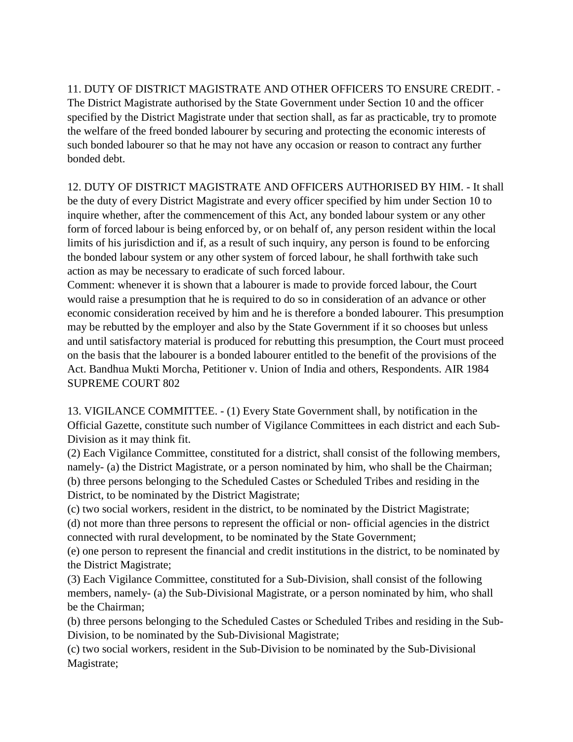11. DUTY OF DISTRICT MAGISTRATE AND OTHER OFFICERS TO ENSURE CREDIT. - The District Magistrate authorised by the State Government under Section 10 and the officer specified by the District Magistrate under that section shall, as far as practicable, try to promote the welfare of the freed bonded labourer by securing and protecting the economic interests of such bonded labourer so that he may not have any occasion or reason to contract any further bonded debt.

12. DUTY OF DISTRICT MAGISTRATE AND OFFICERS AUTHORISED BY HIM. - It shall be the duty of every District Magistrate and every officer specified by him under Section 10 to inquire whether, after the commencement of this Act, any bonded labour system or any other form of forced labour is being enforced by, or on behalf of, any person resident within the local limits of his jurisdiction and if, as a result of such inquiry, any person is found to be enforcing the bonded labour system or any other system of forced labour, he shall forthwith take such action as may be necessary to eradicate of such forced labour.
Comment: whenever it is shown that a labourer is made to provide forced labour, the Court would raise a presumption that he is required to do so in consideration of an advance or other economic consideration received by him and he is therefore a bonded labourer. This presumption may be rebutted by the employer and also by the State Government if it so chooses but unless and until satisfactory material is produced for rebutting this presumption, the Court must proceed on the basis that the labourer is a bonded labourer entitled to the benefit of the provisions of the Act. Bandhua Mukti Morcha, Petitioner v. Union of India and others, Respondents. AIR 1984 SUPREME COURT 802

13. VIGILANCE COMMITTEE. - (1) Every State Government shall, by notification in the Official Gazette, constitute such number of Vigilance Committees in each district and each Sub-Division as it may think fit.
(2) Each Vigilance Committee, constituted for a district, shall consist of the following members, namely- (a) the District Magistrate, or a person nominated by him, who shall be the Chairman;
(b) three persons belonging to the Scheduled Castes or Scheduled Tribes and residing in the District, to be nominated by the District Magistrate;
(c) two social workers, resident in the district, to be nominated by the District Magistrate;
(d) not more than three persons to represent the official or non- official agencies in the district connected with rural development, to be nominated by the State Government;
(e) one person to represent the financial and credit institutions in the district, to be nominated by the District Magistrate;
(3) Each Vigilance Committee, constituted for a Sub-Division, shall consist of the following members, namely- (a) the Sub-Divisional Magistrate, or a person nominated by him, who shall be the Chairman;
(b) three persons belonging to the Scheduled Castes or Scheduled Tribes and residing in the Sub-Division, to be nominated by the Sub-Divisional Magistrate;
(c) two social workers, resident in the Sub-Division to be nominated by the Sub-Divisional Magistrate;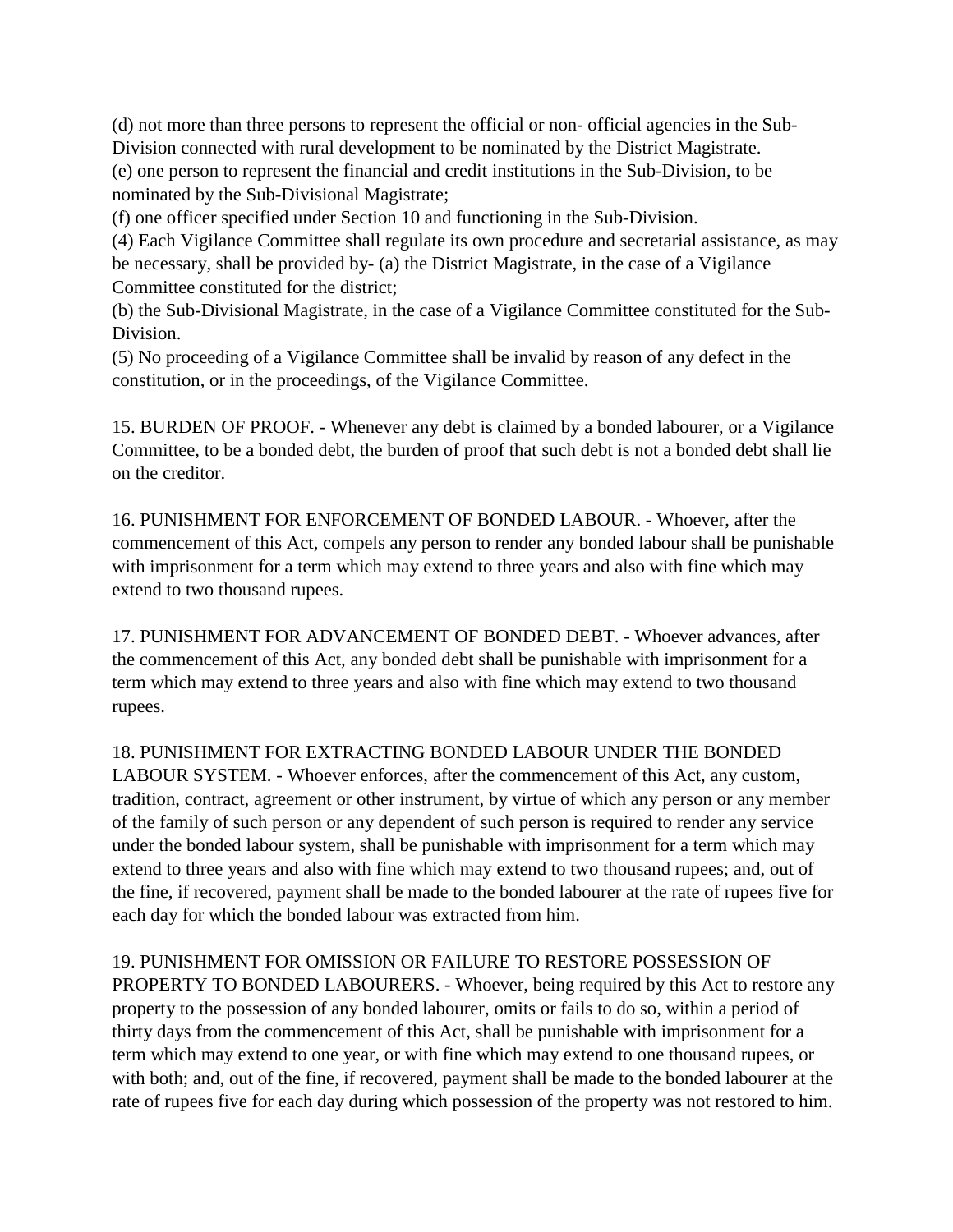(d) not more than three persons to represent the official or non- official agencies in the Sub-Division connected with rural development to be nominated by the District Magistrate.

(e) one person to represent the financial and credit institutions in the Sub-Division, to be nominated by the Sub-Divisional Magistrate;

(f) one officer specified under Section 10 and functioning in the Sub-Division.

(4) Each Vigilance Committee shall regulate its own procedure and secretarial assistance, as may be necessary, shall be provided by- (a) the District Magistrate, in the case of a Vigilance Committee constituted for the district;

(b) the Sub-Divisional Magistrate, in the case of a Vigilance Committee constituted for the Sub-Division.

(5) No proceeding of a Vigilance Committee shall be invalid by reason of any defect in the constitution, or in the proceedings, of the Vigilance Committee.

15. BURDEN OF PROOF. - Whenever any debt is claimed by a bonded labourer, or a Vigilance Committee, to be a bonded debt, the burden of proof that such debt is not a bonded debt shall lie on the creditor.

16. PUNISHMENT FOR ENFORCEMENT OF BONDED LABOUR. - Whoever, after the commencement of this Act, compels any person to render any bonded labour shall be punishable with imprisonment for a term which may extend to three years and also with fine which may extend to two thousand rupees.

17. PUNISHMENT FOR ADVANCEMENT OF BONDED DEBT. - Whoever advances, after the commencement of this Act, any bonded debt shall be punishable with imprisonment for a term which may extend to three years and also with fine which may extend to two thousand rupees.

18. PUNISHMENT FOR EXTRACTING BONDED LABOUR UNDER THE BONDED LABOUR SYSTEM. - Whoever enforces, after the commencement of this Act, any custom, tradition, contract, agreement or other instrument, by virtue of which any person or any member of the family of such person or any dependent of such person is required to render any service under the bonded labour system, shall be punishable with imprisonment for a term which may extend to three years and also with fine which may extend to two thousand rupees; and, out of the fine, if recovered, payment shall be made to the bonded labourer at the rate of rupees five for each day for which the bonded labour was extracted from him.

19. PUNISHMENT FOR OMISSION OR FAILURE TO RESTORE POSSESSION OF PROPERTY TO BONDED LABOURERS. - Whoever, being required by this Act to restore any property to the possession of any bonded labourer, omits or fails to do so, within a period of thirty days from the commencement of this Act, shall be punishable with imprisonment for a term which may extend to one year, or with fine which may extend to one thousand rupees, or with both; and, out of the fine, if recovered, payment shall be made to the bonded labourer at the rate of rupees five for each day during which possession of the property was not restored to him.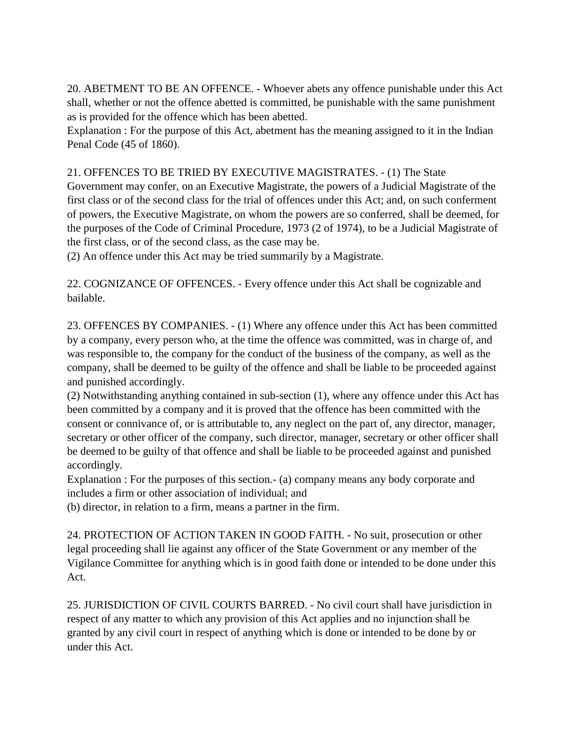20. ABETMENT TO BE AN OFFENCE. - Whoever abets any offence punishable under this Act shall, whether or not the offence abetted is committed, be punishable with the same punishment as is provided for the offence which has been abetted.
Explanation : For the purpose of this Act, abetment has the meaning assigned to it in the Indian Penal Code (45 of 1860).

21. OFFENCES TO BE TRIED BY EXECUTIVE MAGISTRATES. - (1) The State Government may confer, on an Executive Magistrate, the powers of a Judicial Magistrate of the first class or of the second class for the trial of offences under this Act; and, on such conferment of powers, the Executive Magistrate, on whom the powers are so conferred, shall be deemed, for the purposes of the Code of Criminal Procedure, 1973 (2 of 1974), to be a Judicial Magistrate of the first class, or of the second class, as the case may be.
(2) An offence under this Act may be tried summarily by a Magistrate.

22. COGNIZANCE OF OFFENCES. - Every offence under this Act shall be cognizable and bailable.

23. OFFENCES BY COMPANIES. - (1) Where any offence under this Act has been committed by a company, every person who, at the time the offence was committed, was in charge of, and was responsible to, the company for the conduct of the business of the company, as well as the company, shall be deemed to be guilty of the offence and shall be liable to be proceeded against and punished accordingly.
(2) Notwithstanding anything contained in sub-section (1), where any offence under this Act has been committed by a company and it is proved that the offence has been committed with the consent or connivance of, or is attributable to, any neglect on the part of, any director, manager, secretary or other officer of the company, such director, manager, secretary or other officer shall be deemed to be guilty of that offence and shall be liable to be proceeded against and punished accordingly.
Explanation : For the purposes of this section.- (a) company means any body corporate and includes a firm or other association of individual; and
(b) director, in relation to a firm, means a partner in the firm.

24. PROTECTION OF ACTION TAKEN IN GOOD FAITH. - No suit, prosecution or other legal proceeding shall lie against any officer of the State Government or any member of the Vigilance Committee for anything which is in good faith done or intended to be done under this Act.

25. JURISDICTION OF CIVIL COURTS BARRED. - No civil court shall have jurisdiction in respect of any matter to which any provision of this Act applies and no injunction shall be granted by any civil court in respect of anything which is done or intended to be done by or under this Act.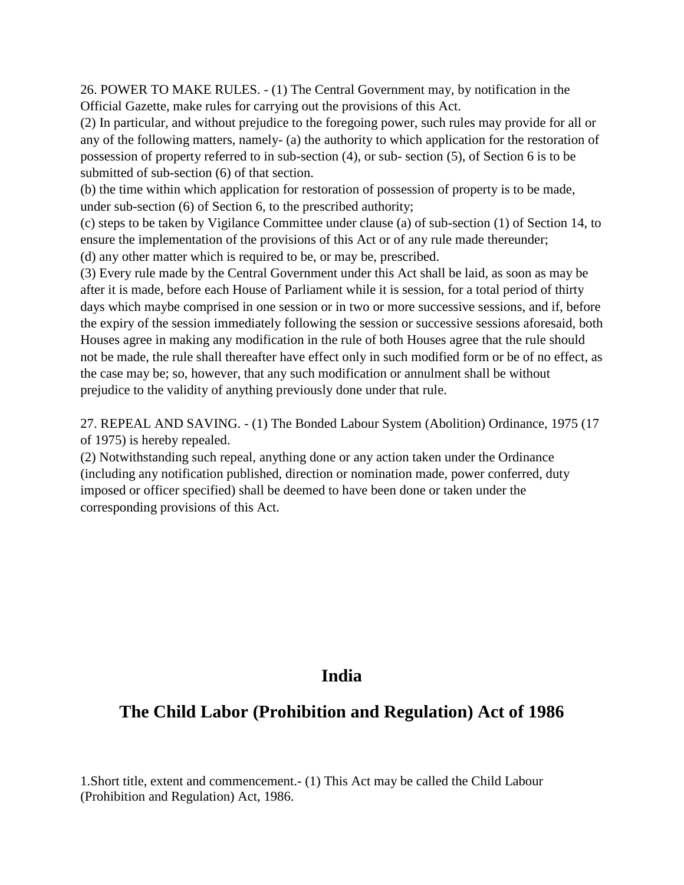26. POWER TO MAKE RULES. - (1) The Central Government may, by notification in the Official Gazette, make rules for carrying out the provisions of this Act.

(2) In particular, and without prejudice to the foregoing power, such rules may provide for all or any of the following matters, namely- (a) the authority to which application for the restoration of possession of property referred to in sub-section (4), or sub- section (5), of Section 6 is to be submitted of sub-section (6) of that section.

(b) the time within which application for restoration of possession of property is to be made, under sub-section (6) of Section 6, to the prescribed authority;

(c) steps to be taken by Vigilance Committee under clause (a) of sub-section (1) of Section 14, to ensure the implementation of the provisions of this Act or of any rule made thereunder;

(d) any other matter which is required to be, or may be, prescribed.

(3) Every rule made by the Central Government under this Act shall be laid, as soon as may be after it is made, before each House of Parliament while it is session, for a total period of thirty days which maybe comprised in one session or in two or more successive sessions, and if, before the expiry of the session immediately following the session or successive sessions aforesaid, both Houses agree in making any modification in the rule of both Houses agree that the rule should not be made, the rule shall thereafter have effect only in such modified form or be of no effect, as the case may be; so, however, that any such modification or annulment shall be without prejudice to the validity of anything previously done under that rule.

27. REPEAL AND SAVING. - (1) The Bonded Labour System (Abolition) Ordinance, 1975 (17 of 1975) is hereby repealed.

(2) Notwithstanding such repeal, anything done or any action taken under the Ordinance (including any notification published, direction or nomination made, power conferred, duty imposed or officer specified) shall be deemed to have been done or taken under the corresponding provisions of this Act.

## India

## The Child Labor (Prohibition and Regulation) Act of 1986

1.Short title, extent and commencement.- (1) This Act may be called the Child Labour (Prohibition and Regulation) Act, 1986.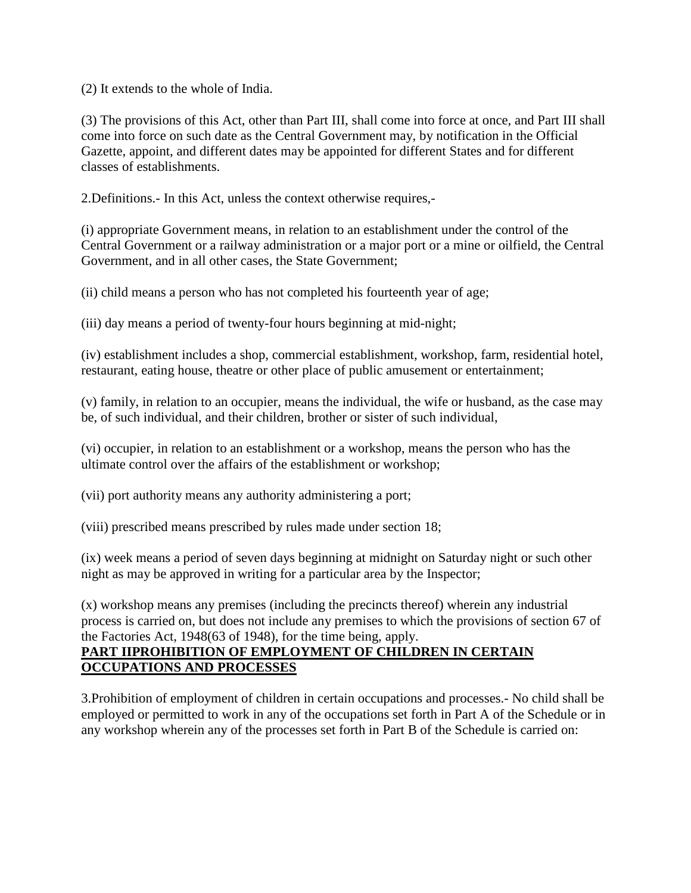(2) It extends to the whole of India.

(3) The provisions of this Act, other than Part III, shall come into force at once, and Part III shall come into force on such date as the Central Government may, by notification in the Official Gazette, appoint, and different dates may be appointed for different States and for different classes of establishments.

2.Definitions.- In this Act, unless the context otherwise requires,-

(i) appropriate Government means, in relation to an establishment under the control of the Central Government or a railway administration or a major port or a mine or oilfield, the Central Government, and in all other cases, the State Government;

(ii) child means a person who has not completed his fourteenth year of age;

(iii) day means a period of twenty-four hours beginning at mid-night;

(iv) establishment includes a shop, commercial establishment, workshop, farm, residential hotel, restaurant, eating house, theatre or other place of public amusement or entertainment;

(v) family, in relation to an occupier, means the individual, the wife or husband, as the case may be, of such individual, and their children, brother or sister of such individual,

(vi) occupier, in relation to an establishment or a workshop, means the person who has the ultimate control over the affairs of the establishment or workshop;

(vii) port authority means any authority administering a port;

(viii) prescribed means prescribed by rules made under section 18;

(ix) week means a period of seven days beginning at midnight on Saturday night or such other night as may be approved in writing for a particular area by the Inspector;

(x) workshop means any premises (including the precincts thereof) wherein any industrial process is carried on, but does not include any premises to which the provisions of section 67 of the Factories Act, 1948(63 of 1948), for the time being, apply.

## PART IIPROHIBITION OF EMPLOYMENT OF CHILDREN IN CERTAIN OCCUPATIONS AND PROCESSES

3.Prohibition of employment of children in certain occupations and processes.- No child shall be employed or permitted to work in any of the occupations set forth in Part A of the Schedule or in any workshop wherein any of the processes set forth in Part B of the Schedule is carried on: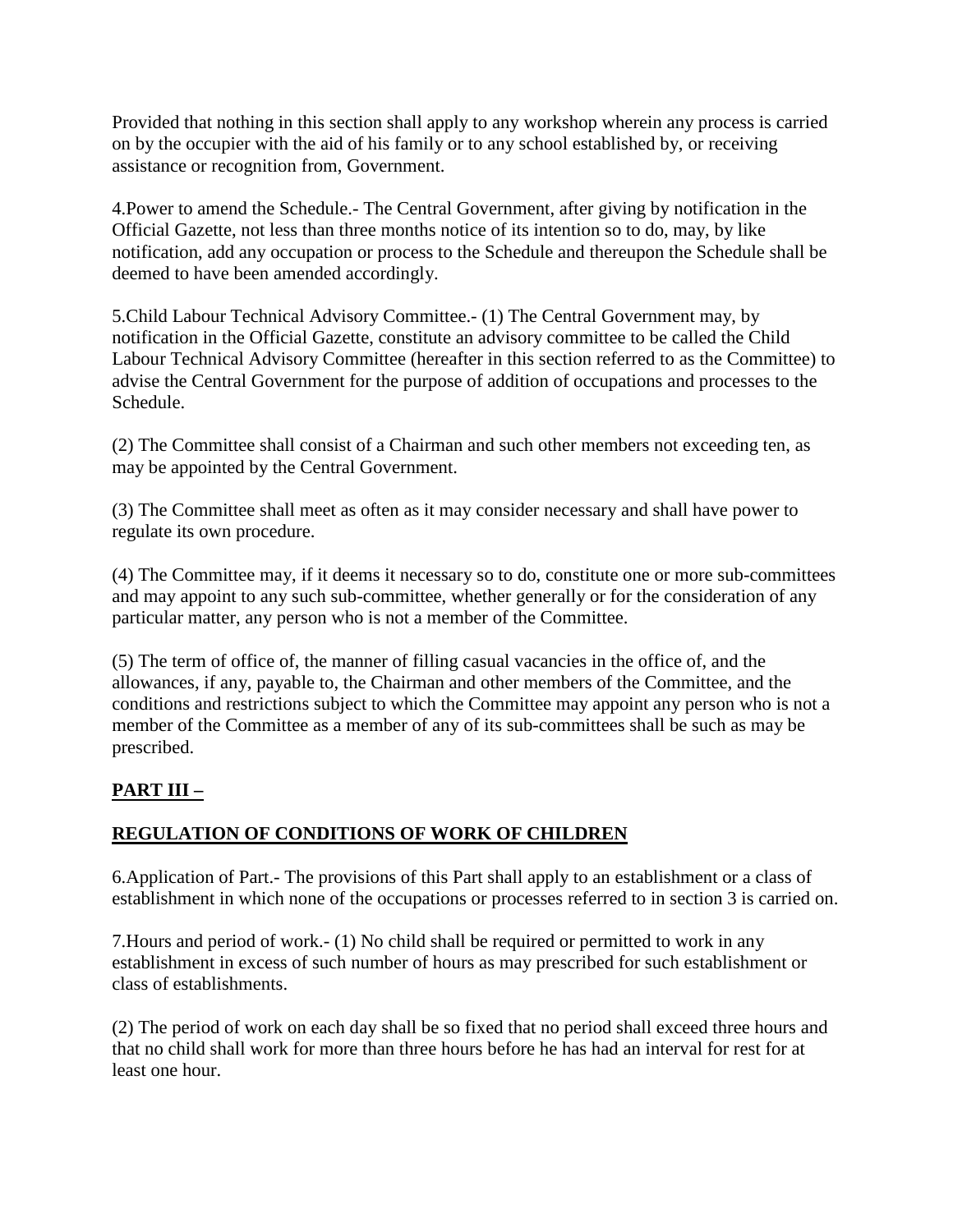Provided that nothing in this section shall apply to any workshop wherein any process is carried on by the occupier with the aid of his family or to any school established by, or receiving assistance or recognition from, Government.

4.Power to amend the Schedule.- The Central Government, after giving by notification in the Official Gazette, not less than three months notice of its intention so to do, may, by like notification, add any occupation or process to the Schedule and thereupon the Schedule shall be deemed to have been amended accordingly.

5.Child Labour Technical Advisory Committee.- (1) The Central Government may, by notification in the Official Gazette, constitute an advisory committee to be called the Child Labour Technical Advisory Committee (hereafter in this section referred to as the Committee) to advise the Central Government for the purpose of addition of occupations and processes to the Schedule.

(2) The Committee shall consist of a Chairman and such other members not exceeding ten, as may be appointed by the Central Government.

(3) The Committee shall meet as often as it may consider necessary and shall have power to regulate its own procedure.

(4) The Committee may, if it deems it necessary so to do, constitute one or more sub-committees and may appoint to any such sub-committee, whether generally or for the consideration of any particular matter, any person who is not a member of the Committee.

(5) The term of office of, the manner of filling casual vacancies in the office of, and the allowances, if any, payable to, the Chairman and other members of the Committee, and the conditions and restrictions subject to which the Committee may appoint any person who is not a member of the Committee as a member of any of its sub-committees shall be such as may be prescribed.

## PART III –

## REGULATION OF CONDITIONS OF WORK OF CHILDREN

6.Application of Part.- The provisions of this Part shall apply to an establishment or a class of establishment in which none of the occupations or processes referred to in section 3 is carried on.

7.Hours and period of work.- (1) No child shall be required or permitted to work in any establishment in excess of such number of hours as may prescribed for such establishment or class of establishments.

(2) The period of work on each day shall be so fixed that no period shall exceed three hours and that no child shall work for more than three hours before he has had an interval for rest for at least one hour.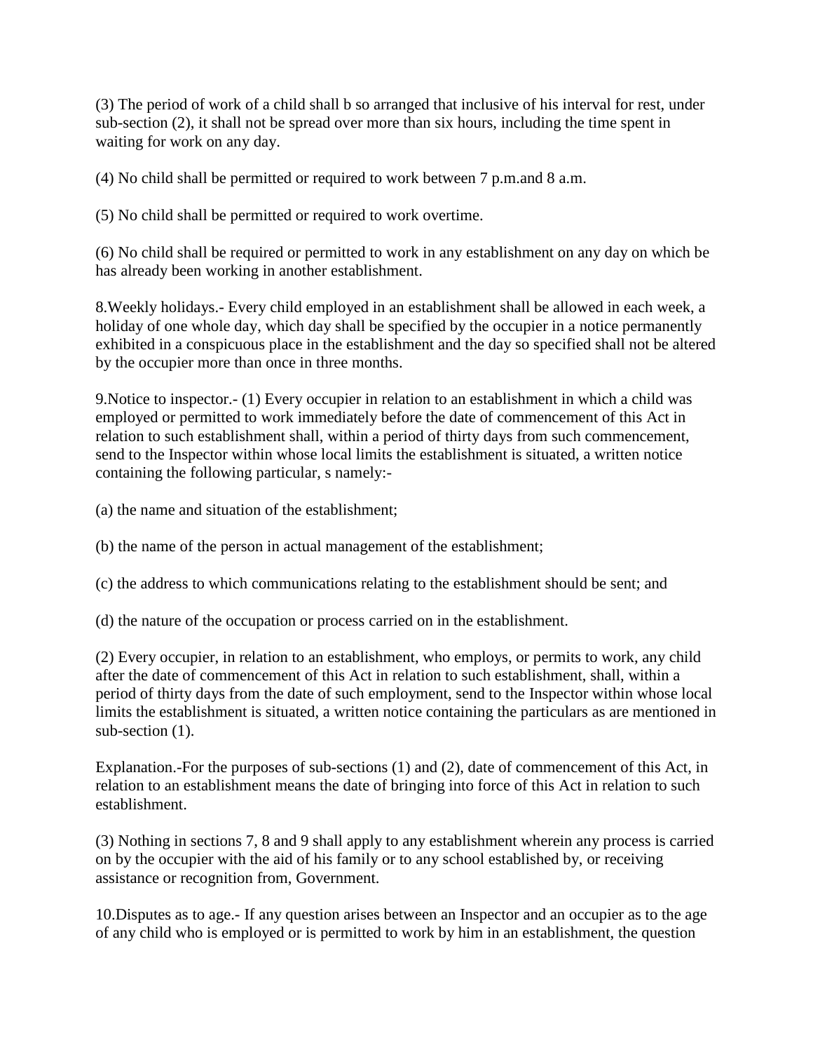(3) The period of work of a child shall b so arranged that inclusive of his interval for rest, under sub-section (2), it shall not be spread over more than six hours, including the time spent in waiting for work on any day.

(4) No child shall be permitted or required to work between 7 p.m.and 8 a.m.

(5) No child shall be permitted or required to work overtime.

(6) No child shall be required or permitted to work in any establishment on any day on which be has already been working in another establishment.

8.Weekly holidays.- Every child employed in an establishment shall be allowed in each week, a holiday of one whole day, which day shall be specified by the occupier in a notice permanently exhibited in a conspicuous place in the establishment and the day so specified shall not be altered by the occupier more than once in three months.

9.Notice to inspector.- (1) Every occupier in relation to an establishment in which a child was employed or permitted to work immediately before the date of commencement of this Act in relation to such establishment shall, within a period of thirty days from such commencement, send to the Inspector within whose local limits the establishment is situated, a written notice containing the following particular, s namely:-

(a) the name and situation of the establishment;

(b) the name of the person in actual management of the establishment;

(c) the address to which communications relating to the establishment should be sent; and

(d) the nature of the occupation or process carried on in the establishment.

(2) Every occupier, in relation to an establishment, who employs, or permits to work, any child after the date of commencement of this Act in relation to such establishment, shall, within a period of thirty days from the date of such employment, send to the Inspector within whose local limits the establishment is situated, a written notice containing the particulars as are mentioned in sub-section (1).

Explanation.-For the purposes of sub-sections (1) and (2), date of commencement of this Act, in relation to an establishment means the date of bringing into force of this Act in relation to such establishment.

(3) Nothing in sections 7, 8 and 9 shall apply to any establishment wherein any process is carried on by the occupier with the aid of his family or to any school established by, or receiving assistance or recognition from, Government.

10.Disputes as to age.- If any question arises between an Inspector and an occupier as to the age of any child who is employed or is permitted to work by him in an establishment, the question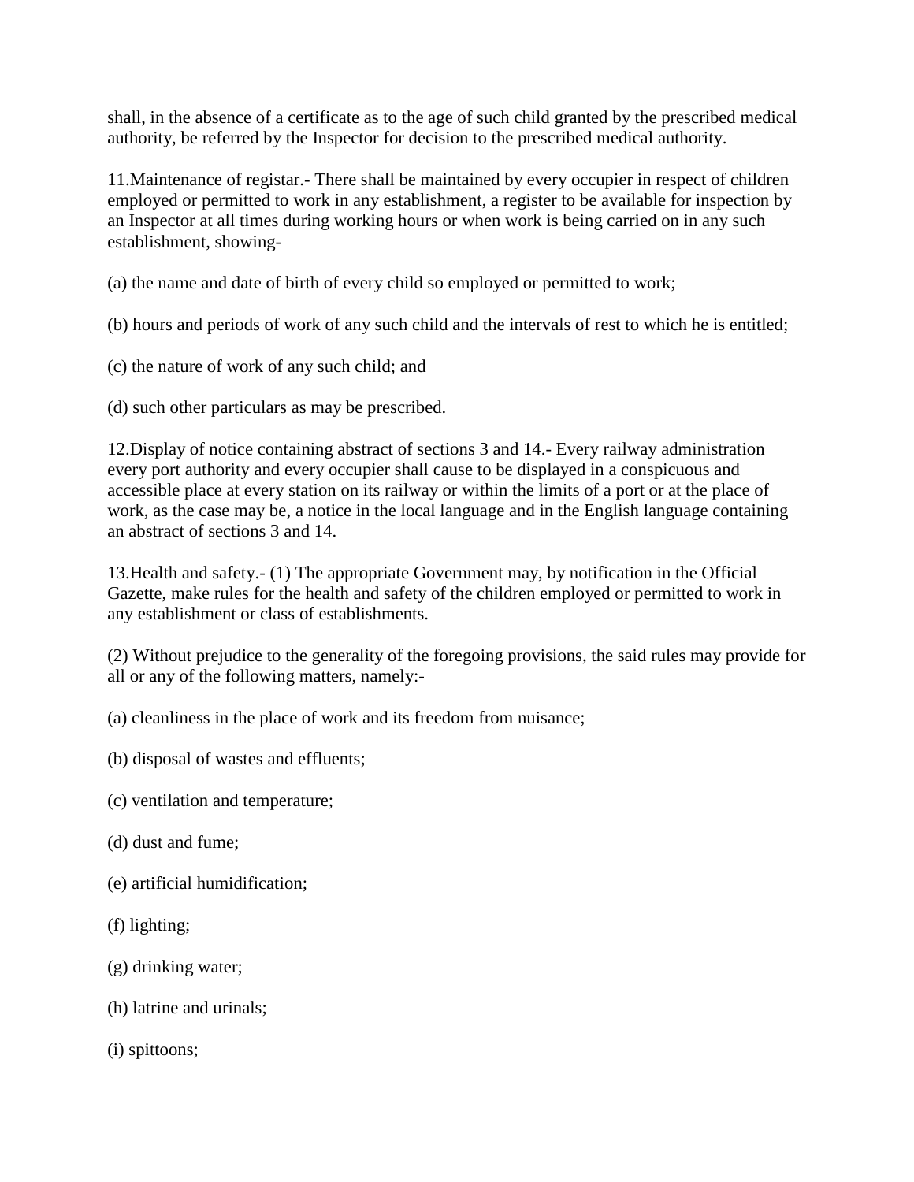shall, in the absence of a certificate as to the age of such child granted by the prescribed medical authority, be referred by the Inspector for decision to the prescribed medical authority.

11.Maintenance of registar.- There shall be maintained by every occupier in respect of children employed or permitted to work in any establishment, a register to be available for inspection by an Inspector at all times during working hours or when work is being carried on in any such establishment, showing-

(a) the name and date of birth of every child so employed or permitted to work;

(b) hours and periods of work of any such child and the intervals of rest to which he is entitled;

(c) the nature of work of any such child; and

(d) such other particulars as may be prescribed.

12.Display of notice containing abstract of sections 3 and 14.- Every railway administration every port authority and every occupier shall cause to be displayed in a conspicuous and accessible place at every station on its railway or within the limits of a port or at the place of work, as the case may be, a notice in the local language and in the English language containing an abstract of sections 3 and 14.

13.Health and safety.- (1) The appropriate Government may, by notification in the Official Gazette, make rules for the health and safety of the children employed or permitted to work in any establishment or class of establishments.

(2) Without prejudice to the generality of the foregoing provisions, the said rules may provide for all or any of the following matters, namely:-

(a) cleanliness in the place of work and its freedom from nuisance;

(b) disposal of wastes and effluents;

(c) ventilation and temperature;

(d) dust and fume;

(e) artificial humidification;

(f) lighting;

(g) drinking water;

(h) latrine and urinals;

(i) spittoons;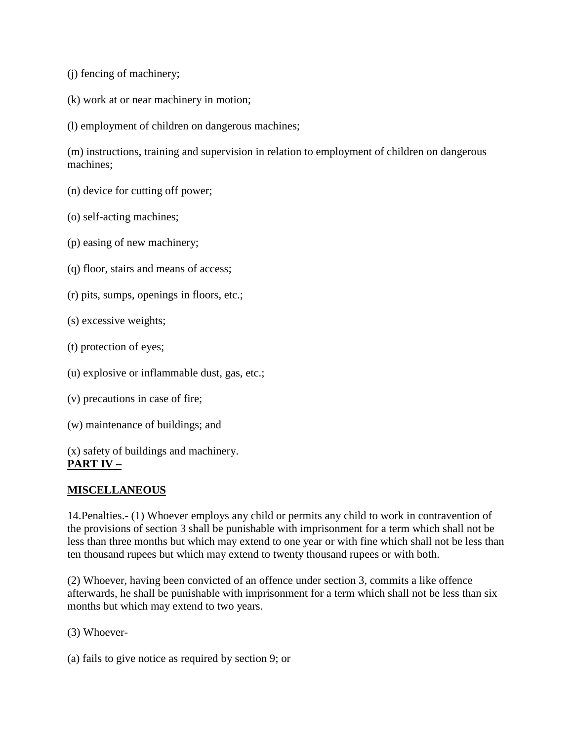(j) fencing of machinery;

(k) work at or near machinery in motion;

(l) employment of children on dangerous machines;

(m) instructions, training and supervision in relation to employment of children on dangerous machines;

(n) device for cutting off power;

(o) self-acting machines;

(p) easing of new machinery;

(q) floor, stairs and means of access;

(r) pits, sumps, openings in floors, etc.;

(s) excessive weights;

(t) protection of eyes;

(u) explosive or inflammable dust, gas, etc.;

(v) precautions in case of fire;

(w) maintenance of buildings; and

(x) safety of buildings and machinery.

## PART IV –

## MISCELLANEOUS

14.Penalties.- (1) Whoever employs any child or permits any child to work in contravention of the provisions of section 3 shall be punishable with imprisonment for a term which shall not be less than three months but which may extend to one year or with fine which shall not be less than ten thousand rupees but which may extend to twenty thousand rupees or with both.

(2) Whoever, having been convicted of an offence under section 3, commits a like offence afterwards, he shall be punishable with imprisonment for a term which shall not be less than six months but which may extend to two years.

(3) Whoever-

(a) fails to give notice as required by section 9; or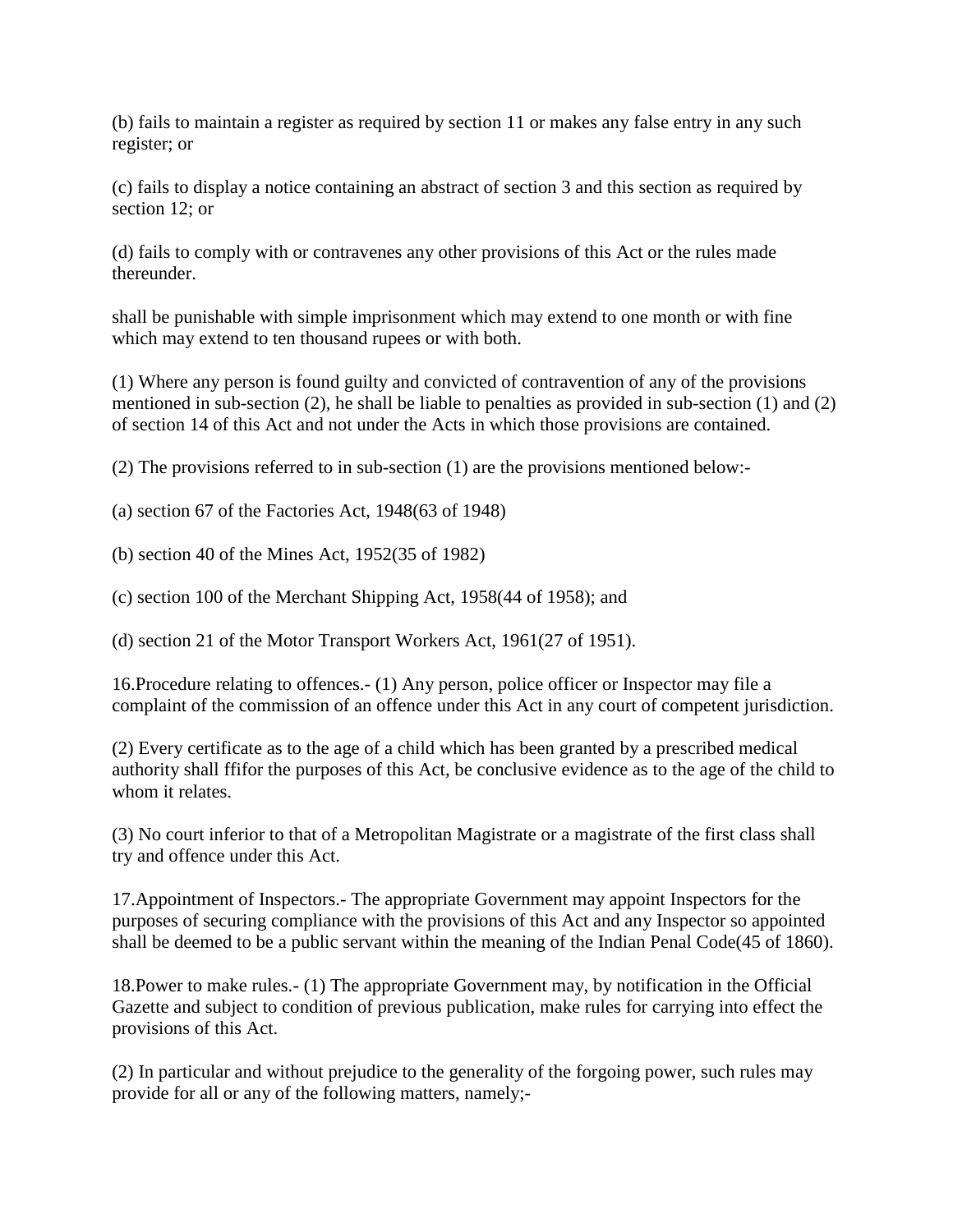(b) fails to maintain a register as required by section 11 or makes any false entry in any such register; or

(c) fails to display a notice containing an abstract of section 3 and this section as required by section 12; or

(d) fails to comply with or contravenes any other provisions of this Act or the rules made thereunder.

shall be punishable with simple imprisonment which may extend to one month or with fine which may extend to ten thousand rupees or with both.

(1) Where any person is found guilty and convicted of contravention of any of the provisions mentioned in sub-section (2), he shall be liable to penalties as provided in sub-section (1) and (2) of section 14 of this Act and not under the Acts in which those provisions are contained.

(2) The provisions referred to in sub-section (1) are the provisions mentioned below:-

(a) section 67 of the Factories Act, 1948(63 of 1948)

(b) section 40 of the Mines Act, 1952(35 of 1982)

(c) section 100 of the Merchant Shipping Act, 1958(44 of 1958); and

(d) section 21 of the Motor Transport Workers Act, 1961(27 of 1951).

16.Procedure relating to offences.- (1) Any person, police officer or Inspector may file a complaint of the commission of an offence under this Act in any court of competent jurisdiction.

(2) Every certificate as to the age of a child which has been granted by a prescribed medical authority shall ffifor the purposes of this Act, be conclusive evidence as to the age of the child to whom it relates.

(3) No court inferior to that of a Metropolitan Magistrate or a magistrate of the first class shall try and offence under this Act.

17.Appointment of Inspectors.- The appropriate Government may appoint Inspectors for the purposes of securing compliance with the provisions of this Act and any Inspector so appointed shall be deemed to be a public servant within the meaning of the Indian Penal Code(45 of 1860).

18.Power to make rules.- (1) The appropriate Government may, by notification in the Official Gazette and subject to condition of previous publication, make rules for carrying into effect the provisions of this Act.

(2) In particular and without prejudice to the generality of the forgoing power, such rules may provide for all or any of the following matters, namely;-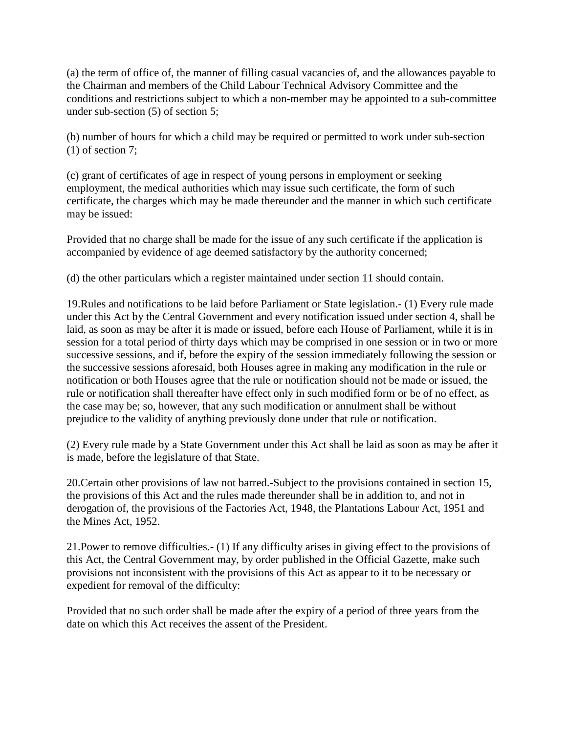(a) the term of office of, the manner of filling casual vacancies of, and the allowances payable to the Chairman and members of the Child Labour Technical Advisory Committee and the conditions and restrictions subject to which a non-member may be appointed to a sub-committee under sub-section (5) of section 5;

(b) number of hours for which a child may be required or permitted to work under sub-section (1) of section 7;

(c) grant of certificates of age in respect of young persons in employment or seeking employment, the medical authorities which may issue such certificate, the form of such certificate, the charges which may be made thereunder and the manner in which such certificate may be issued:

Provided that no charge shall be made for the issue of any such certificate if the application is accompanied by evidence of age deemed satisfactory by the authority concerned;

(d) the other particulars which a register maintained under section 11 should contain.

19.Rules and notifications to be laid before Parliament or State legislation.- (1) Every rule made under this Act by the Central Government and every notification issued under section 4, shall be laid, as soon as may be after it is made or issued, before each House of Parliament, while it is in session for a total period of thirty days which may be comprised in one session or in two or more successive sessions, and if, before the expiry of the session immediately following the session or the successive sessions aforesaid, both Houses agree in making any modification in the rule or notification or both Houses agree that the rule or notification should not be made or issued, the rule or notification shall thereafter have effect only in such modified form or be of no effect, as the case may be; so, however, that any such modification or annulment shall be without prejudice to the validity of anything previously done under that rule or notification.

(2) Every rule made by a State Government under this Act shall be laid as soon as may be after it is made, before the legislature of that State.

20.Certain other provisions of law not barred.-Subject to the provisions contained in section 15, the provisions of this Act and the rules made thereunder shall be in addition to, and not in derogation of, the provisions of the Factories Act, 1948, the Plantations Labour Act, 1951 and the Mines Act, 1952.

21.Power to remove difficulties.- (1) If any difficulty arises in giving effect to the provisions of this Act, the Central Government may, by order published in the Official Gazette, make such provisions not inconsistent with the provisions of this Act as appear to it to be necessary or expedient for removal of the difficulty:

Provided that no such order shall be made after the expiry of a period of three years from the date on which this Act receives the assent of the President.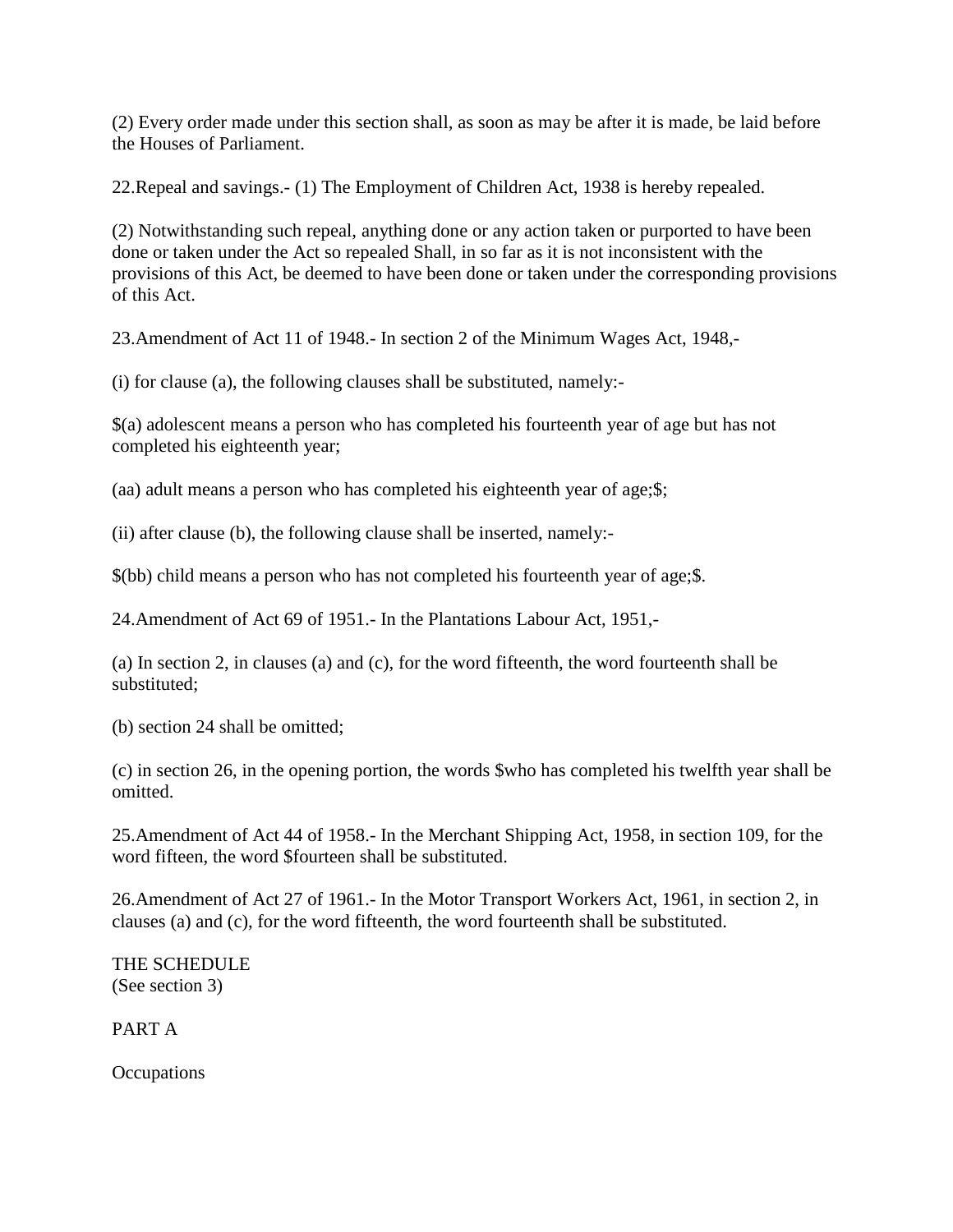(2) Every order made under this section shall, as soon as may be after it is made, be laid before the Houses of Parliament.

22.Repeal and savings.- (1) The Employment of Children Act, 1938 is hereby repealed.

(2) Notwithstanding such repeal, anything done or any action taken or purported to have been done or taken under the Act so repealed Shall, in so far as it is not inconsistent with the provisions of this Act, be deemed to have been done or taken under the corresponding provisions of this Act.

23.Amendment of Act 11 of 1948.- In section 2 of the Minimum Wages Act, 1948,-

(i) for clause (a), the following clauses shall be substituted, namely:-

$(a) adolescent means a person who has completed his fourteenth year of age but has not completed his eighteenth year;

(aa) adult means a person who has completed his eighteenth year of age;$;

(ii) after clause (b), the following clause shall be inserted, namely:-

$(bb) child means a person who has not completed his fourteenth year of age;$.

24.Amendment of Act 69 of 1951.- In the Plantations Labour Act, 1951,-

(a) In section 2, in clauses (a) and (c), for the word fifteenth, the word fourteenth shall be substituted;

(b) section 24 shall be omitted;

(c) in section 26, in the opening portion, the words $who has completed his twelfth year shall be omitted.

25.Amendment of Act 44 of 1958.- In the Merchant Shipping Act, 1958, in section 109, for the word fifteen, the word $fourteen shall be substituted.

26.Amendment of Act 27 of 1961.- In the Motor Transport Workers Act, 1961, in section 2, in clauses (a) and (c), for the word fifteenth, the word fourteenth shall be substituted.

THE SCHEDULE
(See section 3)

PART A

Occupations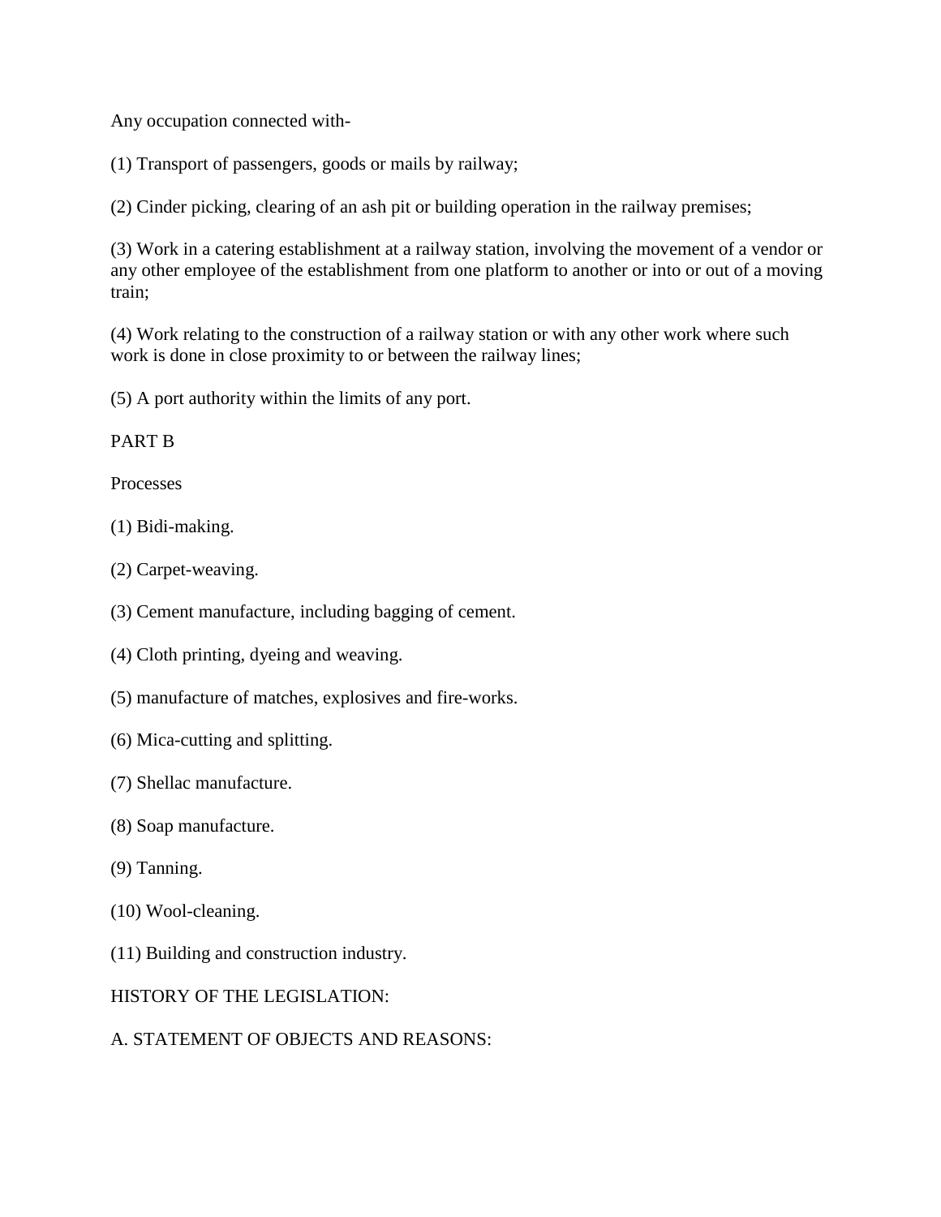Any occupation connected with-

(1) Transport of passengers, goods or mails by railway;

(2) Cinder picking, clearing of an ash pit or building operation in the railway premises;

(3) Work in a catering establishment at a railway station, involving the movement of a vendor or any other employee of the establishment from one platform to another or into or out of a moving train;

(4) Work relating to the construction of a railway station or with any other work where such work is done in close proximity to or between the railway lines;

(5) A port authority within the limits of any port.

PART B

Processes

(1) Bidi-making.

(2) Carpet-weaving.

(3) Cement manufacture, including bagging of cement.

(4) Cloth printing, dyeing and weaving.

(5) manufacture of matches, explosives and fire-works.

(6) Mica-cutting and splitting.

(7) Shellac manufacture.

(8) Soap manufacture.

(9) Tanning.

(10) Wool-cleaning.

(11) Building and construction industry.

HISTORY OF THE LEGISLATION:

A. STATEMENT OF OBJECTS AND REASONS: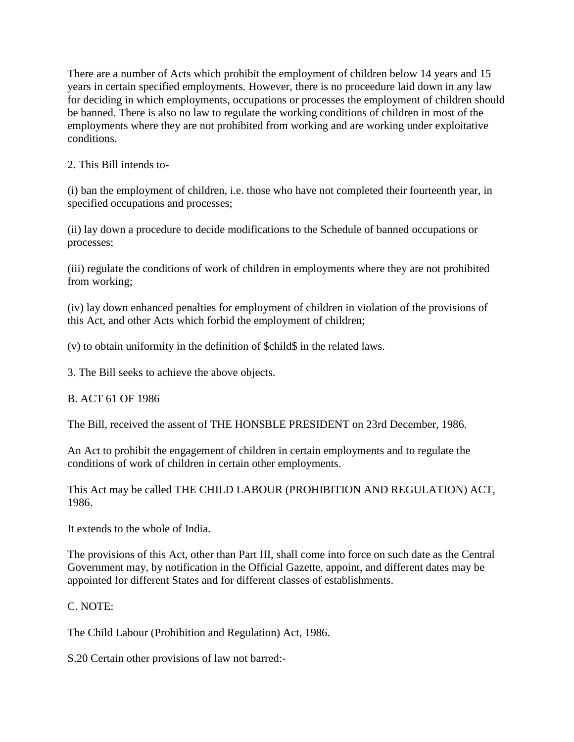There are a number of Acts which prohibit the employment of children below 14 years and 15 years in certain specified employments. However, there is no proceedure laid down in any law for deciding in which employments, occupations or processes the employment of children should be banned. There is also no law to regulate the working conditions of children in most of the employments where they are not prohibited from working and are working under exploitative conditions.

2. This Bill intends to-

(i) ban the employment of children, i.e. those who have not completed their fourteenth year, in specified occupations and processes;

(ii) lay down a procedure to decide modifications to the Schedule of banned occupations or processes;

(iii) regulate the conditions of work of children in employments where they are not prohibited from working;

(iv) lay down enhanced penalties for employment of children in violation of the provisions of this Act, and other Acts which forbid the employment of children;

(v) to obtain uniformity in the definition of $child$ in the related laws.

3. The Bill seeks to achieve the above objects.

B. ACT 61 OF 1986

The Bill, received the assent of THE HON$BLE PRESIDENT on 23rd December, 1986.

An Act to prohibit the engagement of children in certain employments and to regulate the conditions of work of children in certain other employments.

This Act may be called THE CHILD LABOUR (PROHIBITION AND REGULATION) ACT, 1986.

It extends to the whole of India.

The provisions of this Act, other than Part III, shall come into force on such date as the Central Government may, by notification in the Official Gazette, appoint, and different dates may be appointed for different States and for different classes of establishments.

C. NOTE:

The Child Labour (Prohibition and Regulation) Act, 1986.

S.20 Certain other provisions of law not barred:-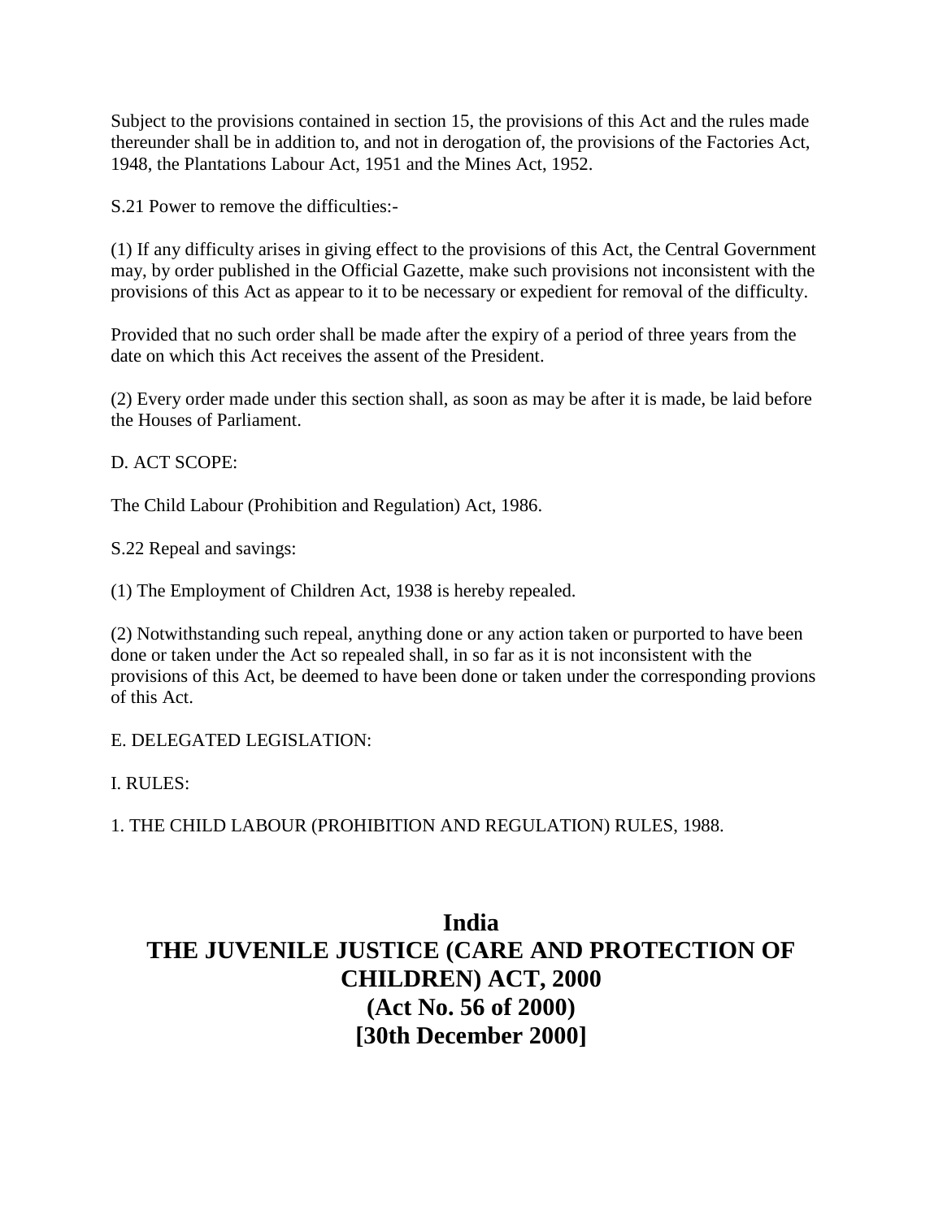Subject to the provisions contained in section 15, the provisions of this Act and the rules made thereunder shall be in addition to, and not in derogation of, the provisions of the Factories Act, 1948, the Plantations Labour Act, 1951 and the Mines Act, 1952.

S.21 Power to remove the difficulties:-

(1) If any difficulty arises in giving effect to the provisions of this Act, the Central Government may, by order published in the Official Gazette, make such provisions not inconsistent with the provisions of this Act as appear to it to be necessary or expedient for removal of the difficulty.

Provided that no such order shall be made after the expiry of a period of three years from the date on which this Act receives the assent of the President.

(2) Every order made under this section shall, as soon as may be after it is made, be laid before the Houses of Parliament.

D. ACT SCOPE:

The Child Labour (Prohibition and Regulation) Act, 1986.

S.22 Repeal and savings:

(1) The Employment of Children Act, 1938 is hereby repealed.

(2) Notwithstanding such repeal, anything done or any action taken or purported to have been done or taken under the Act so repealed shall, in so far as it is not inconsistent with the provisions of this Act, be deemed to have been done or taken under the corresponding provions of this Act.

E. DELEGATED LEGISLATION:

I. RULES:

1. THE CHILD LABOUR (PROHIBITION AND REGULATION) RULES, 1988.

# India
# THE JUVENILE JUSTICE (CARE AND PROTECTION OF CHILDREN) ACT, 2000
# (Act No. 56 of 2000)
# [30th December 2000]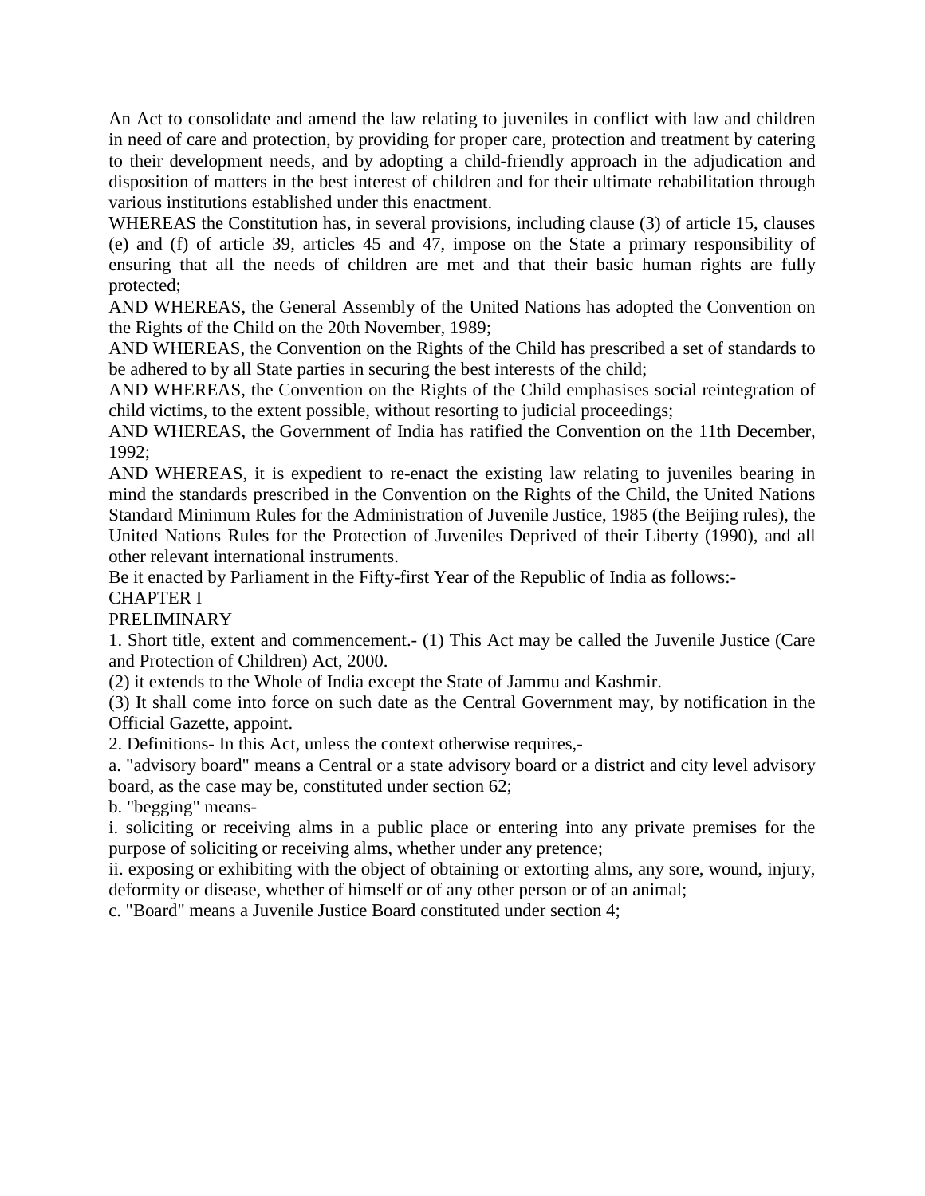An Act to consolidate and amend the law relating to juveniles in conflict with law and children in need of care and protection, by providing for proper care, protection and treatment by catering to their development needs, and by adopting a child-friendly approach in the adjudication and disposition of matters in the best interest of children and for their ultimate rehabilitation through various institutions established under this enactment.

WHEREAS the Constitution has, in several provisions, including clause (3) of article 15, clauses (e) and (f) of article 39, articles 45 and 47, impose on the State a primary responsibility of ensuring that all the needs of children are met and that their basic human rights are fully protected;

AND WHEREAS, the General Assembly of the United Nations has adopted the Convention on the Rights of the Child on the 20th November, 1989;

AND WHEREAS, the Convention on the Rights of the Child has prescribed a set of standards to be adhered to by all State parties in securing the best interests of the child;

AND WHEREAS, the Convention on the Rights of the Child emphasises social reintegration of child victims, to the extent possible, without resorting to judicial proceedings;

AND WHEREAS, the Government of India has ratified the Convention on the 11th December, 1992;

AND WHEREAS, it is expedient to re-enact the existing law relating to juveniles bearing in mind the standards prescribed in the Convention on the Rights of the Child, the United Nations Standard Minimum Rules for the Administration of Juvenile Justice, 1985 (the Beijing rules), the United Nations Rules for the Protection of Juveniles Deprived of their Liberty (1990), and all other relevant international instruments.

Be it enacted by Parliament in the Fifty-first Year of the Republic of India as follows:-

CHAPTER I

PRELIMINARY

1. Short title, extent and commencement.- (1) This Act may be called the Juvenile Justice (Care and Protection of Children) Act, 2000.

(2) it extends to the Whole of India except the State of Jammu and Kashmir.

(3) It shall come into force on such date as the Central Government may, by notification in the Official Gazette, appoint.

2. Definitions- In this Act, unless the context otherwise requires,-

a. "advisory board" means a Central or a state advisory board or a district and city level advisory board, as the case may be, constituted under section 62;

b. "begging" means-

i. soliciting or receiving alms in a public place or entering into any private premises for the purpose of soliciting or receiving alms, whether under any pretence;

ii. exposing or exhibiting with the object of obtaining or extorting alms, any sore, wound, injury, deformity or disease, whether of himself or of any other person or of an animal;

c. "Board" means a Juvenile Justice Board constituted under section 4;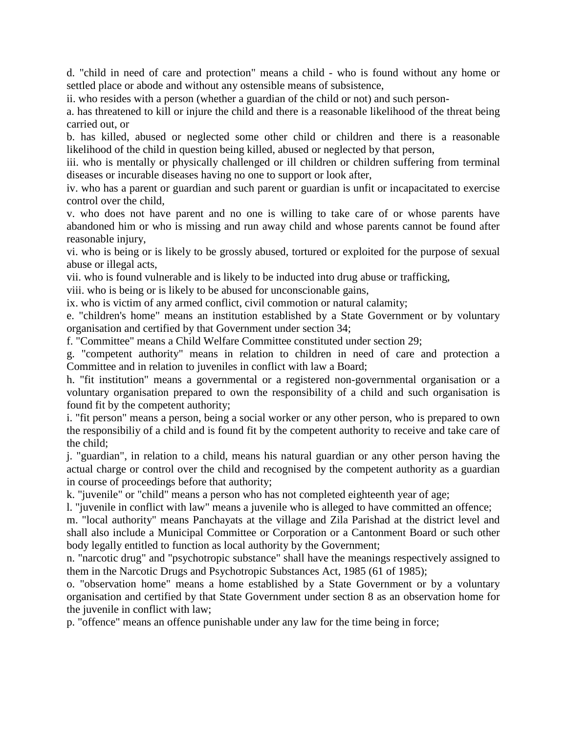d. "child in need of care and protection" means a child - who is found without any home or settled place or abode and without any ostensible means of subsistence,

ii. who resides with a person (whether a guardian of the child or not) and such person-

a. has threatened to kill or injure the child and there is a reasonable likelihood of the threat being carried out, or

b. has killed, abused or neglected some other child or children and there is a reasonable likelihood of the child in question being killed, abused or neglected by that person,

iii. who is mentally or physically challenged or ill children or children suffering from terminal diseases or incurable diseases having no one to support or look after,

iv. who has a parent or guardian and such parent or guardian is unfit or incapacitated to exercise control over the child,

v. who does not have parent and no one is willing to take care of or whose parents have abandoned him or who is missing and run away child and whose parents cannot be found after reasonable injury,

vi. who is being or is likely to be grossly abused, tortured or exploited for the purpose of sexual abuse or illegal acts,

vii. who is found vulnerable and is likely to be inducted into drug abuse or trafficking,

viii. who is being or is likely to be abused for unconscionable gains,

ix. who is victim of any armed conflict, civil commotion or natural calamity;

e. "children's home" means an institution established by a State Government or by voluntary organisation and certified by that Government under section 34;

f. "Committee" means a Child Welfare Committee constituted under section 29;

g. "competent authority" means in relation to children in need of care and protection a Committee and in relation to juveniles in conflict with law a Board;

h. "fit institution" means a governmental or a registered non-governmental organisation or a voluntary organisation prepared to own the responsibility of a child and such organisation is found fit by the competent authority;

i. "fit person" means a person, being a social worker or any other person, who is prepared to own the responsibiliy of a child and is found fit by the competent authority to receive and take care of the child;

j. "guardian", in relation to a child, means his natural guardian or any other person having the actual charge or control over the child and recognised by the competent authority as a guardian in course of proceedings before that authority;

k. "juvenile" or "child" means a person who has not completed eighteenth year of age;

l. "juvenile in conflict with law" means a juvenile who is alleged to have committed an offence;

m. "local authority" means Panchayats at the village and Zila Parishad at the district level and shall also include a Municipal Committee or Corporation or a Cantonment Board or such other body legally entitled to function as local authority by the Government;

n. "narcotic drug" and "psychotropic substance" shall have the meanings respectively assigned to them in the Narcotic Drugs and Psychotropic Substances Act, 1985 (61 of 1985);

o. "observation home" means a home established by a State Government or by a voluntary organisation and certified by that State Government under section 8 as an observation home for the juvenile in conflict with law;

p. "offence" means an offence punishable under any law for the time being in force;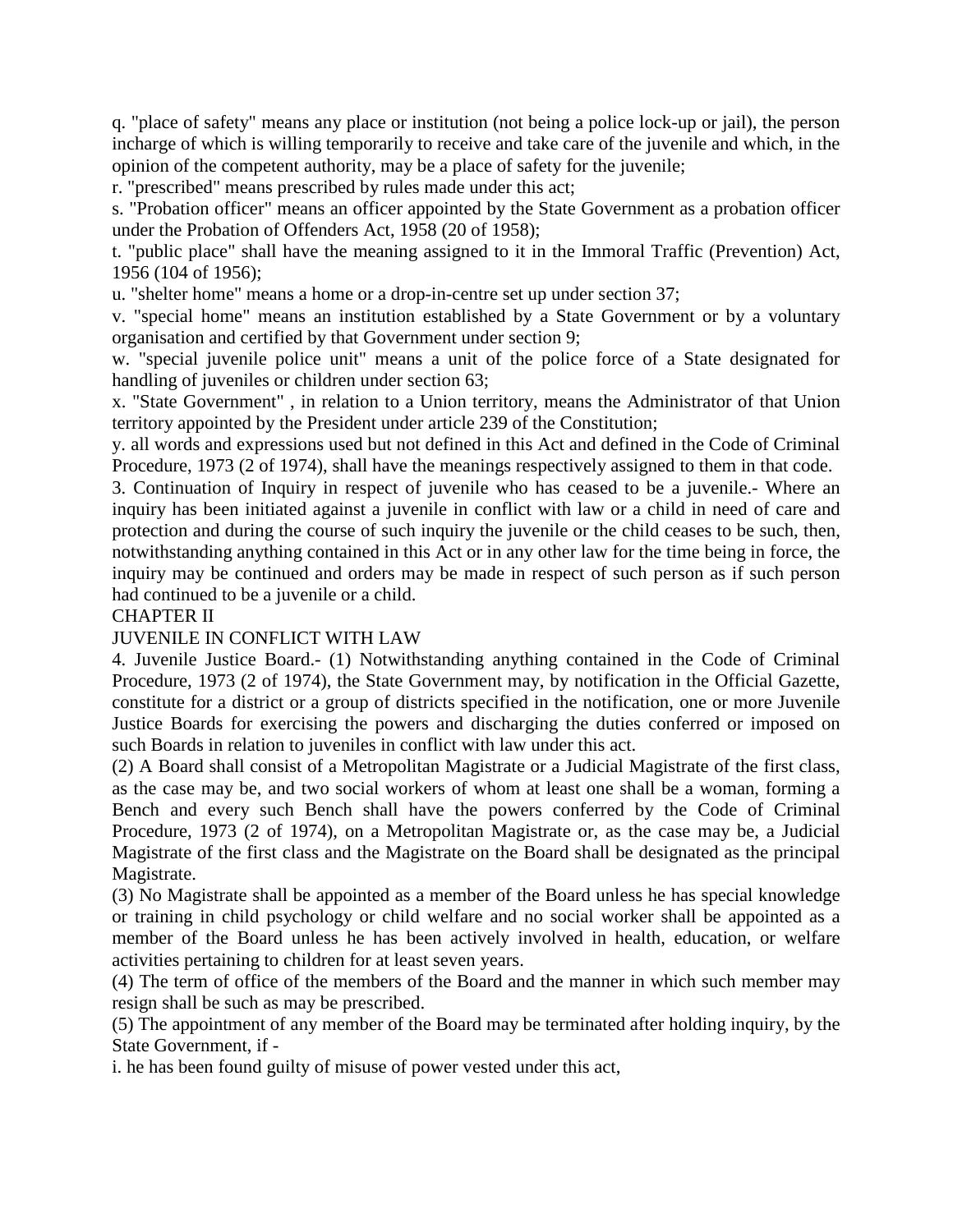q. "place of safety" means any place or institution (not being a police lock-up or jail), the person incharge of which is willing temporarily to receive and take care of the juvenile and which, in the opinion of the competent authority, may be a place of safety for the juvenile;

r. "prescribed" means prescribed by rules made under this act;

s. "Probation officer" means an officer appointed by the State Government as a probation officer under the Probation of Offenders Act, 1958 (20 of 1958);

t. "public place" shall have the meaning assigned to it in the Immoral Traffic (Prevention) Act, 1956 (104 of 1956);

u. "shelter home" means a home or a drop-in-centre set up under section 37;

v. "special home" means an institution established by a State Government or by a voluntary organisation and certified by that Government under section 9;

w. "special juvenile police unit" means a unit of the police force of a State designated for handling of juveniles or children under section 63;

x. "State Government" , in relation to a Union territory, means the Administrator of that Union territory appointed by the President under article 239 of the Constitution;

y. all words and expressions used but not defined in this Act and defined in the Code of Criminal Procedure, 1973 (2 of 1974), shall have the meanings respectively assigned to them in that code.

3. Continuation of Inquiry in respect of juvenile who has ceased to be a juvenile.- Where an inquiry has been initiated against a juvenile in conflict with law or a child in need of care and protection and during the course of such inquiry the juvenile or the child ceases to be such, then, notwithstanding anything contained in this Act or in any other law for the time being in force, the inquiry may be continued and orders may be made in respect of such person as if such person had continued to be a juvenile or a child.

CHAPTER II

JUVENILE IN CONFLICT WITH LAW

4. Juvenile Justice Board.- (1) Notwithstanding anything contained in the Code of Criminal Procedure, 1973 (2 of 1974), the State Government may, by notification in the Official Gazette, constitute for a district or a group of districts specified in the notification, one or more Juvenile Justice Boards for exercising the powers and discharging the duties conferred or imposed on such Boards in relation to juveniles in conflict with law under this act.

(2) A Board shall consist of a Metropolitan Magistrate or a Judicial Magistrate of the first class, as the case may be, and two social workers of whom at least one shall be a woman, forming a Bench and every such Bench shall have the powers conferred by the Code of Criminal Procedure, 1973 (2 of 1974), on a Metropolitan Magistrate or, as the case may be, a Judicial Magistrate of the first class and the Magistrate on the Board shall be designated as the principal Magistrate.

(3) No Magistrate shall be appointed as a member of the Board unless he has special knowledge or training in child psychology or child welfare and no social worker shall be appointed as a member of the Board unless he has been actively involved in health, education, or welfare activities pertaining to children for at least seven years.

(4) The term of office of the members of the Board and the manner in which such member may resign shall be such as may be prescribed.

(5) The appointment of any member of the Board may be terminated after holding inquiry, by the State Government, if -

i. he has been found guilty of misuse of power vested under this act,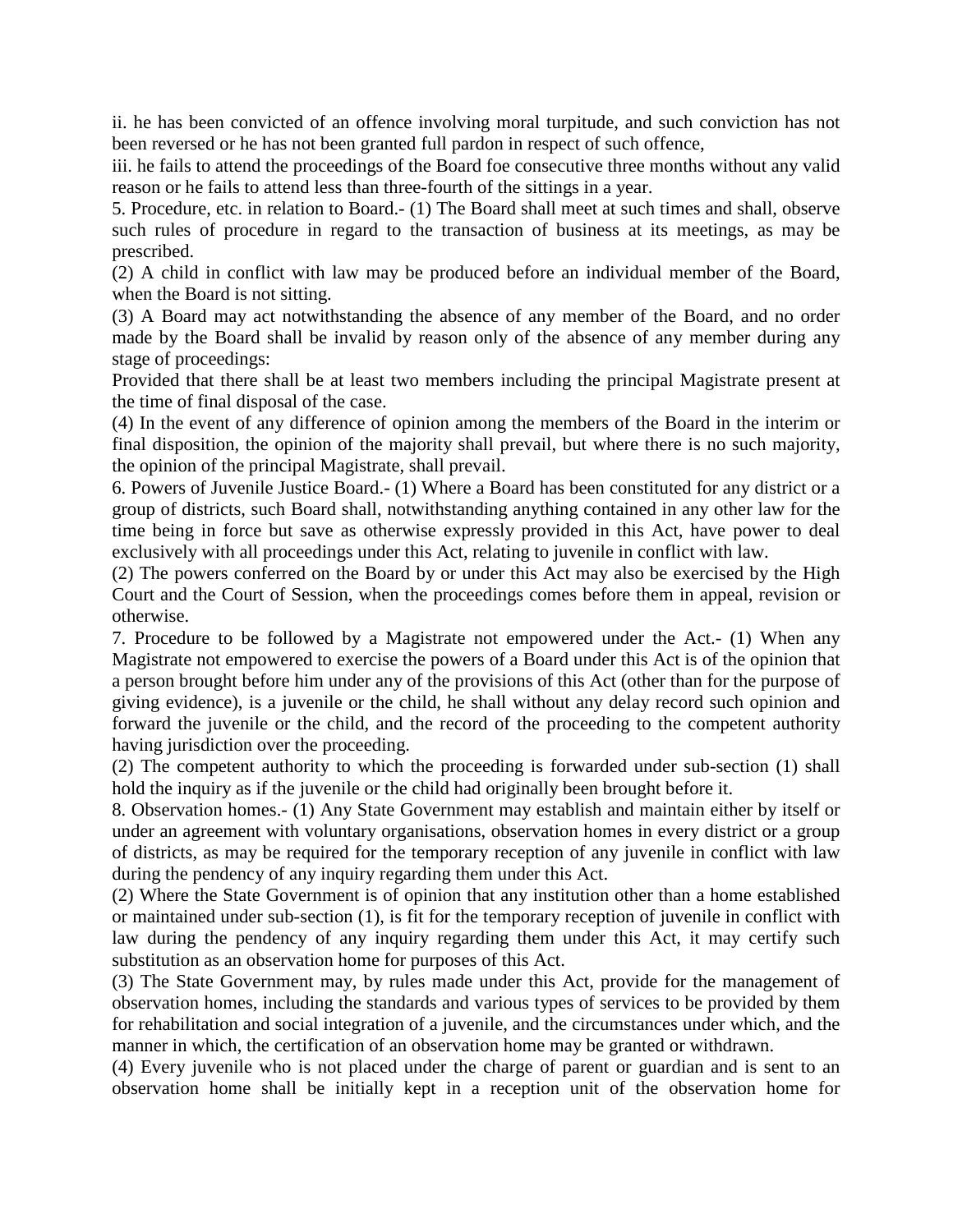ii. he has been convicted of an offence involving moral turpitude, and such conviction has not been reversed or he has not been granted full pardon in respect of such offence,

iii. he fails to attend the proceedings of the Board foe consecutive three months without any valid reason or he fails to attend less than three-fourth of the sittings in a year.

5. Procedure, etc. in relation to Board.- (1) The Board shall meet at such times and shall, observe such rules of procedure in regard to the transaction of business at its meetings, as may be prescribed.

(2) A child in conflict with law may be produced before an individual member of the Board, when the Board is not sitting.

(3) A Board may act notwithstanding the absence of any member of the Board, and no order made by the Board shall be invalid by reason only of the absence of any member during any stage of proceedings:

Provided that there shall be at least two members including the principal Magistrate present at the time of final disposal of the case.

(4) In the event of any difference of opinion among the members of the Board in the interim or final disposition, the opinion of the majority shall prevail, but where there is no such majority, the opinion of the principal Magistrate, shall prevail.

6. Powers of Juvenile Justice Board.- (1) Where a Board has been constituted for any district or a group of districts, such Board shall, notwithstanding anything contained in any other law for the time being in force but save as otherwise expressly provided in this Act, have power to deal exclusively with all proceedings under this Act, relating to juvenile in conflict with law.

(2) The powers conferred on the Board by or under this Act may also be exercised by the High Court and the Court of Session, when the proceedings comes before them in appeal, revision or otherwise.

7. Procedure to be followed by a Magistrate not empowered under the Act.- (1) When any Magistrate not empowered to exercise the powers of a Board under this Act is of the opinion that a person brought before him under any of the provisions of this Act (other than for the purpose of giving evidence), is a juvenile or the child, he shall without any delay record such opinion and forward the juvenile or the child, and the record of the proceeding to the competent authority having jurisdiction over the proceeding.

(2) The competent authority to which the proceeding is forwarded under sub-section (1) shall hold the inquiry as if the juvenile or the child had originally been brought before it.

8. Observation homes.- (1) Any State Government may establish and maintain either by itself or under an agreement with voluntary organisations, observation homes in every district or a group of districts, as may be required for the temporary reception of any juvenile in conflict with law during the pendency of any inquiry regarding them under this Act.

(2) Where the State Government is of opinion that any institution other than a home established or maintained under sub-section (1), is fit for the temporary reception of juvenile in conflict with law during the pendency of any inquiry regarding them under this Act, it may certify such substitution as an observation home for purposes of this Act.

(3) The State Government may, by rules made under this Act, provide for the management of observation homes, including the standards and various types of services to be provided by them for rehabilitation and social integration of a juvenile, and the circumstances under which, and the manner in which, the certification of an observation home may be granted or withdrawn.

(4) Every juvenile who is not placed under the charge of parent or guardian and is sent to an observation home shall be initially kept in a reception unit of the observation home for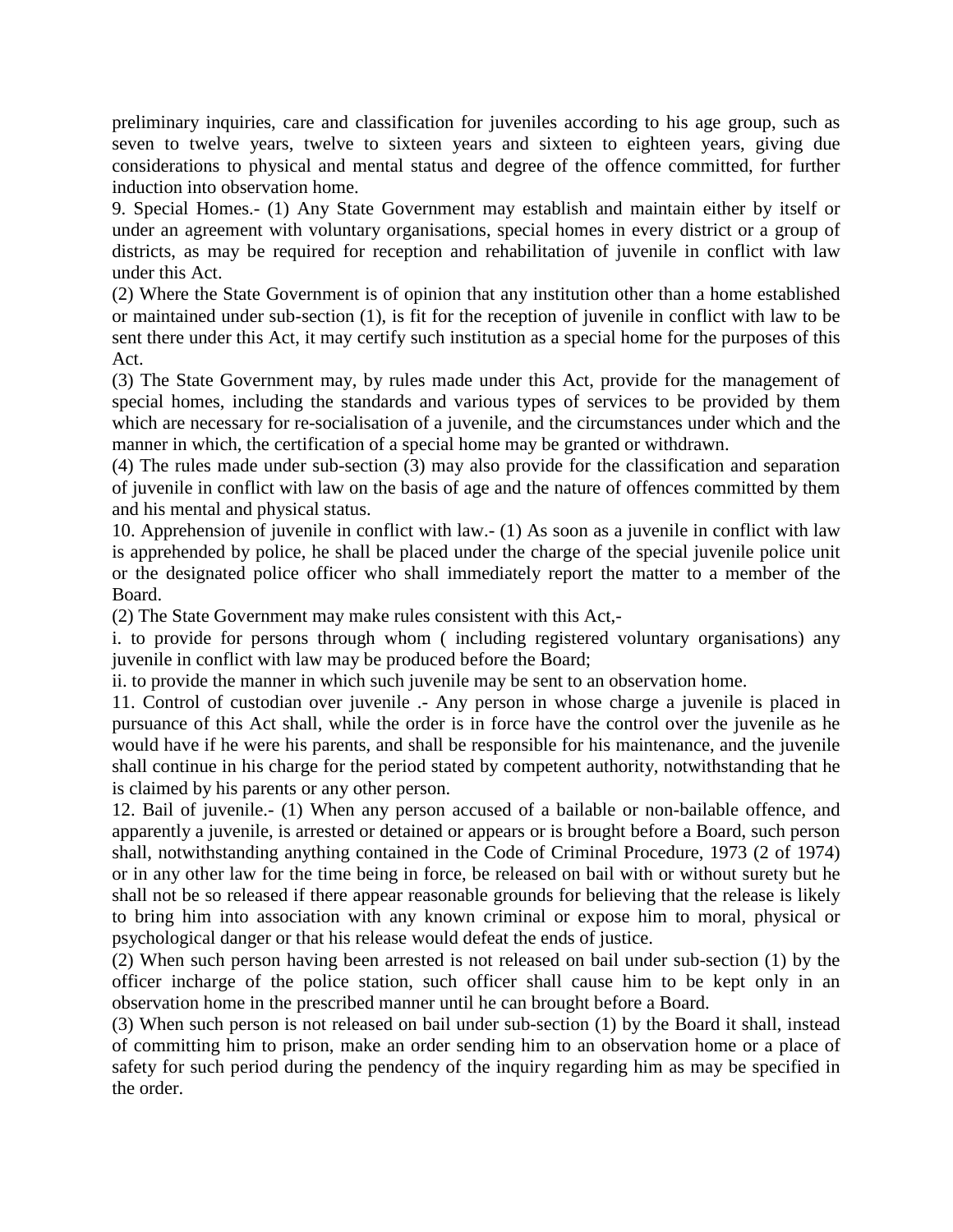preliminary inquiries, care and classification for juveniles according to his age group, such as seven to twelve years, twelve to sixteen years and sixteen to eighteen years, giving due considerations to physical and mental status and degree of the offence committed, for further induction into observation home.

9. Special Homes.- (1) Any State Government may establish and maintain either by itself or under an agreement with voluntary organisations, special homes in every district or a group of districts, as may be required for reception and rehabilitation of juvenile in conflict with law under this Act.

(2) Where the State Government is of opinion that any institution other than a home established or maintained under sub-section (1), is fit for the reception of juvenile in conflict with law to be sent there under this Act, it may certify such institution as a special home for the purposes of this Act.

(3) The State Government may, by rules made under this Act, provide for the management of special homes, including the standards and various types of services to be provided by them which are necessary for re-socialisation of a juvenile, and the circumstances under which and the manner in which, the certification of a special home may be granted or withdrawn.

(4) The rules made under sub-section (3) may also provide for the classification and separation of juvenile in conflict with law on the basis of age and the nature of offences committed by them and his mental and physical status.

10. Apprehension of juvenile in conflict with law.- (1) As soon as a juvenile in conflict with law is apprehended by police, he shall be placed under the charge of the special juvenile police unit or the designated police officer who shall immediately report the matter to a member of the Board.

(2) The State Government may make rules consistent with this Act,-

i. to provide for persons through whom ( including registered voluntary organisations) any juvenile in conflict with law may be produced before the Board;

ii. to provide the manner in which such juvenile may be sent to an observation home.

11. Control of custodian over juvenile .- Any person in whose charge a juvenile is placed in pursuance of this Act shall, while the order is in force have the control over the juvenile as he would have if he were his parents, and shall be responsible for his maintenance, and the juvenile shall continue in his charge for the period stated by competent authority, notwithstanding that he is claimed by his parents or any other person.

12. Bail of juvenile.- (1) When any person accused of a bailable or non-bailable offence, and apparently a juvenile, is arrested or detained or appears or is brought before a Board, such person shall, notwithstanding anything contained in the Code of Criminal Procedure, 1973 (2 of 1974) or in any other law for the time being in force, be released on bail with or without surety but he shall not be so released if there appear reasonable grounds for believing that the release is likely to bring him into association with any known criminal or expose him to moral, physical or psychological danger or that his release would defeat the ends of justice.

(2) When such person having been arrested is not released on bail under sub-section (1) by the officer incharge of the police station, such officer shall cause him to be kept only in an observation home in the prescribed manner until he can brought before a Board.

(3) When such person is not released on bail under sub-section (1) by the Board it shall, instead of committing him to prison, make an order sending him to an observation home or a place of safety for such period during the pendency of the inquiry regarding him as may be specified in the order.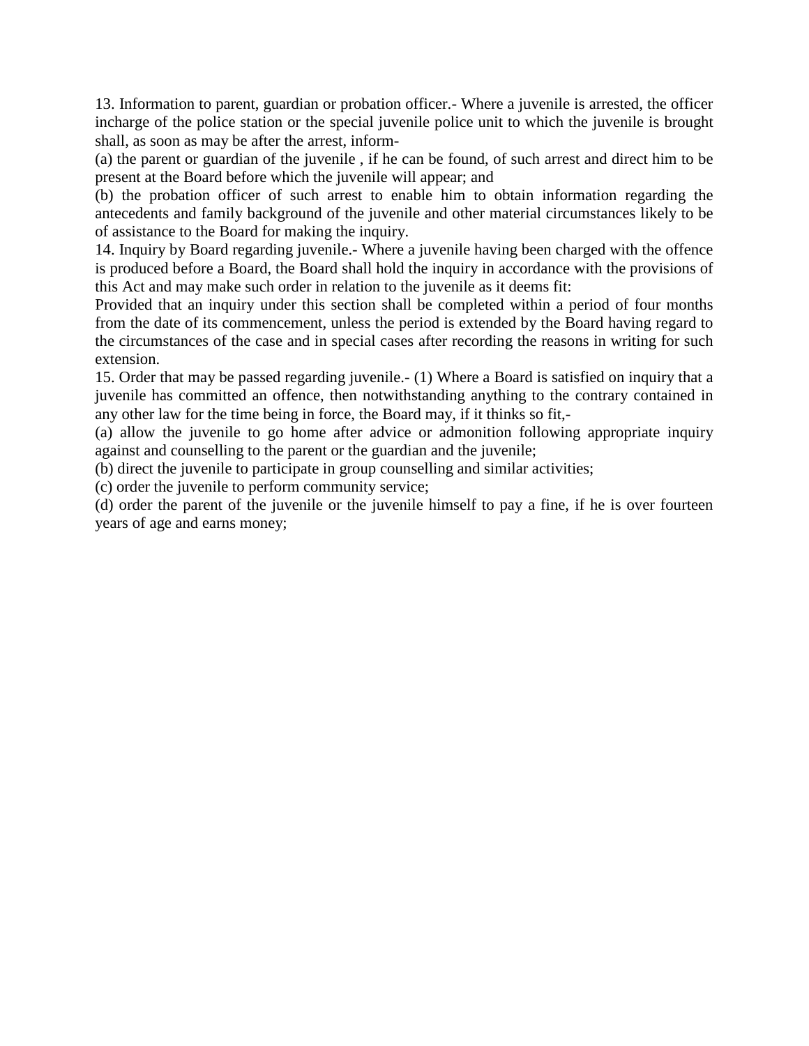13. Information to parent, guardian or probation officer.- Where a juvenile is arrested, the officer incharge of the police station or the special juvenile police unit to which the juvenile is brought shall, as soon as may be after the arrest, inform-

(a) the parent or guardian of the juvenile , if he can be found, of such arrest and direct him to be present at the Board before which the juvenile will appear; and

(b) the probation officer of such arrest to enable him to obtain information regarding the antecedents and family background of the juvenile and other material circumstances likely to be of assistance to the Board for making the inquiry.

14. Inquiry by Board regarding juvenile.- Where a juvenile having been charged with the offence is produced before a Board, the Board shall hold the inquiry in accordance with the provisions of this Act and may make such order in relation to the juvenile as it deems fit:

Provided that an inquiry under this section shall be completed within a period of four months from the date of its commencement, unless the period is extended by the Board having regard to the circumstances of the case and in special cases after recording the reasons in writing for such extension.

15. Order that may be passed regarding juvenile.- (1) Where a Board is satisfied on inquiry that a juvenile has committed an offence, then notwithstanding anything to the contrary contained in any other law for the time being in force, the Board may, if it thinks so fit,-

(a) allow the juvenile to go home after advice or admonition following appropriate inquiry against and counselling to the parent or the guardian and the juvenile;

(b) direct the juvenile to participate in group counselling and similar activities;

(c) order the juvenile to perform community service;

(d) order the parent of the juvenile or the juvenile himself to pay a fine, if he is over fourteen years of age and earns money;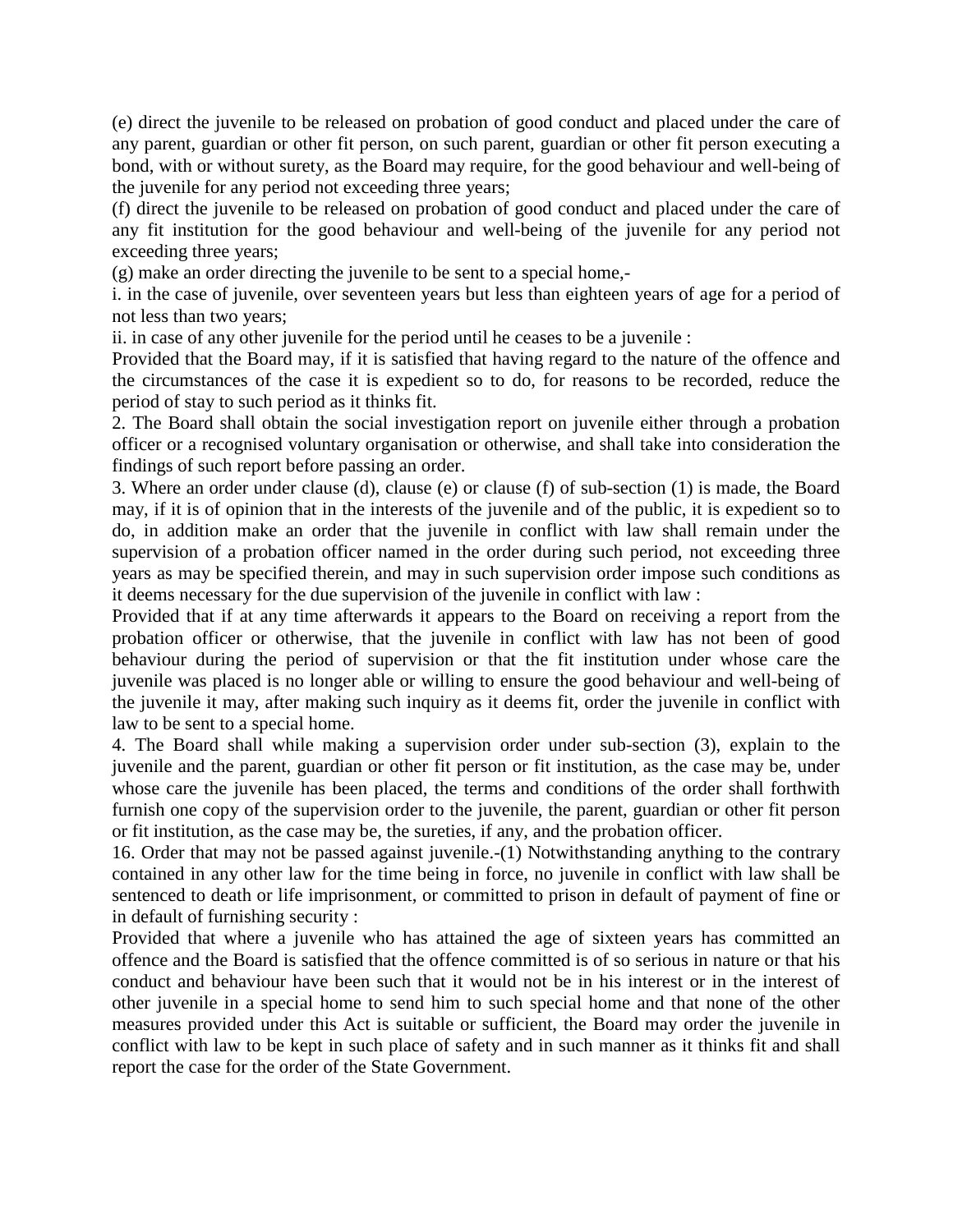(e) direct the juvenile to be released on probation of good conduct and placed under the care of any parent, guardian or other fit person, on such parent, guardian or other fit person executing a bond, with or without surety, as the Board may require, for the good behaviour and well-being of the juvenile for any period not exceeding three years;

(f) direct the juvenile to be released on probation of good conduct and placed under the care of any fit institution for the good behaviour and well-being of the juvenile for any period not exceeding three years;

(g) make an order directing the juvenile to be sent to a special home,-

i. in the case of juvenile, over seventeen years but less than eighteen years of age for a period of not less than two years;

ii. in case of any other juvenile for the period until he ceases to be a juvenile :

Provided that the Board may, if it is satisfied that having regard to the nature of the offence and the circumstances of the case it is expedient so to do, for reasons to be recorded, reduce the period of stay to such period as it thinks fit.

2. The Board shall obtain the social investigation report on juvenile either through a probation officer or a recognised voluntary organisation or otherwise, and shall take into consideration the findings of such report before passing an order.

3. Where an order under clause (d), clause (e) or clause (f) of sub-section (1) is made, the Board may, if it is of opinion that in the interests of the juvenile and of the public, it is expedient so to do, in addition make an order that the juvenile in conflict with law shall remain under the supervision of a probation officer named in the order during such period, not exceeding three years as may be specified therein, and may in such supervision order impose such conditions as it deems necessary for the due supervision of the juvenile in conflict with law :

Provided that if at any time afterwards it appears to the Board on receiving a report from the probation officer or otherwise, that the juvenile in conflict with law has not been of good behaviour during the period of supervision or that the fit institution under whose care the juvenile was placed is no longer able or willing to ensure the good behaviour and well-being of the juvenile it may, after making such inquiry as it deems fit, order the juvenile in conflict with law to be sent to a special home.

4. The Board shall while making a supervision order under sub-section (3), explain to the juvenile and the parent, guardian or other fit person or fit institution, as the case may be, under whose care the juvenile has been placed, the terms and conditions of the order shall forthwith furnish one copy of the supervision order to the juvenile, the parent, guardian or other fit person or fit institution, as the case may be, the sureties, if any, and the probation officer.

16. Order that may not be passed against juvenile.-(1) Notwithstanding anything to the contrary contained in any other law for the time being in force, no juvenile in conflict with law shall be sentenced to death or life imprisonment, or committed to prison in default of payment of fine or in default of furnishing security :

Provided that where a juvenile who has attained the age of sixteen years has committed an offence and the Board is satisfied that the offence committed is of so serious in nature or that his conduct and behaviour have been such that it would not be in his interest or in the interest of other juvenile in a special home to send him to such special home and that none of the other measures provided under this Act is suitable or sufficient, the Board may order the juvenile in conflict with law to be kept in such place of safety and in such manner as it thinks fit and shall report the case for the order of the State Government.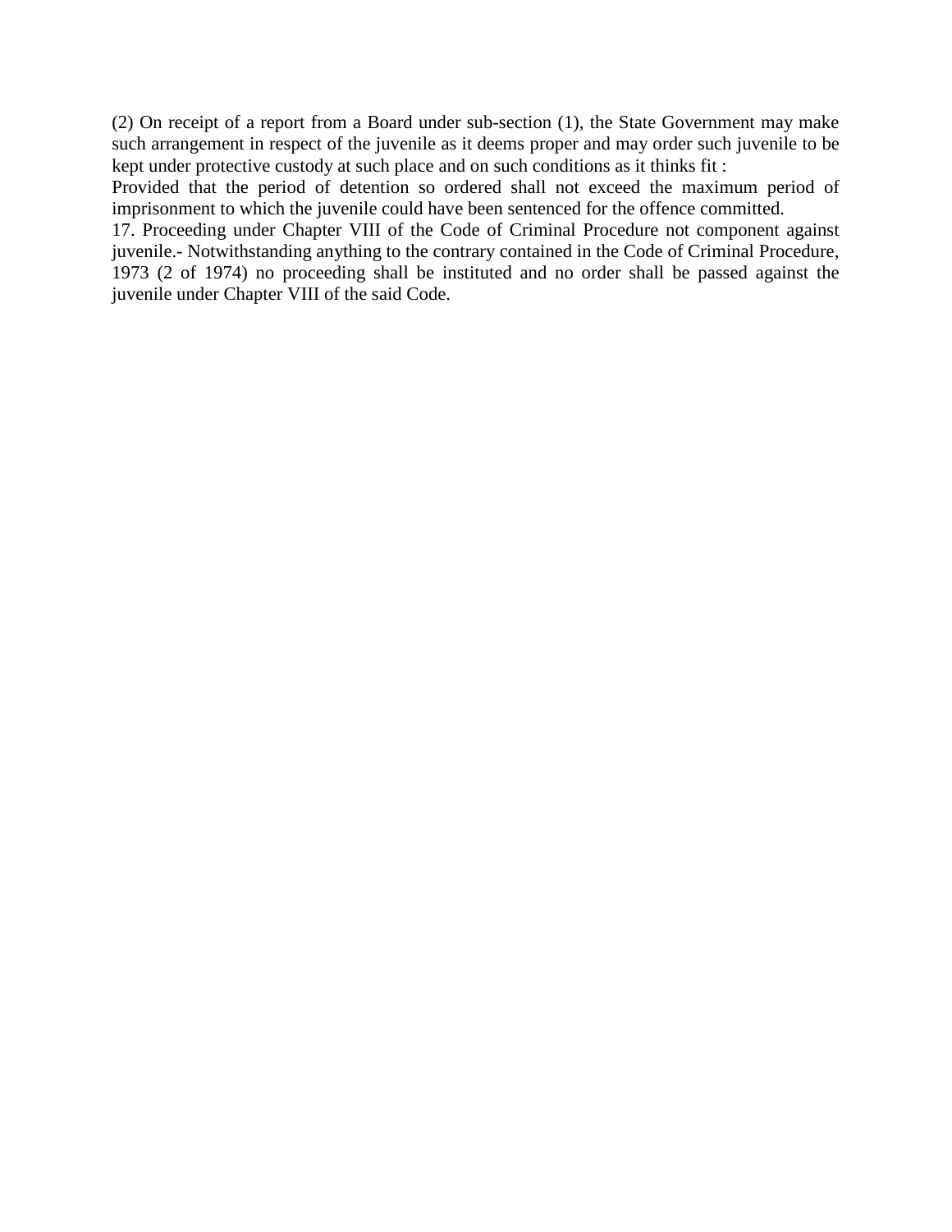(2) On receipt of a report from a Board under sub-section (1), the State Government may make such arrangement in respect of the juvenile as it deems proper and may order such juvenile to be kept under protective custody at such place and on such conditions as it thinks fit :

Provided that the period of detention so ordered shall not exceed the maximum period of imprisonment to which the juvenile could have been sentenced for the offence committed.

17. Proceeding under Chapter VIII of the Code of Criminal Procedure not component against juvenile.- Notwithstanding anything to the contrary contained in the Code of Criminal Procedure, 1973 (2 of 1974) no proceeding shall be instituted and no order shall be passed against the juvenile under Chapter VIII of the said Code.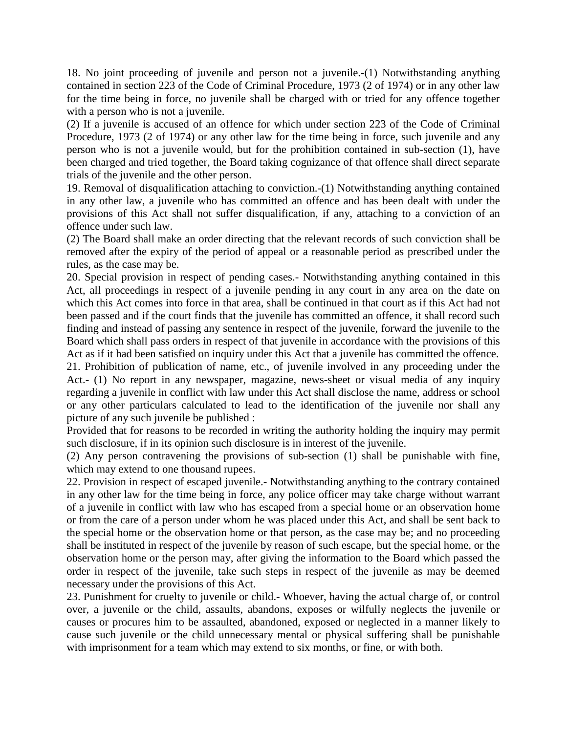18. No joint proceeding of juvenile and person not a juvenile.-(1) Notwithstanding anything contained in section 223 of the Code of Criminal Procedure, 1973 (2 of 1974) or in any other law for the time being in force, no juvenile shall be charged with or tried for any offence together with a person who is not a juvenile.

(2) If a juvenile is accused of an offence for which under section 223 of the Code of Criminal Procedure, 1973 (2 of 1974) or any other law for the time being in force, such juvenile and any person who is not a juvenile would, but for the prohibition contained in sub-section (1), have been charged and tried together, the Board taking cognizance of that offence shall direct separate trials of the juvenile and the other person.

19. Removal of disqualification attaching to conviction.-(1) Notwithstanding anything contained in any other law, a juvenile who has committed an offence and has been dealt with under the provisions of this Act shall not suffer disqualification, if any, attaching to a conviction of an offence under such law.

(2) The Board shall make an order directing that the relevant records of such conviction shall be removed after the expiry of the period of appeal or a reasonable period as prescribed under the rules, as the case may be.

20. Special provision in respect of pending cases.- Notwithstanding anything contained in this Act, all proceedings in respect of a juvenile pending in any court in any area on the date on which this Act comes into force in that area, shall be continued in that court as if this Act had not been passed and if the court finds that the juvenile has committed an offence, it shall record such finding and instead of passing any sentence in respect of the juvenile, forward the juvenile to the Board which shall pass orders in respect of that juvenile in accordance with the provisions of this Act as if it had been satisfied on inquiry under this Act that a juvenile has committed the offence.

21. Prohibition of publication of name, etc., of juvenile involved in any proceeding under the Act.- (1) No report in any newspaper, magazine, news-sheet or visual media of any inquiry regarding a juvenile in conflict with law under this Act shall disclose the name, address or school or any other particulars calculated to lead to the identification of the juvenile nor shall any picture of any such juvenile be published :

Provided that for reasons to be recorded in writing the authority holding the inquiry may permit such disclosure, if in its opinion such disclosure is in interest of the juvenile.

(2) Any person contravening the provisions of sub-section (1) shall be punishable with fine, which may extend to one thousand rupees.

22. Provision in respect of escaped juvenile.- Notwithstanding anything to the contrary contained in any other law for the time being in force, any police officer may take charge without warrant of a juvenile in conflict with law who has escaped from a special home or an observation home or from the care of a person under whom he was placed under this Act, and shall be sent back to the special home or the observation home or that person, as the case may be; and no proceeding shall be instituted in respect of the juvenile by reason of such escape, but the special home, or the observation home or the person may, after giving the information to the Board which passed the order in respect of the juvenile, take such steps in respect of the juvenile as may be deemed necessary under the provisions of this Act.

23. Punishment for cruelty to juvenile or child.- Whoever, having the actual charge of, or control over, a juvenile or the child, assaults, abandons, exposes or wilfully neglects the juvenile or causes or procures him to be assaulted, abandoned, exposed or neglected in a manner likely to cause such juvenile or the child unnecessary mental or physical suffering shall be punishable with imprisonment for a team which may extend to six months, or fine, or with both.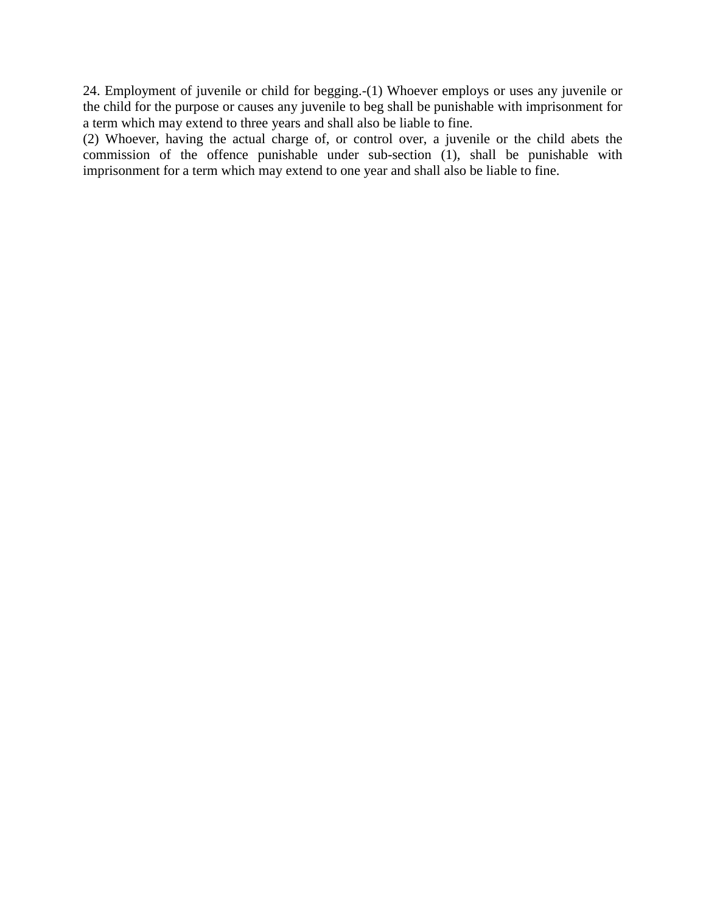24. Employment of juvenile or child for begging.-(1) Whoever employs or uses any juvenile or the child for the purpose or causes any juvenile to beg shall be punishable with imprisonment for a term which may extend to three years and shall also be liable to fine.

(2) Whoever, having the actual charge of, or control over, a juvenile or the child abets the commission of the offence punishable under sub-section (1), shall be punishable with imprisonment for a term which may extend to one year and shall also be liable to fine.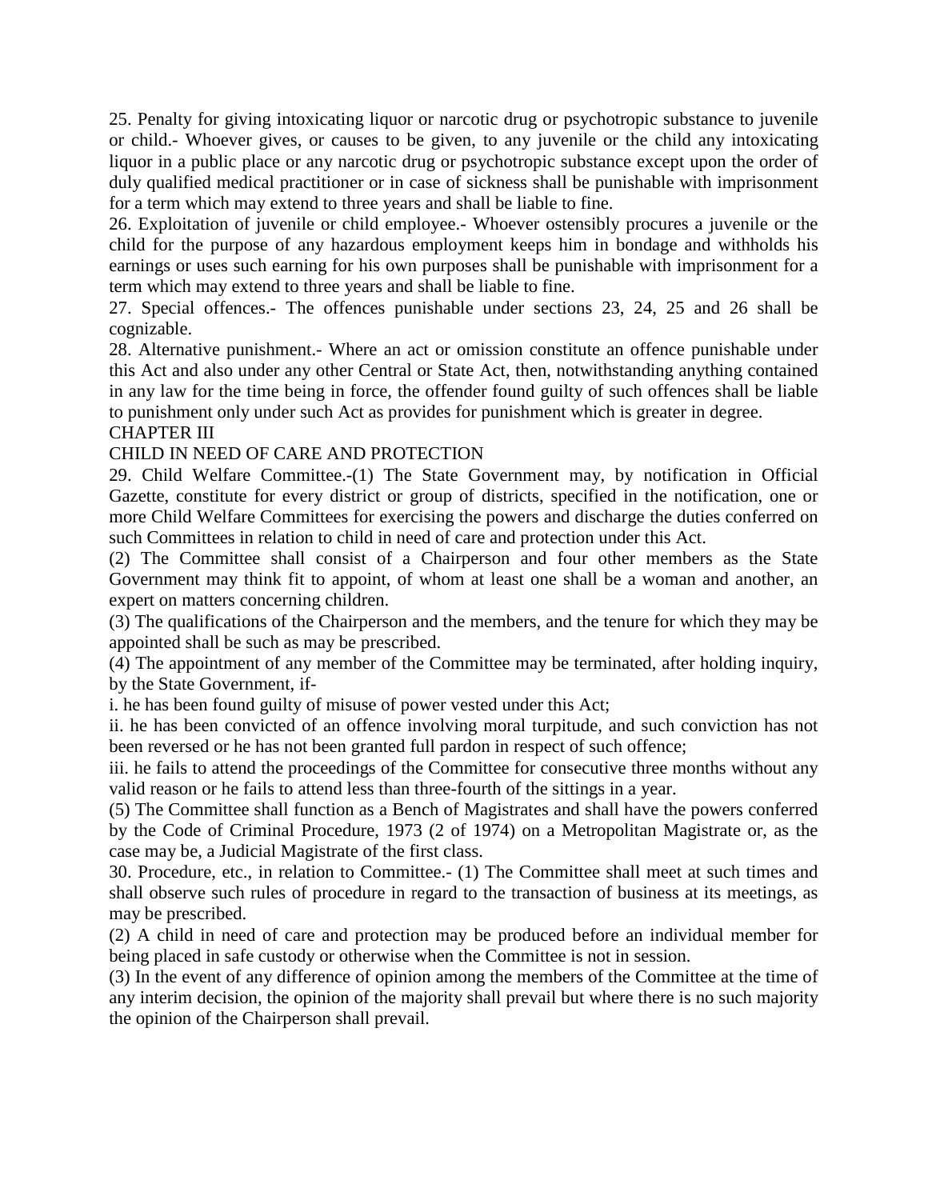25. Penalty for giving intoxicating liquor or narcotic drug or psychotropic substance to juvenile or child.- Whoever gives, or causes to be given, to any juvenile or the child any intoxicating liquor in a public place or any narcotic drug or psychotropic substance except upon the order of duly qualified medical practitioner or in case of sickness shall be punishable with imprisonment for a term which may extend to three years and shall be liable to fine.

26. Exploitation of juvenile or child employee.- Whoever ostensibly procures a juvenile or the child for the purpose of any hazardous employment keeps him in bondage and withholds his earnings or uses such earning for his own purposes shall be punishable with imprisonment for a term which may extend to three years and shall be liable to fine.

27. Special offences.- The offences punishable under sections 23, 24, 25 and 26 shall be cognizable.

28. Alternative punishment.- Where an act or omission constitute an offence punishable under this Act and also under any other Central or State Act, then, notwithstanding anything contained in any law for the time being in force, the offender found guilty of such offences shall be liable to punishment only under such Act as provides for punishment which is greater in degree.

## CHAPTER III

## CHILD IN NEED OF CARE AND PROTECTION

29. Child Welfare Committee.-(1) The State Government may, by notification in Official Gazette, constitute for every district or group of districts, specified in the notification, one or more Child Welfare Committees for exercising the powers and discharge the duties conferred on such Committees in relation to child in need of care and protection under this Act.

(2) The Committee shall consist of a Chairperson and four other members as the State Government may think fit to appoint, of whom at least one shall be a woman and another, an expert on matters concerning children.

(3) The qualifications of the Chairperson and the members, and the tenure for which they may be appointed shall be such as may be prescribed.

(4) The appointment of any member of the Committee may be terminated, after holding inquiry, by the State Government, if-

i. he has been found guilty of misuse of power vested under this Act;

ii. he has been convicted of an offence involving moral turpitude, and such conviction has not been reversed or he has not been granted full pardon in respect of such offence;

iii. he fails to attend the proceedings of the Committee for consecutive three months without any valid reason or he fails to attend less than three-fourth of the sittings in a year.

(5) The Committee shall function as a Bench of Magistrates and shall have the powers conferred by the Code of Criminal Procedure, 1973 (2 of 1974) on a Metropolitan Magistrate or, as the case may be, a Judicial Magistrate of the first class.

30. Procedure, etc., in relation to Committee.- (1) The Committee shall meet at such times and shall observe such rules of procedure in regard to the transaction of business at its meetings, as may be prescribed.

(2) A child in need of care and protection may be produced before an individual member for being placed in safe custody or otherwise when the Committee is not in session.

(3) In the event of any difference of opinion among the members of the Committee at the time of any interim decision, the opinion of the majority shall prevail but where there is no such majority the opinion of the Chairperson shall prevail.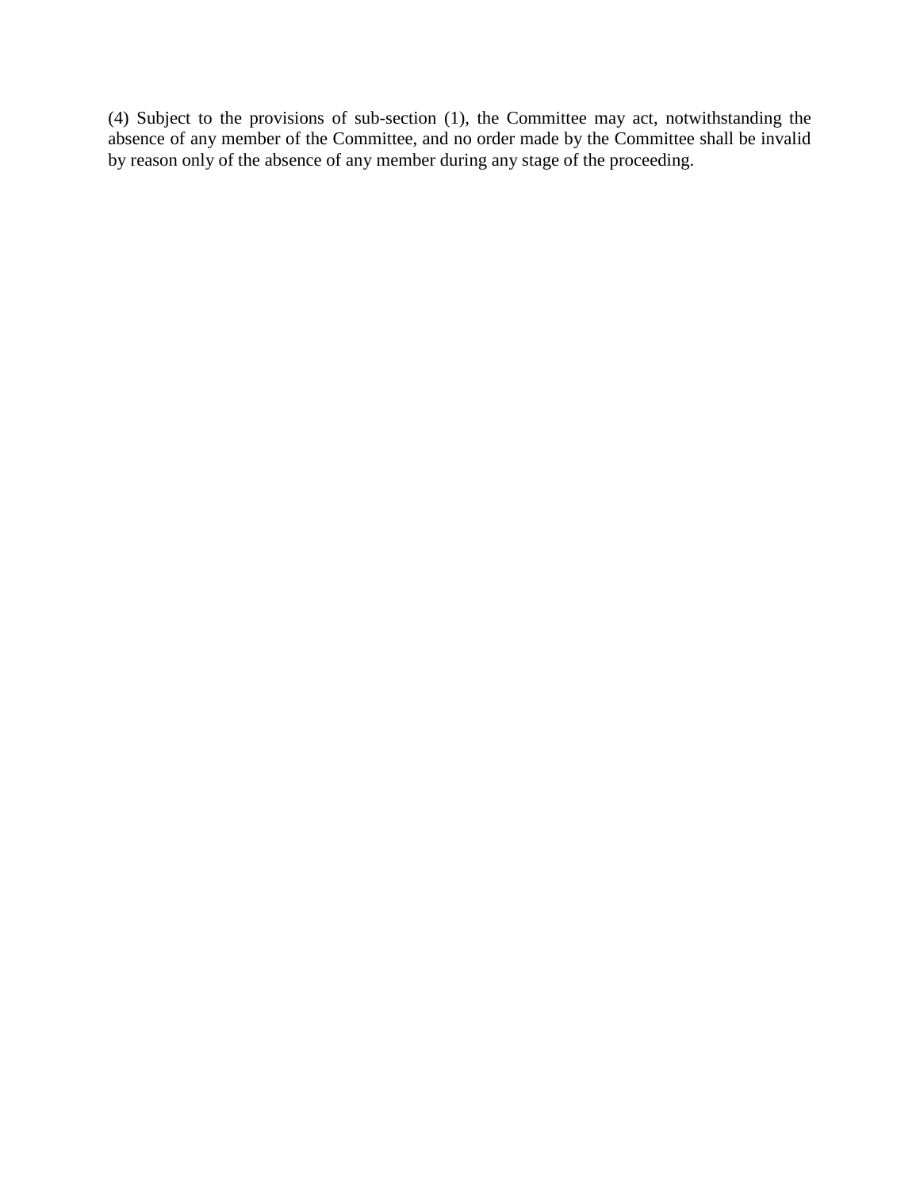(4) Subject to the provisions of sub-section (1), the Committee may act, notwithstanding the absence of any member of the Committee, and no order made by the Committee shall be invalid by reason only of the absence of any member during any stage of the proceeding.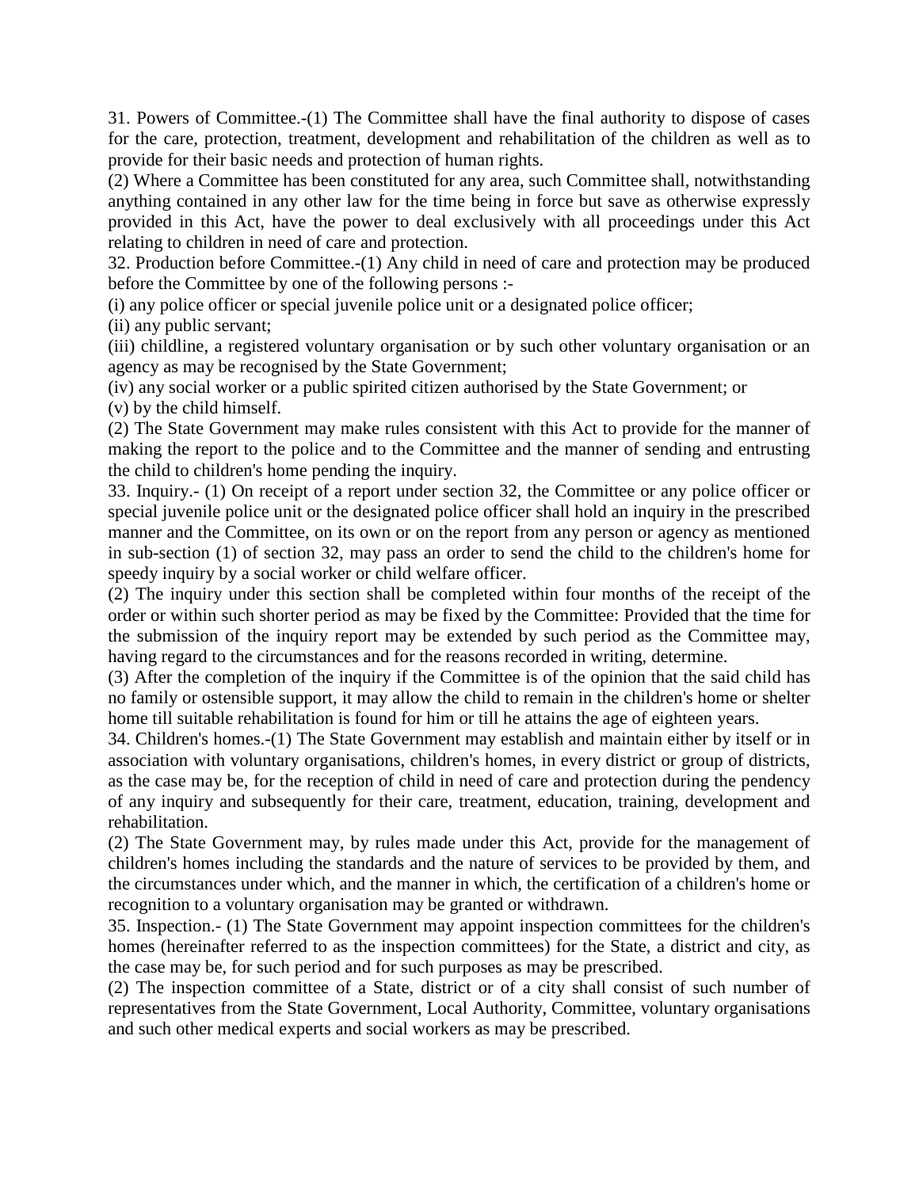31. Powers of Committee.-(1) The Committee shall have the final authority to dispose of cases for the care, protection, treatment, development and rehabilitation of the children as well as to provide for their basic needs and protection of human rights.

(2) Where a Committee has been constituted for any area, such Committee shall, notwithstanding anything contained in any other law for the time being in force but save as otherwise expressly provided in this Act, have the power to deal exclusively with all proceedings under this Act relating to children in need of care and protection.

32. Production before Committee.-(1) Any child in need of care and protection may be produced before the Committee by one of the following persons :-

(i) any police officer or special juvenile police unit or a designated police officer;

(ii) any public servant;

(iii) childline, a registered voluntary organisation or by such other voluntary organisation or an agency as may be recognised by the State Government;

(iv) any social worker or a public spirited citizen authorised by the State Government; or

(v) by the child himself.

(2) The State Government may make rules consistent with this Act to provide for the manner of making the report to the police and to the Committee and the manner of sending and entrusting the child to children's home pending the inquiry.

33. Inquiry.- (1) On receipt of a report under section 32, the Committee or any police officer or special juvenile police unit or the designated police officer shall hold an inquiry in the prescribed manner and the Committee, on its own or on the report from any person or agency as mentioned in sub-section (1) of section 32, may pass an order to send the child to the children's home for speedy inquiry by a social worker or child welfare officer.

(2) The inquiry under this section shall be completed within four months of the receipt of the order or within such shorter period as may be fixed by the Committee: Provided that the time for the submission of the inquiry report may be extended by such period as the Committee may, having regard to the circumstances and for the reasons recorded in writing, determine.

(3) After the completion of the inquiry if the Committee is of the opinion that the said child has no family or ostensible support, it may allow the child to remain in the children's home or shelter home till suitable rehabilitation is found for him or till he attains the age of eighteen years.

34. Children's homes.-(1) The State Government may establish and maintain either by itself or in association with voluntary organisations, children's homes, in every district or group of districts, as the case may be, for the reception of child in need of care and protection during the pendency of any inquiry and subsequently for their care, treatment, education, training, development and rehabilitation.

(2) The State Government may, by rules made under this Act, provide for the management of children's homes including the standards and the nature of services to be provided by them, and the circumstances under which, and the manner in which, the certification of a children's home or recognition to a voluntary organisation may be granted or withdrawn.

35. Inspection.- (1) The State Government may appoint inspection committees for the children's homes (hereinafter referred to as the inspection committees) for the State, a district and city, as the case may be, for such period and for such purposes as may be prescribed.

(2) The inspection committee of a State, district or of a city shall consist of such number of representatives from the State Government, Local Authority, Committee, voluntary organisations and such other medical experts and social workers as may be prescribed.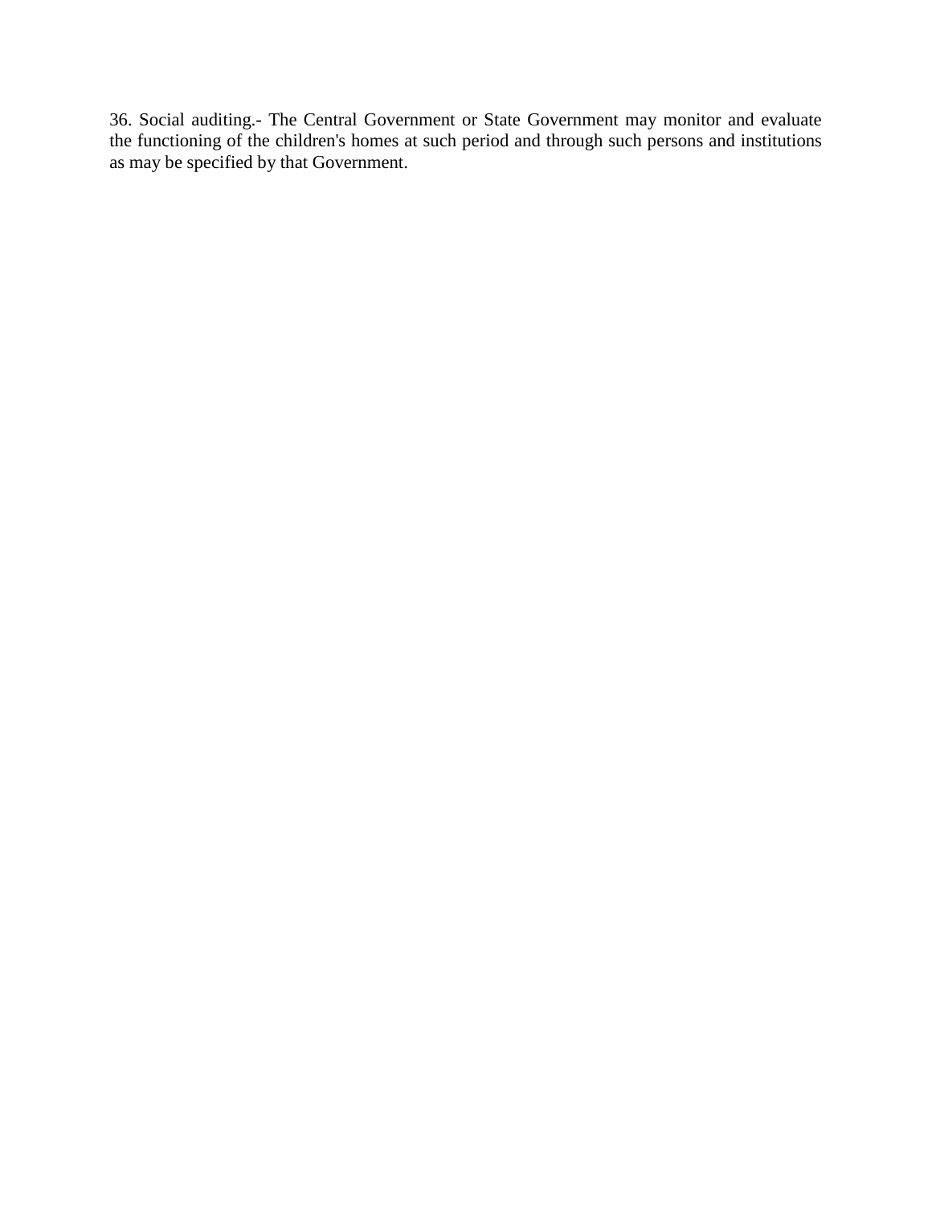36. Social auditing.- The Central Government or State Government may monitor and evaluate the functioning of the children's homes at such period and through such persons and institutions as may be specified by that Government.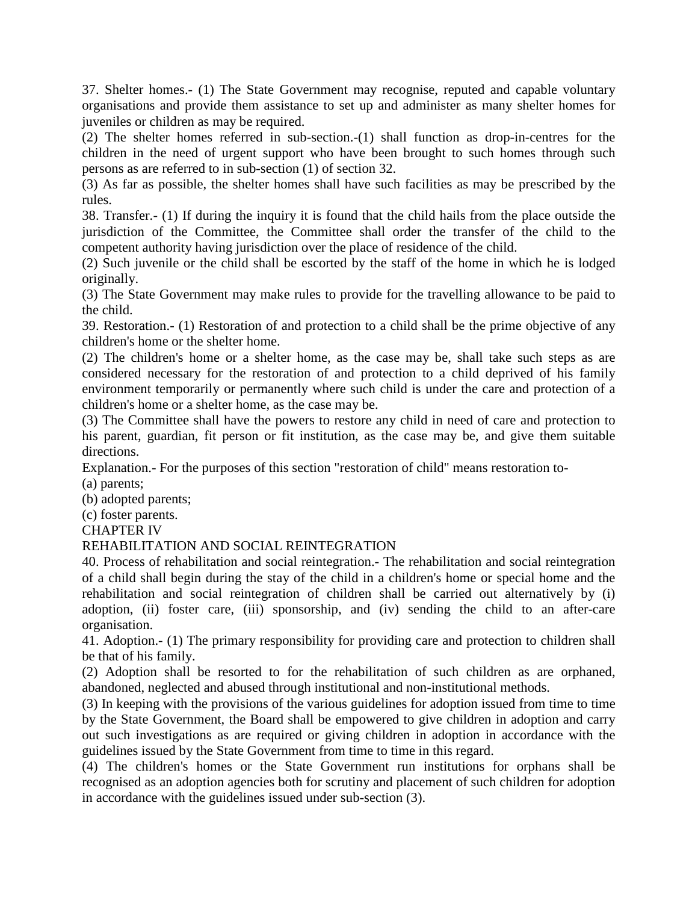37. Shelter homes.- (1) The State Government may recognise, reputed and capable voluntary organisations and provide them assistance to set up and administer as many shelter homes for juveniles or children as may be required.

(2) The shelter homes referred in sub-section.-(1) shall function as drop-in-centres for the children in the need of urgent support who have been brought to such homes through such persons as are referred to in sub-section (1) of section 32.

(3) As far as possible, the shelter homes shall have such facilities as may be prescribed by the rules.

38. Transfer.- (1) If during the inquiry it is found that the child hails from the place outside the jurisdiction of the Committee, the Committee shall order the transfer of the child to the competent authority having jurisdiction over the place of residence of the child.

(2) Such juvenile or the child shall be escorted by the staff of the home in which he is lodged originally.

(3) The State Government may make rules to provide for the travelling allowance to be paid to the child.

39. Restoration.- (1) Restoration of and protection to a child shall be the prime objective of any children's home or the shelter home.

(2) The children's home or a shelter home, as the case may be, shall take such steps as are considered necessary for the restoration of and protection to a child deprived of his family environment temporarily or permanently where such child is under the care and protection of a children's home or a shelter home, as the case may be.

(3) The Committee shall have the powers to restore any child in need of care and protection to his parent, guardian, fit person or fit institution, as the case may be, and give them suitable directions.

Explanation.- For the purposes of this section "restoration of child" means restoration to-

(a) parents;

(b) adopted parents;

(c) foster parents.

CHAPTER IV

REHABILITATION AND SOCIAL REINTEGRATION

40. Process of rehabilitation and social reintegration.- The rehabilitation and social reintegration of a child shall begin during the stay of the child in a children's home or special home and the rehabilitation and social reintegration of children shall be carried out alternatively by (i) adoption, (ii) foster care, (iii) sponsorship, and (iv) sending the child to an after-care organisation.

41. Adoption.- (1) The primary responsibility for providing care and protection to children shall be that of his family.

(2) Adoption shall be resorted to for the rehabilitation of such children as are orphaned, abandoned, neglected and abused through institutional and non-institutional methods.

(3) In keeping with the provisions of the various guidelines for adoption issued from time to time by the State Government, the Board shall be empowered to give children in adoption and carry out such investigations as are required or giving children in adoption in accordance with the guidelines issued by the State Government from time to time in this regard.

(4) The children's homes or the State Government run institutions for orphans shall be recognised as an adoption agencies both for scrutiny and placement of such children for adoption in accordance with the guidelines issued under sub-section (3).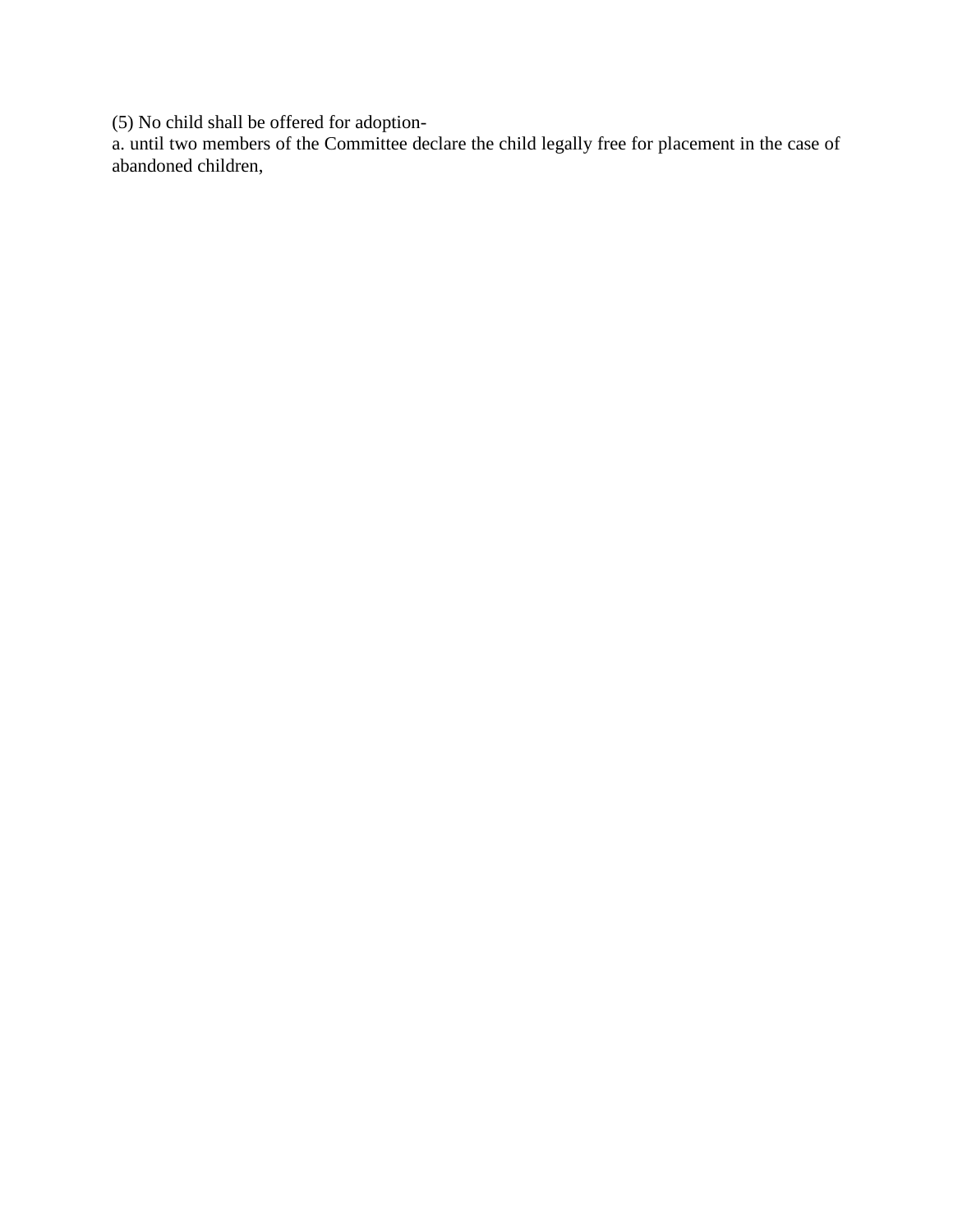(5) No child shall be offered for adoption-

a. until two members of the Committee declare the child legally free for placement in the case of abandoned children,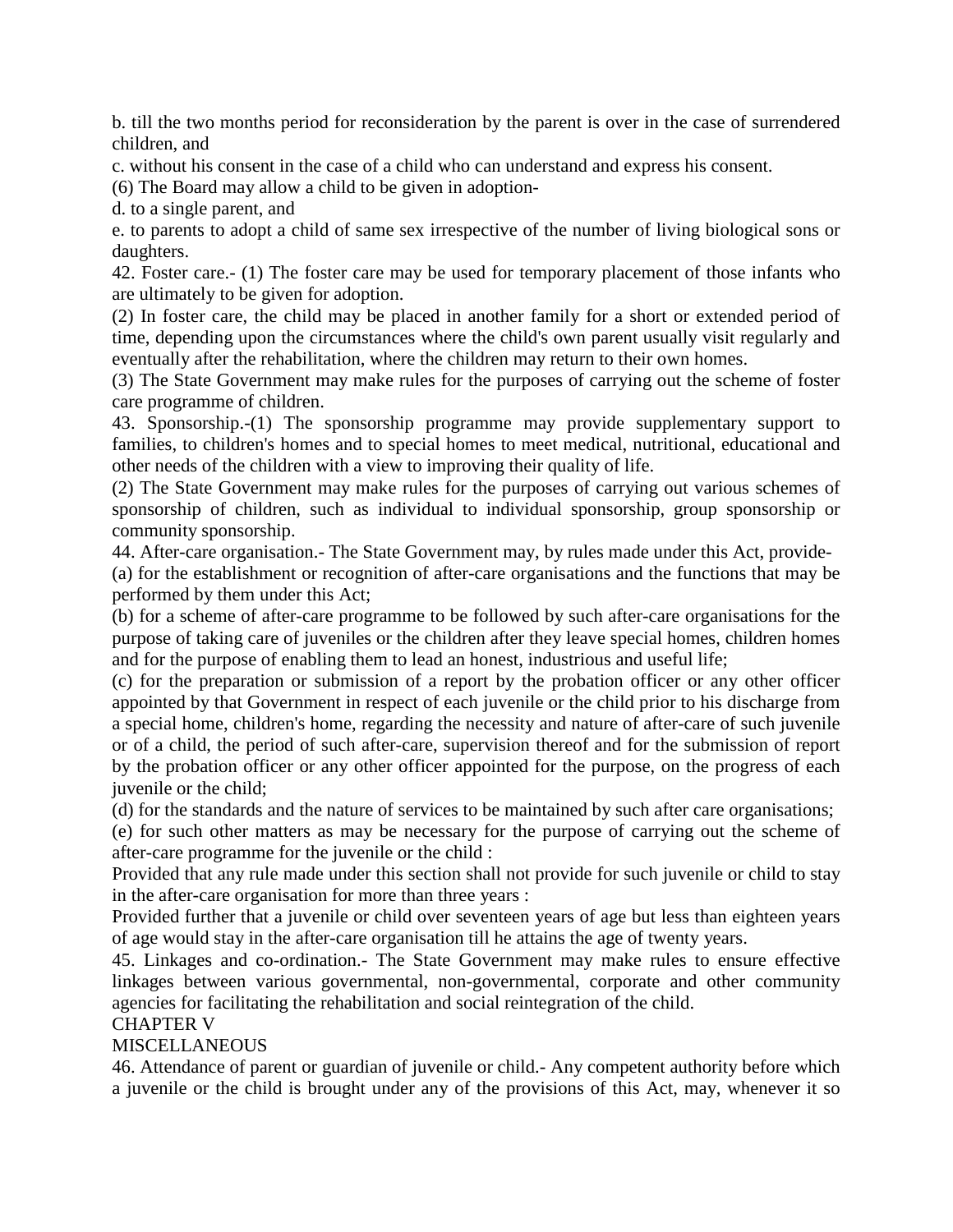b. till the two months period for reconsideration by the parent is over in the case of surrendered children, and

c. without his consent in the case of a child who can understand and express his consent.

(6) The Board may allow a child to be given in adoption-

d. to a single parent, and

e. to parents to adopt a child of same sex irrespective of the number of living biological sons or daughters.

42. Foster care.- (1) The foster care may be used for temporary placement of those infants who are ultimately to be given for adoption.

(2) In foster care, the child may be placed in another family for a short or extended period of time, depending upon the circumstances where the child's own parent usually visit regularly and eventually after the rehabilitation, where the children may return to their own homes.

(3) The State Government may make rules for the purposes of carrying out the scheme of foster care programme of children.

43. Sponsorship.-(1) The sponsorship programme may provide supplementary support to families, to children's homes and to special homes to meet medical, nutritional, educational and other needs of the children with a view to improving their quality of life.

(2) The State Government may make rules for the purposes of carrying out various schemes of sponsorship of children, such as individual to individual sponsorship, group sponsorship or community sponsorship.

44. After-care organisation.- The State Government may, by rules made under this Act, provide-

(a) for the establishment or recognition of after-care organisations and the functions that may be performed by them under this Act;

(b) for a scheme of after-care programme to be followed by such after-care organisations for the purpose of taking care of juveniles or the children after they leave special homes, children homes and for the purpose of enabling them to lead an honest, industrious and useful life;

(c) for the preparation or submission of a report by the probation officer or any other officer appointed by that Government in respect of each juvenile or the child prior to his discharge from a special home, children's home, regarding the necessity and nature of after-care of such juvenile or of a child, the period of such after-care, supervision thereof and for the submission of report by the probation officer or any other officer appointed for the purpose, on the progress of each juvenile or the child;

(d) for the standards and the nature of services to be maintained by such after care organisations;

(e) for such other matters as may be necessary for the purpose of carrying out the scheme of after-care programme for the juvenile or the child :

Provided that any rule made under this section shall not provide for such juvenile or child to stay in the after-care organisation for more than three years :

Provided further that a juvenile or child over seventeen years of age but less than eighteen years of age would stay in the after-care organisation till he attains the age of twenty years.

45. Linkages and co-ordination.- The State Government may make rules to ensure effective linkages between various governmental, non-governmental, corporate and other community agencies for facilitating the rehabilitation and social reintegration of the child.

## CHAPTER V

## MISCELLANEOUS

46. Attendance of parent or guardian of juvenile or child.- Any competent authority before which a juvenile or the child is brought under any of the provisions of this Act, may, whenever it so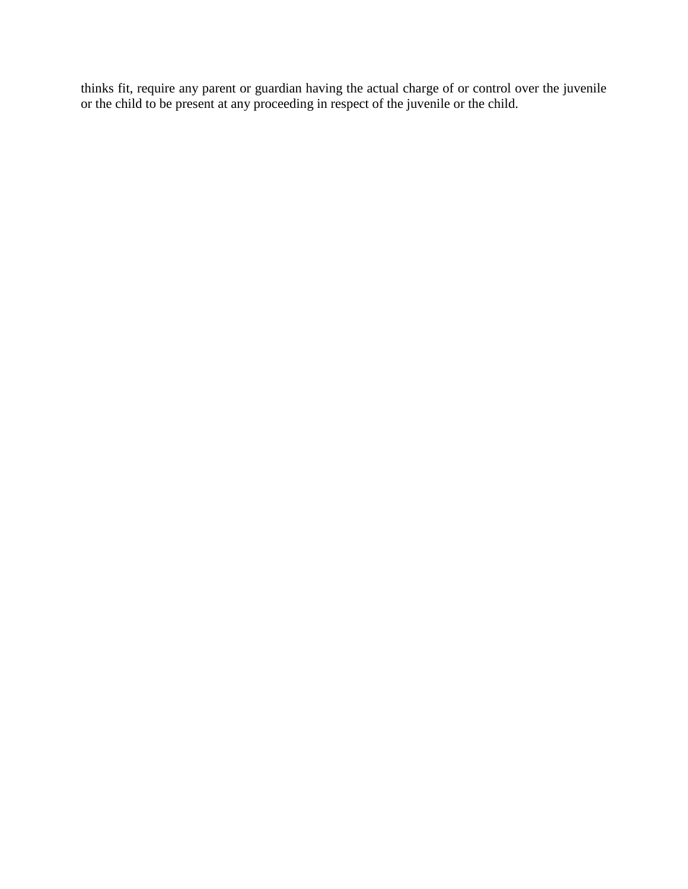thinks fit, require any parent or guardian having the actual charge of or control over the juvenile or the child to be present at any proceeding in respect of the juvenile or the child.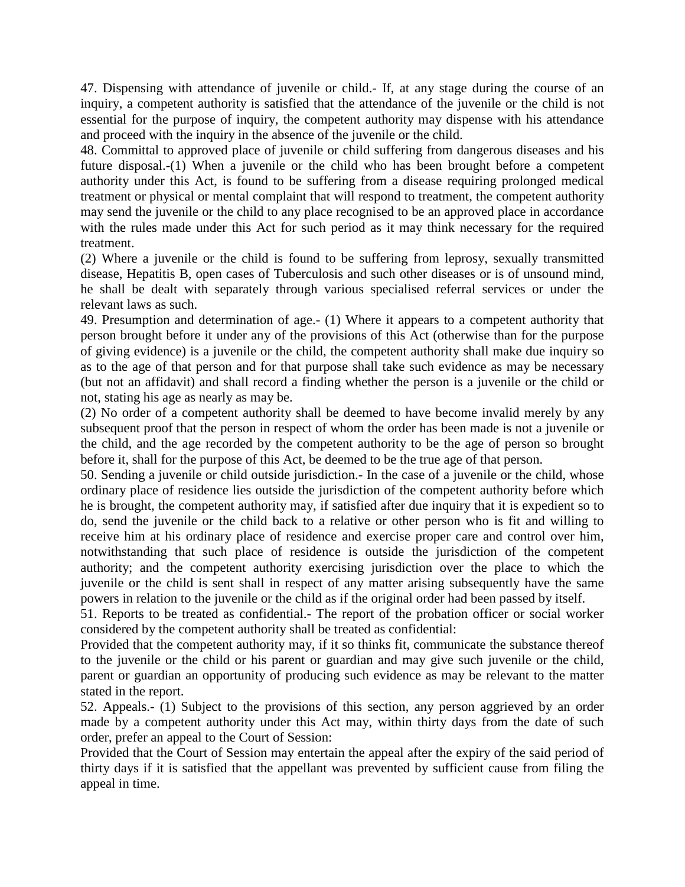47. Dispensing with attendance of juvenile or child.- If, at any stage during the course of an inquiry, a competent authority is satisfied that the attendance of the juvenile or the child is not essential for the purpose of inquiry, the competent authority may dispense with his attendance and proceed with the inquiry in the absence of the juvenile or the child.

48. Committal to approved place of juvenile or child suffering from dangerous diseases and his future disposal.-(1) When a juvenile or the child who has been brought before a competent authority under this Act, is found to be suffering from a disease requiring prolonged medical treatment or physical or mental complaint that will respond to treatment, the competent authority may send the juvenile or the child to any place recognised to be an approved place in accordance with the rules made under this Act for such period as it may think necessary for the required treatment.

(2) Where a juvenile or the child is found to be suffering from leprosy, sexually transmitted disease, Hepatitis B, open cases of Tuberculosis and such other diseases or is of unsound mind, he shall be dealt with separately through various specialised referral services or under the relevant laws as such.

49. Presumption and determination of age.- (1) Where it appears to a competent authority that person brought before it under any of the provisions of this Act (otherwise than for the purpose of giving evidence) is a juvenile or the child, the competent authority shall make due inquiry so as to the age of that person and for that purpose shall take such evidence as may be necessary (but not an affidavit) and shall record a finding whether the person is a juvenile or the child or not, stating his age as nearly as may be.

(2) No order of a competent authority shall be deemed to have become invalid merely by any subsequent proof that the person in respect of whom the order has been made is not a juvenile or the child, and the age recorded by the competent authority to be the age of person so brought before it, shall for the purpose of this Act, be deemed to be the true age of that person.

50. Sending a juvenile or child outside jurisdiction.- In the case of a juvenile or the child, whose ordinary place of residence lies outside the jurisdiction of the competent authority before which he is brought, the competent authority may, if satisfied after due inquiry that it is expedient so to do, send the juvenile or the child back to a relative or other person who is fit and willing to receive him at his ordinary place of residence and exercise proper care and control over him, notwithstanding that such place of residence is outside the jurisdiction of the competent authority; and the competent authority exercising jurisdiction over the place to which the juvenile or the child is sent shall in respect of any matter arising subsequently have the same powers in relation to the juvenile or the child as if the original order had been passed by itself.

51. Reports to be treated as confidential.- The report of the probation officer or social worker considered by the competent authority shall be treated as confidential:

Provided that the competent authority may, if it so thinks fit, communicate the substance thereof to the juvenile or the child or his parent or guardian and may give such juvenile or the child, parent or guardian an opportunity of producing such evidence as may be relevant to the matter stated in the report.

52. Appeals.- (1) Subject to the provisions of this section, any person aggrieved by an order made by a competent authority under this Act may, within thirty days from the date of such order, prefer an appeal to the Court of Session:

Provided that the Court of Session may entertain the appeal after the expiry of the said period of thirty days if it is satisfied that the appellant was prevented by sufficient cause from filing the appeal in time.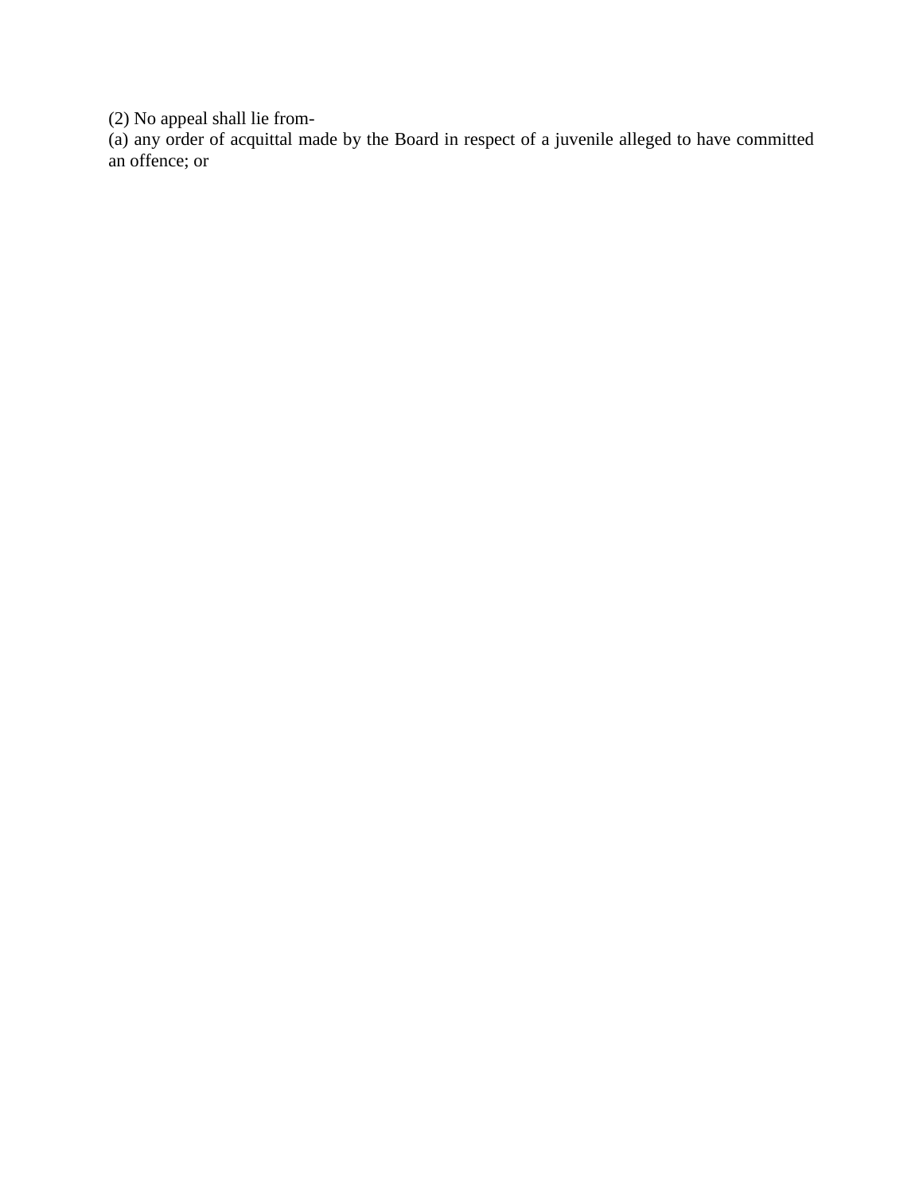(2) No appeal shall lie from-

(a) any order of acquittal made by the Board in respect of a juvenile alleged to have committed an offence; or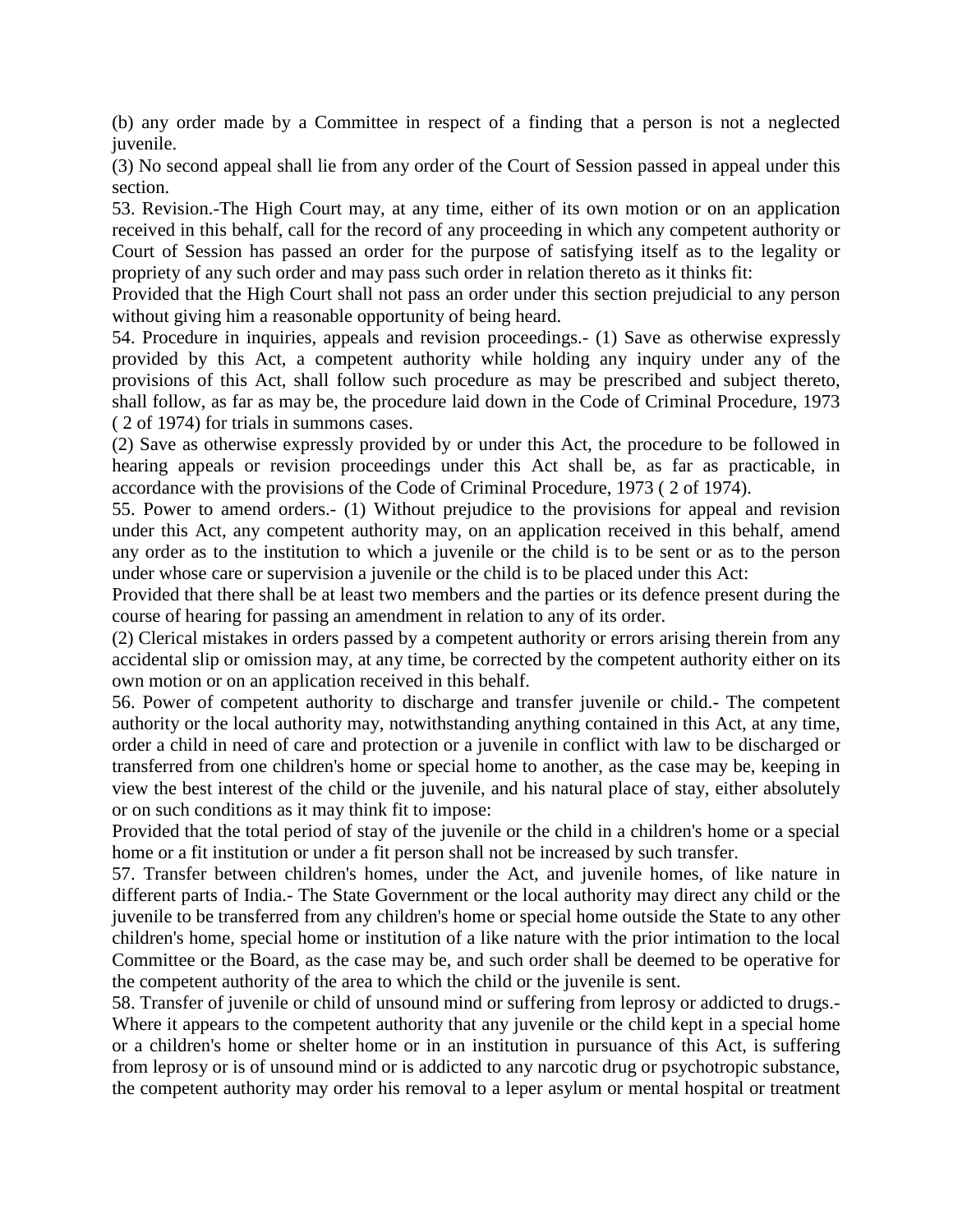(b) any order made by a Committee in respect of a finding that a person is not a neglected juvenile.

(3) No second appeal shall lie from any order of the Court of Session passed in appeal under this section.

53. Revision.-The High Court may, at any time, either of its own motion or on an application received in this behalf, call for the record of any proceeding in which any competent authority or Court of Session has passed an order for the purpose of satisfying itself as to the legality or propriety of any such order and may pass such order in relation thereto as it thinks fit:

Provided that the High Court shall not pass an order under this section prejudicial to any person without giving him a reasonable opportunity of being heard.

54. Procedure in inquiries, appeals and revision proceedings.- (1) Save as otherwise expressly provided by this Act, a competent authority while holding any inquiry under any of the provisions of this Act, shall follow such procedure as may be prescribed and subject thereto, shall follow, as far as may be, the procedure laid down in the Code of Criminal Procedure, 1973 ( 2 of 1974) for trials in summons cases.

(2) Save as otherwise expressly provided by or under this Act, the procedure to be followed in hearing appeals or revision proceedings under this Act shall be, as far as practicable, in accordance with the provisions of the Code of Criminal Procedure, 1973 ( 2 of 1974).

55. Power to amend orders.- (1) Without prejudice to the provisions for appeal and revision under this Act, any competent authority may, on an application received in this behalf, amend any order as to the institution to which a juvenile or the child is to be sent or as to the person under whose care or supervision a juvenile or the child is to be placed under this Act:

Provided that there shall be at least two members and the parties or its defence present during the course of hearing for passing an amendment in relation to any of its order.

(2) Clerical mistakes in orders passed by a competent authority or errors arising therein from any accidental slip or omission may, at any time, be corrected by the competent authority either on its own motion or on an application received in this behalf.

56. Power of competent authority to discharge and transfer juvenile or child.- The competent authority or the local authority may, notwithstanding anything contained in this Act, at any time, order a child in need of care and protection or a juvenile in conflict with law to be discharged or transferred from one children's home or special home to another, as the case may be, keeping in view the best interest of the child or the juvenile, and his natural place of stay, either absolutely or on such conditions as it may think fit to impose:

Provided that the total period of stay of the juvenile or the child in a children's home or a special home or a fit institution or under a fit person shall not be increased by such transfer.

57. Transfer between children's homes, under the Act, and juvenile homes, of like nature in different parts of India.- The State Government or the local authority may direct any child or the juvenile to be transferred from any children's home or special home outside the State to any other children's home, special home or institution of a like nature with the prior intimation to the local Committee or the Board, as the case may be, and such order shall be deemed to be operative for the competent authority of the area to which the child or the juvenile is sent.

58. Transfer of juvenile or child of unsound mind or suffering from leprosy or addicted to drugs.- Where it appears to the competent authority that any juvenile or the child kept in a special home or a children's home or shelter home or in an institution in pursuance of this Act, is suffering from leprosy or is of unsound mind or is addicted to any narcotic drug or psychotropic substance, the competent authority may order his removal to a leper asylum or mental hospital or treatment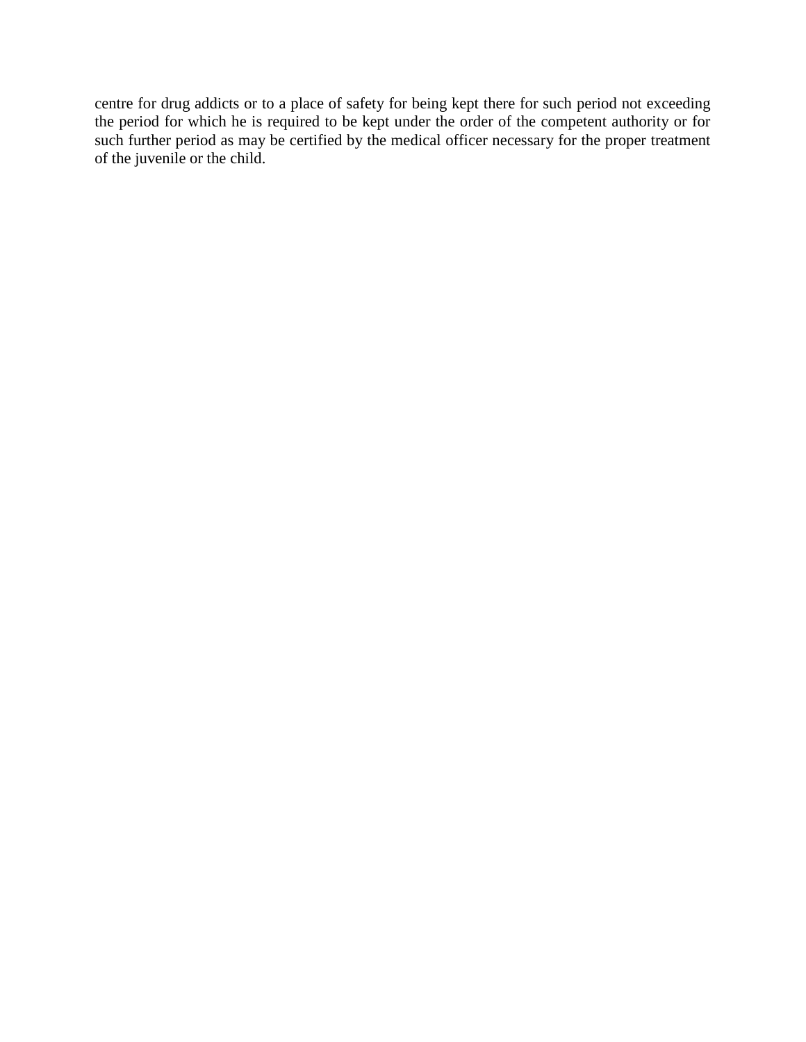centre for drug addicts or to a place of safety for being kept there for such period not exceeding the period for which he is required to be kept under the order of the competent authority or for such further period as may be certified by the medical officer necessary for the proper treatment of the juvenile or the child.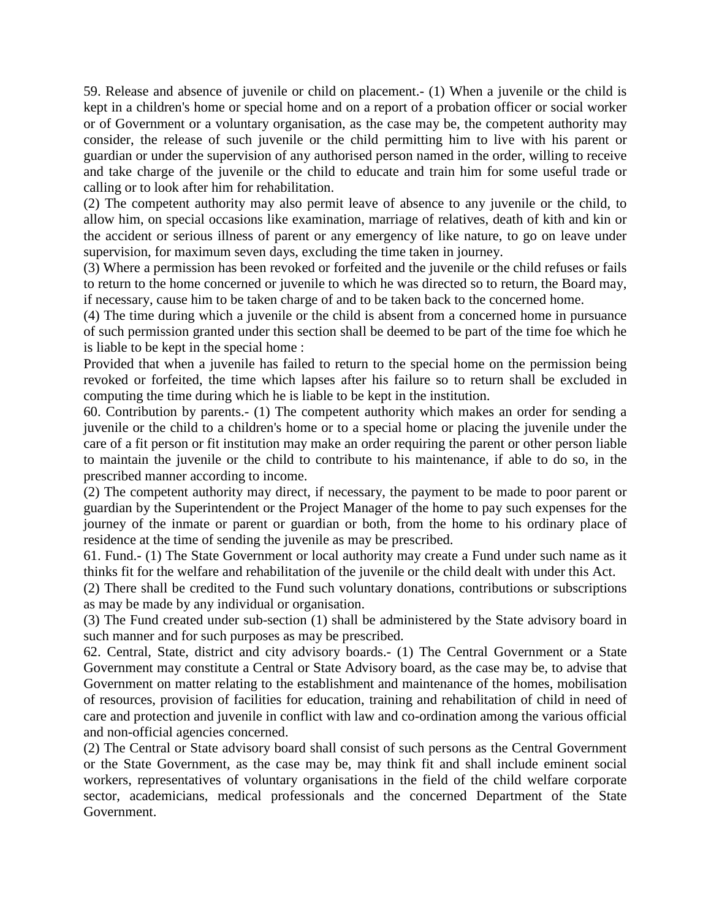59. Release and absence of juvenile or child on placement.- (1) When a juvenile or the child is kept in a children's home or special home and on a report of a probation officer or social worker or of Government or a voluntary organisation, as the case may be, the competent authority may consider, the release of such juvenile or the child permitting him to live with his parent or guardian or under the supervision of any authorised person named in the order, willing to receive and take charge of the juvenile or the child to educate and train him for some useful trade or calling or to look after him for rehabilitation.

(2) The competent authority may also permit leave of absence to any juvenile or the child, to allow him, on special occasions like examination, marriage of relatives, death of kith and kin or the accident or serious illness of parent or any emergency of like nature, to go on leave under supervision, for maximum seven days, excluding the time taken in journey.

(3) Where a permission has been revoked or forfeited and the juvenile or the child refuses or fails to return to the home concerned or juvenile to which he was directed so to return, the Board may, if necessary, cause him to be taken charge of and to be taken back to the concerned home.

(4) The time during which a juvenile or the child is absent from a concerned home in pursuance of such permission granted under this section shall be deemed to be part of the time foe which he is liable to be kept in the special home :

Provided that when a juvenile has failed to return to the special home on the permission being revoked or forfeited, the time which lapses after his failure so to return shall be excluded in computing the time during which he is liable to be kept in the institution.

60. Contribution by parents.- (1) The competent authority which makes an order for sending a juvenile or the child to a children's home or to a special home or placing the juvenile under the care of a fit person or fit institution may make an order requiring the parent or other person liable to maintain the juvenile or the child to contribute to his maintenance, if able to do so, in the prescribed manner according to income.

(2) The competent authority may direct, if necessary, the payment to be made to poor parent or guardian by the Superintendent or the Project Manager of the home to pay such expenses for the journey of the inmate or parent or guardian or both, from the home to his ordinary place of residence at the time of sending the juvenile as may be prescribed.

61. Fund.- (1) The State Government or local authority may create a Fund under such name as it thinks fit for the welfare and rehabilitation of the juvenile or the child dealt with under this Act.

(2) There shall be credited to the Fund such voluntary donations, contributions or subscriptions as may be made by any individual or organisation.

(3) The Fund created under sub-section (1) shall be administered by the State advisory board in such manner and for such purposes as may be prescribed.

62. Central, State, district and city advisory boards.- (1) The Central Government or a State Government may constitute a Central or State Advisory board, as the case may be, to advise that Government on matter relating to the establishment and maintenance of the homes, mobilisation of resources, provision of facilities for education, training and rehabilitation of child in need of care and protection and juvenile in conflict with law and co-ordination among the various official and non-official agencies concerned.

(2) The Central or State advisory board shall consist of such persons as the Central Government or the State Government, as the case may be, may think fit and shall include eminent social workers, representatives of voluntary organisations in the field of the child welfare corporate sector, academicians, medical professionals and the concerned Department of the State Government.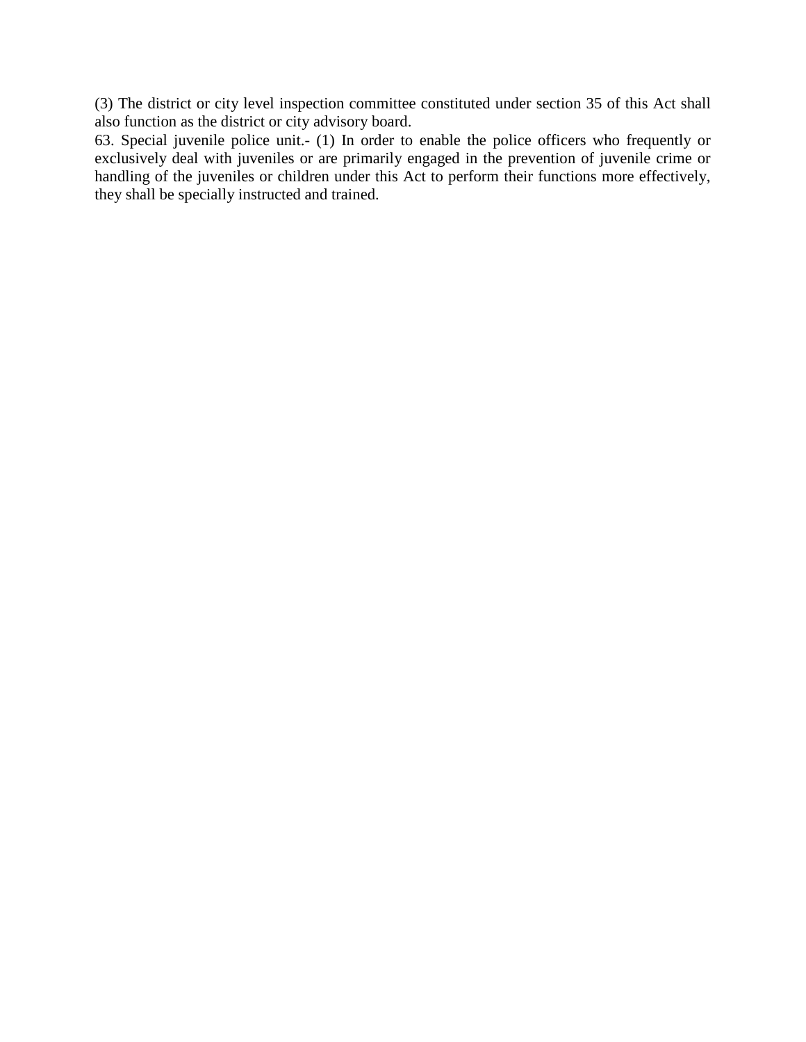(3) The district or city level inspection committee constituted under section 35 of this Act shall also function as the district or city advisory board.

63. Special juvenile police unit.- (1) In order to enable the police officers who frequently or exclusively deal with juveniles or are primarily engaged in the prevention of juvenile crime or handling of the juveniles or children under this Act to perform their functions more effectively, they shall be specially instructed and trained.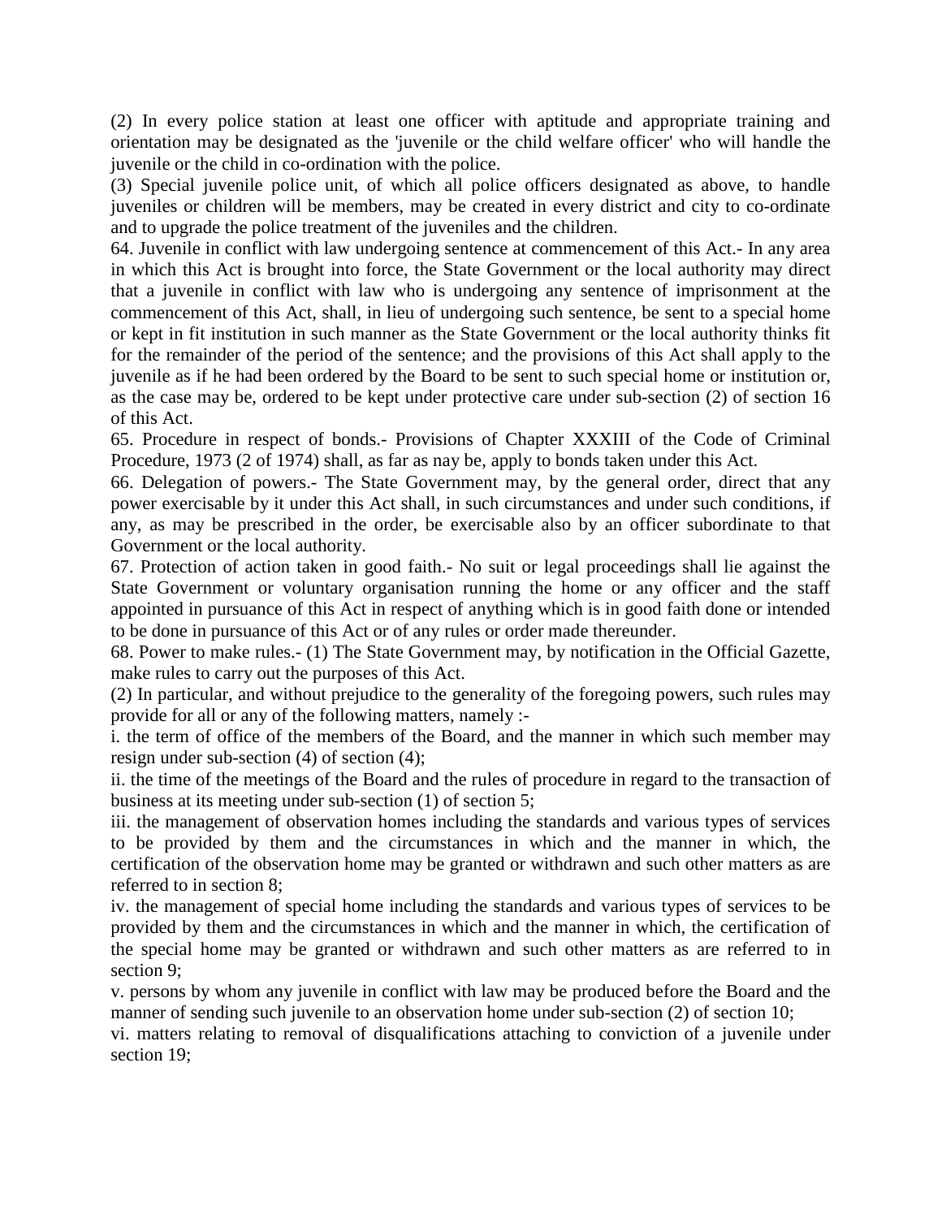(2) In every police station at least one officer with aptitude and appropriate training and orientation may be designated as the 'juvenile or the child welfare officer' who will handle the juvenile or the child in co-ordination with the police.

(3) Special juvenile police unit, of which all police officers designated as above, to handle juveniles or children will be members, may be created in every district and city to co-ordinate and to upgrade the police treatment of the juveniles and the children.

64. Juvenile in conflict with law undergoing sentence at commencement of this Act.- In any area in which this Act is brought into force, the State Government or the local authority may direct that a juvenile in conflict with law who is undergoing any sentence of imprisonment at the commencement of this Act, shall, in lieu of undergoing such sentence, be sent to a special home or kept in fit institution in such manner as the State Government or the local authority thinks fit for the remainder of the period of the sentence; and the provisions of this Act shall apply to the juvenile as if he had been ordered by the Board to be sent to such special home or institution or, as the case may be, ordered to be kept under protective care under sub-section (2) of section 16 of this Act.

65. Procedure in respect of bonds.- Provisions of Chapter XXXIII of the Code of Criminal Procedure, 1973 (2 of 1974) shall, as far as nay be, apply to bonds taken under this Act.

66. Delegation of powers.- The State Government may, by the general order, direct that any power exercisable by it under this Act shall, in such circumstances and under such conditions, if any, as may be prescribed in the order, be exercisable also by an officer subordinate to that Government or the local authority.

67. Protection of action taken in good faith.- No suit or legal proceedings shall lie against the State Government or voluntary organisation running the home or any officer and the staff appointed in pursuance of this Act in respect of anything which is in good faith done or intended to be done in pursuance of this Act or of any rules or order made thereunder.

68. Power to make rules.- (1) The State Government may, by notification in the Official Gazette, make rules to carry out the purposes of this Act.

(2) In particular, and without prejudice to the generality of the foregoing powers, such rules may provide for all or any of the following matters, namely :-

i. the term of office of the members of the Board, and the manner in which such member may resign under sub-section (4) of section (4);

ii. the time of the meetings of the Board and the rules of procedure in regard to the transaction of business at its meeting under sub-section (1) of section 5;

iii. the management of observation homes including the standards and various types of services to be provided by them and the circumstances in which and the manner in which, the certification of the observation home may be granted or withdrawn and such other matters as are referred to in section 8;

iv. the management of special home including the standards and various types of services to be provided by them and the circumstances in which and the manner in which, the certification of the special home may be granted or withdrawn and such other matters as are referred to in section 9;

v. persons by whom any juvenile in conflict with law may be produced before the Board and the manner of sending such juvenile to an observation home under sub-section (2) of section 10;

vi. matters relating to removal of disqualifications attaching to conviction of a juvenile under section 19;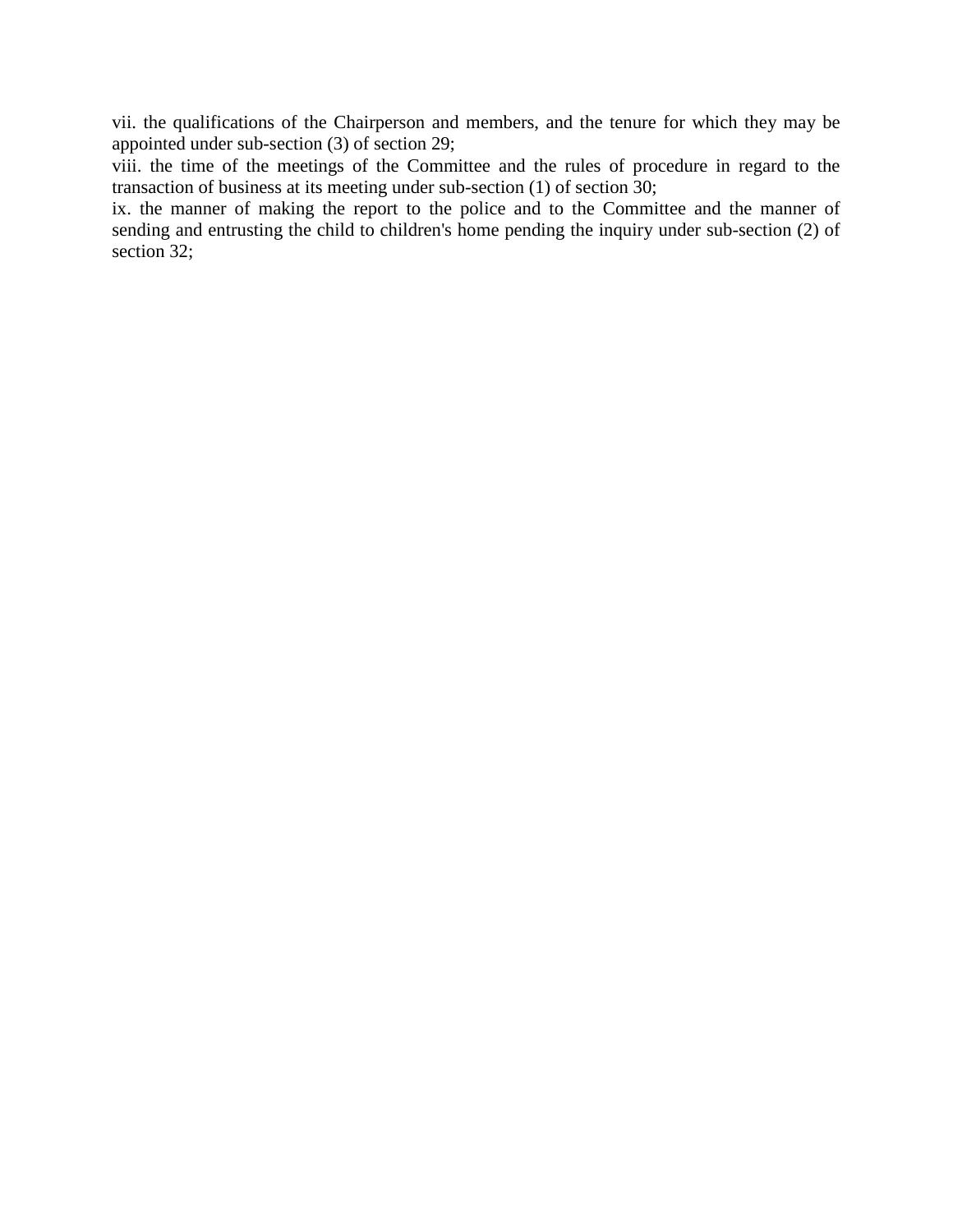vii. the qualifications of the Chairperson and members, and the tenure for which they may be appointed under sub-section (3) of section 29;

viii. the time of the meetings of the Committee and the rules of procedure in regard to the transaction of business at its meeting under sub-section (1) of section 30;

ix. the manner of making the report to the police and to the Committee and the manner of sending and entrusting the child to children's home pending the inquiry under sub-section (2) of section 32;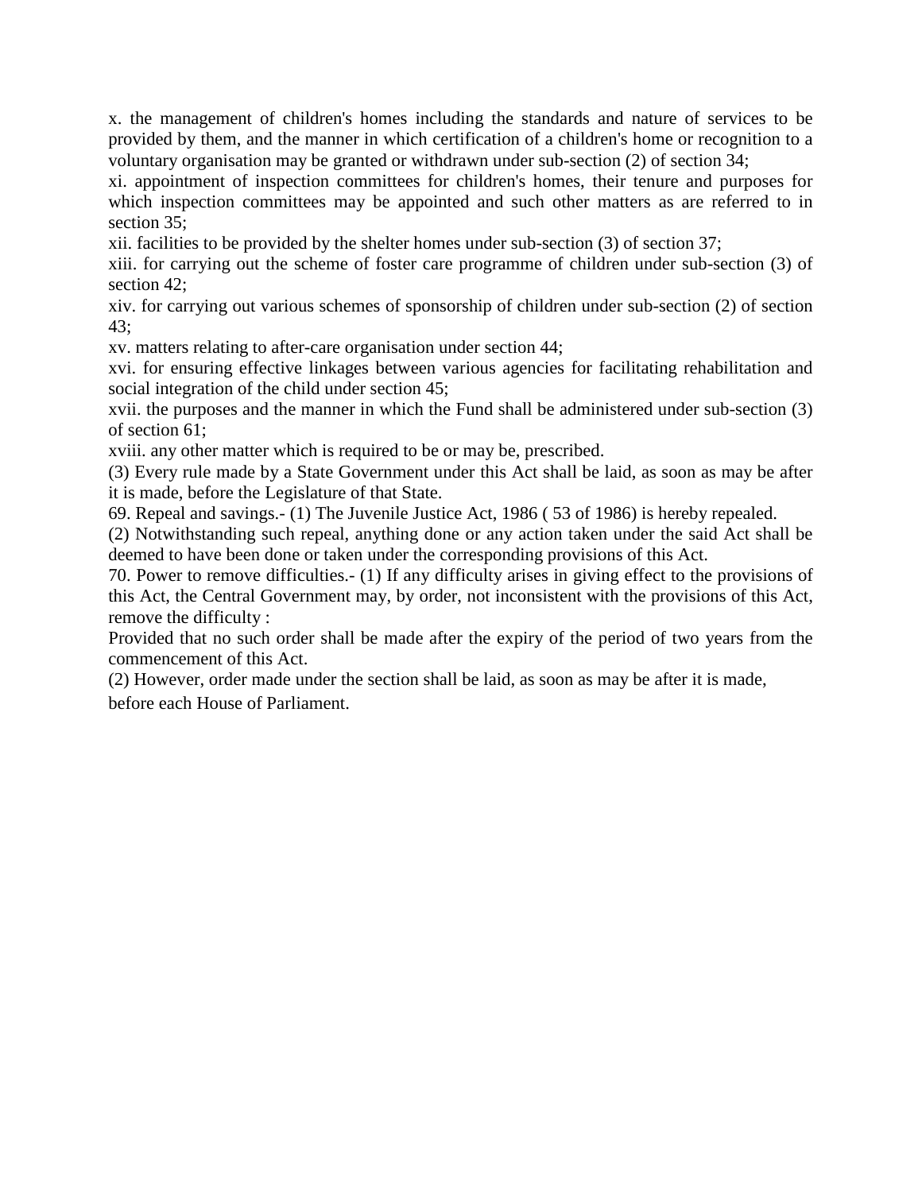x. the management of children's homes including the standards and nature of services to be provided by them, and the manner in which certification of a children's home or recognition to a voluntary organisation may be granted or withdrawn under sub-section (2) of section 34;

xi. appointment of inspection committees for children's homes, their tenure and purposes for which inspection committees may be appointed and such other matters as are referred to in section 35;

xii. facilities to be provided by the shelter homes under sub-section (3) of section 37;

xiii. for carrying out the scheme of foster care programme of children under sub-section (3) of section 42;

xiv. for carrying out various schemes of sponsorship of children under sub-section (2) of section 43;

xv. matters relating to after-care organisation under section 44;

xvi. for ensuring effective linkages between various agencies for facilitating rehabilitation and social integration of the child under section 45;

xvii. the purposes and the manner in which the Fund shall be administered under sub-section (3) of section 61;

xviii. any other matter which is required to be or may be, prescribed.

(3) Every rule made by a State Government under this Act shall be laid, as soon as may be after it is made, before the Legislature of that State.

69. Repeal and savings.- (1) The Juvenile Justice Act, 1986 ( 53 of 1986) is hereby repealed.

(2) Notwithstanding such repeal, anything done or any action taken under the said Act shall be deemed to have been done or taken under the corresponding provisions of this Act.

70. Power to remove difficulties.- (1) If any difficulty arises in giving effect to the provisions of this Act, the Central Government may, by order, not inconsistent with the provisions of this Act, remove the difficulty :

Provided that no such order shall be made after the expiry of the period of two years from the commencement of this Act.

(2) However, order made under the section shall be laid, as soon as may be after it is made, before each House of Parliament.